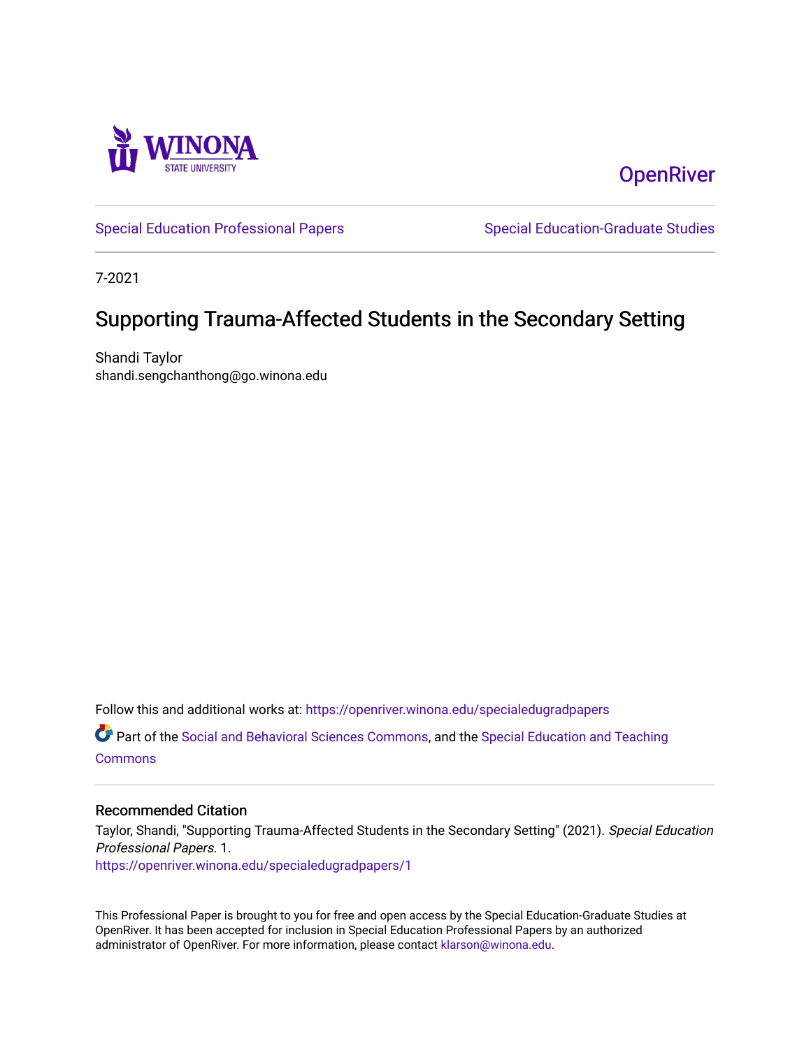Winona State University

OpenRiver

Special Education Professional Papers

Special Education-Graduate Studies

7-2021

# Supporting Trauma-Affected Students in the Secondary Setting

Shandi Taylor
shandi.sengchanthong@go.winona.edu

Follow this and additional works at: https://openriver.winona.edu/specialedugradpapers

Part of the Social and Behavioral Sciences Commons, and the Special Education and Teaching Commons

## Recommended Citation

Taylor, Shandi, "Supporting Trauma-Affected Students in the Secondary Setting" (2021). *Special Education Professional Papers*. 1.
https://openriver.winona.edu/specialedugradpapers/1

This Professional Paper is brought to you for free and open access by the Special Education-Graduate Studies at OpenRiver. It has been accepted for inclusion in Special Education Professional Papers by an authorized administrator of OpenRiver. For more information, please contact klarson@winona.edu.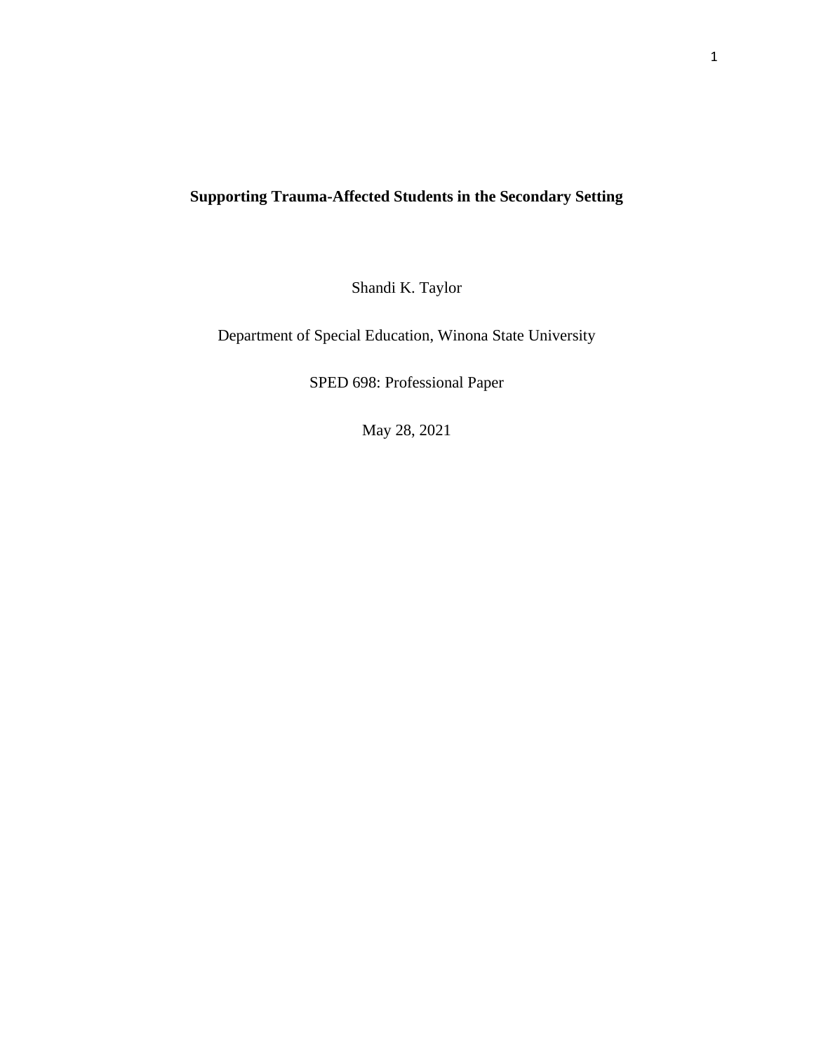# Supporting Trauma-Affected Students in the Secondary Setting

Shandi K. Taylor

Department of Special Education, Winona State University

SPED 698: Professional Paper

May 28, 2021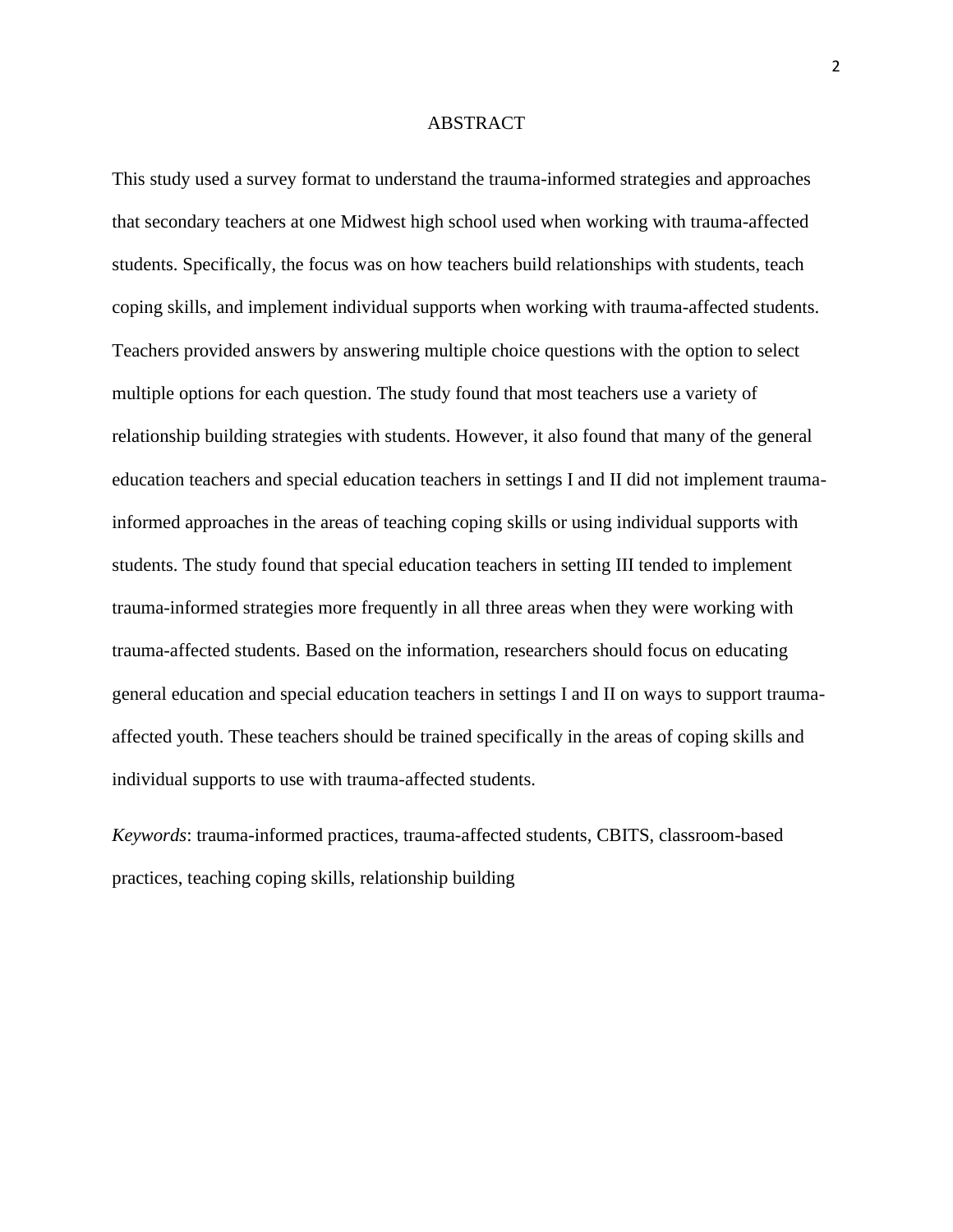# ABSTRACT

This study used a survey format to understand the trauma-informed strategies and approaches that secondary teachers at one Midwest high school used when working with trauma-affected students. Specifically, the focus was on how teachers build relationships with students, teach coping skills, and implement individual supports when working with trauma-affected students. Teachers provided answers by answering multiple choice questions with the option to select multiple options for each question. The study found that most teachers use a variety of relationship building strategies with students. However, it also found that many of the general education teachers and special education teachers in settings I and II did not implement trauma-informed approaches in the areas of teaching coping skills or using individual supports with students. The study found that special education teachers in setting III tended to implement trauma-informed strategies more frequently in all three areas when they were working with trauma-affected students. Based on the information, researchers should focus on educating general education and special education teachers in settings I and II on ways to support trauma-affected youth. These teachers should be trained specifically in the areas of coping skills and individual supports to use with trauma-affected students.

*Keywords*: trauma-informed practices, trauma-affected students, CBITS, classroom-based practices, teaching coping skills, relationship building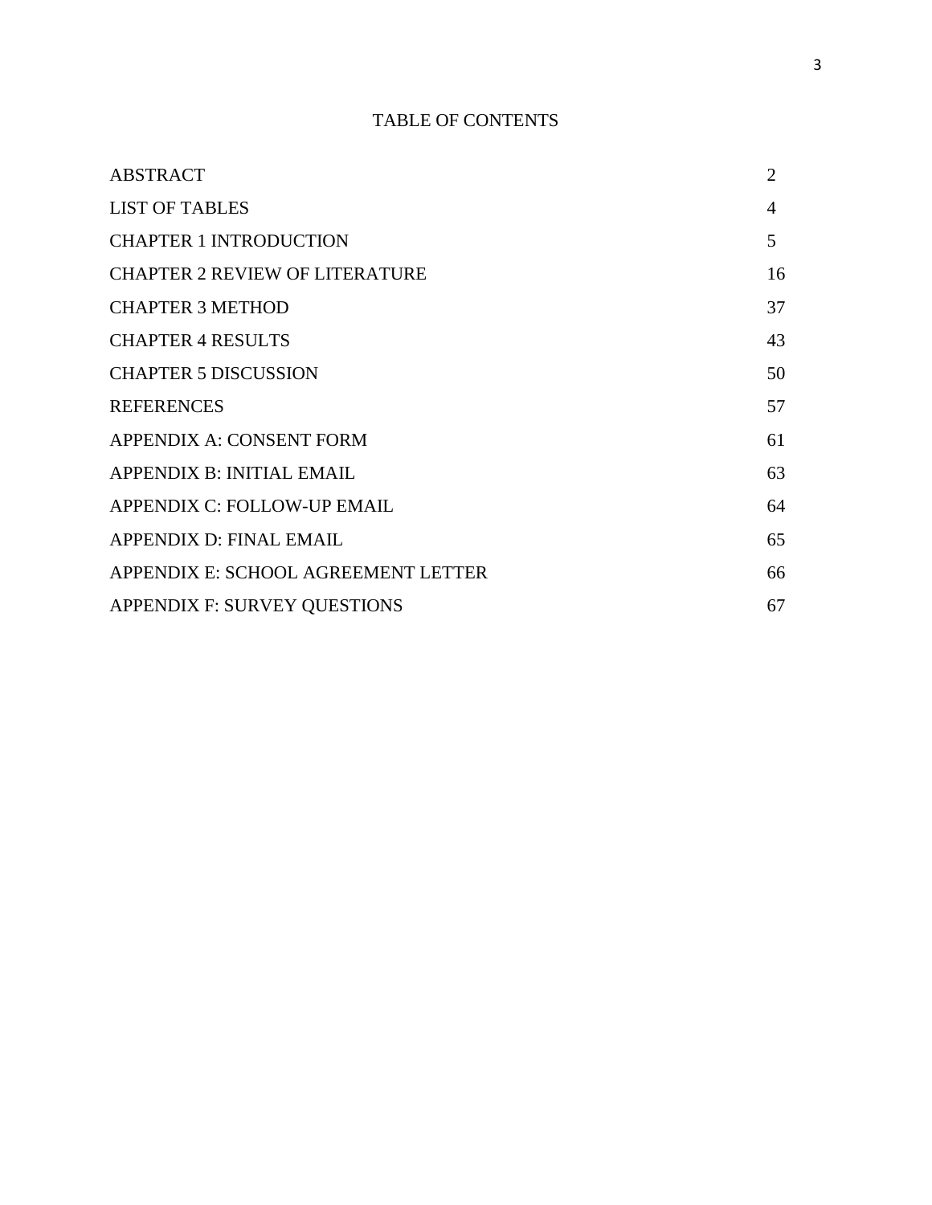# TABLE OF CONTENTS

| | |
|---|---|
| ABSTRACT | 2 |
| LIST OF TABLES | 4 |
| CHAPTER 1 INTRODUCTION | 5 |
| CHAPTER 2 REVIEW OF LITERATURE | 16 |
| CHAPTER 3 METHOD | 37 |
| CHAPTER 4 RESULTS | 43 |
| CHAPTER 5 DISCUSSION | 50 |
| REFERENCES | 57 |
| APPENDIX A: CONSENT FORM | 61 |
| APPENDIX B: INITIAL EMAIL | 63 |
| APPENDIX C: FOLLOW-UP EMAIL | 64 |
| APPENDIX D: FINAL EMAIL | 65 |
| APPENDIX E: SCHOOL AGREEMENT LETTER | 66 |
| APPENDIX F: SURVEY QUESTIONS | 67 |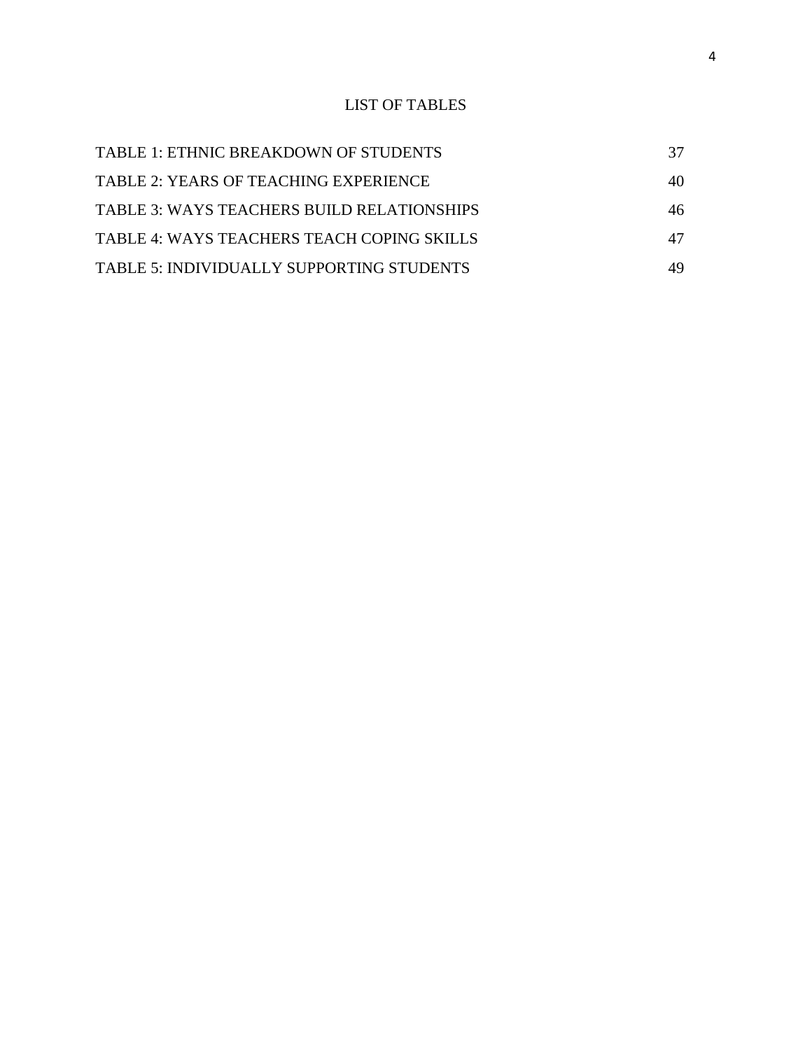# LIST OF TABLES

| | |
|---|---|
| TABLE 1: ETHNIC BREAKDOWN OF STUDENTS | 37 |
| TABLE 2: YEARS OF TEACHING EXPERIENCE | 40 |
| TABLE 3: WAYS TEACHERS BUILD RELATIONSHIPS | 46 |
| TABLE 4: WAYS TEACHERS TEACH COPING SKILLS | 47 |
| TABLE 5: INDIVIDUALLY SUPPORTING STUDENTS | 49 |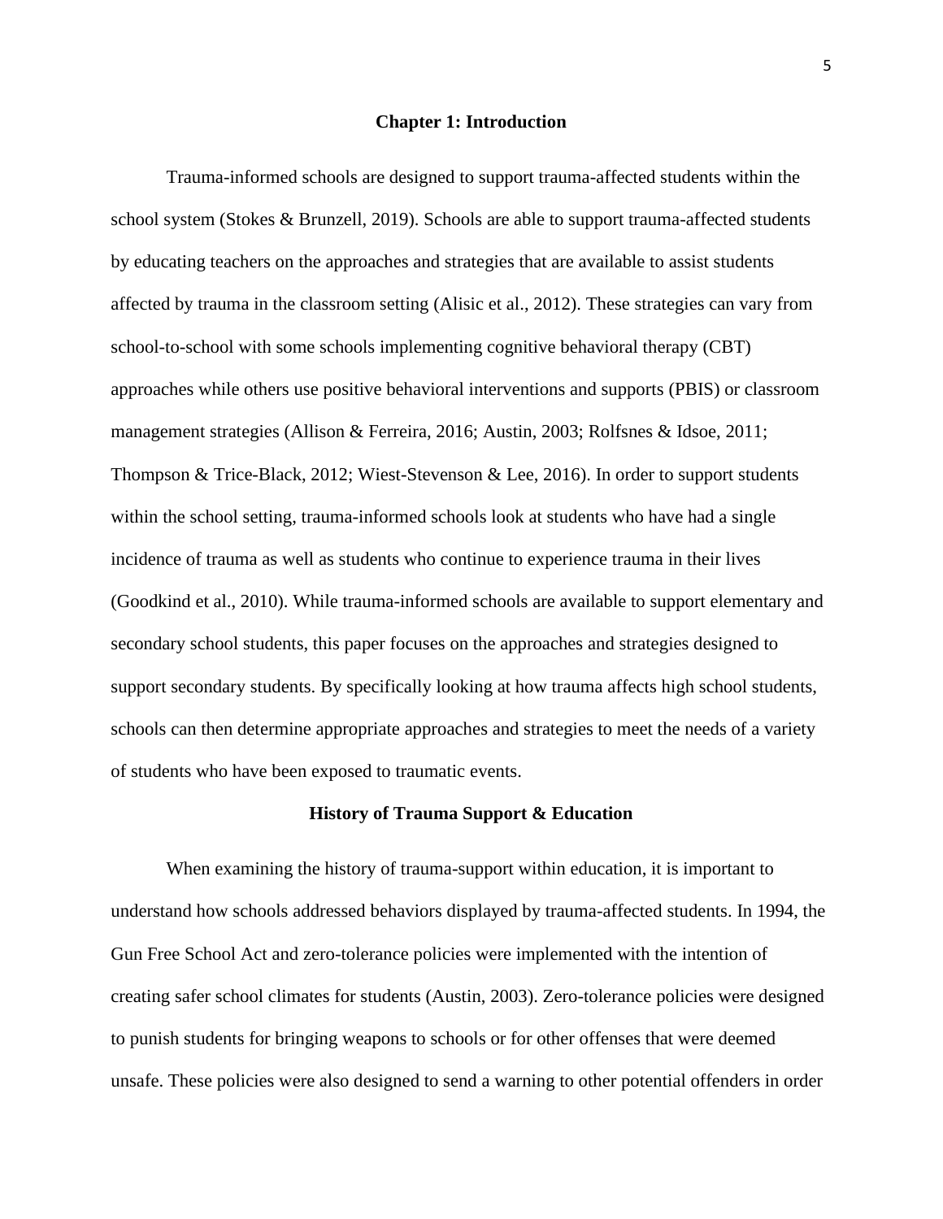# Chapter 1: Introduction

Trauma-informed schools are designed to support trauma-affected students within the school system (Stokes & Brunzell, 2019). Schools are able to support trauma-affected students by educating teachers on the approaches and strategies that are available to assist students affected by trauma in the classroom setting (Alisic et al., 2012). These strategies can vary from school-to-school with some schools implementing cognitive behavioral therapy (CBT) approaches while others use positive behavioral interventions and supports (PBIS) or classroom management strategies (Allison & Ferreira, 2016; Austin, 2003; Rolfsnes & Idsoe, 2011; Thompson & Trice-Black, 2012; Wiest-Stevenson & Lee, 2016). In order to support students within the school setting, trauma-informed schools look at students who have had a single incidence of trauma as well as students who continue to experience trauma in their lives (Goodkind et al., 2010). While trauma-informed schools are available to support elementary and secondary school students, this paper focuses on the approaches and strategies designed to support secondary students. By specifically looking at how trauma affects high school students, schools can then determine appropriate approaches and strategies to meet the needs of a variety of students who have been exposed to traumatic events.

## History of Trauma Support & Education

When examining the history of trauma-support within education, it is important to understand how schools addressed behaviors displayed by trauma-affected students. In 1994, the Gun Free School Act and zero-tolerance policies were implemented with the intention of creating safer school climates for students (Austin, 2003). Zero-tolerance policies were designed to punish students for bringing weapons to schools or for other offenses that were deemed unsafe. These policies were also designed to send a warning to other potential offenders in order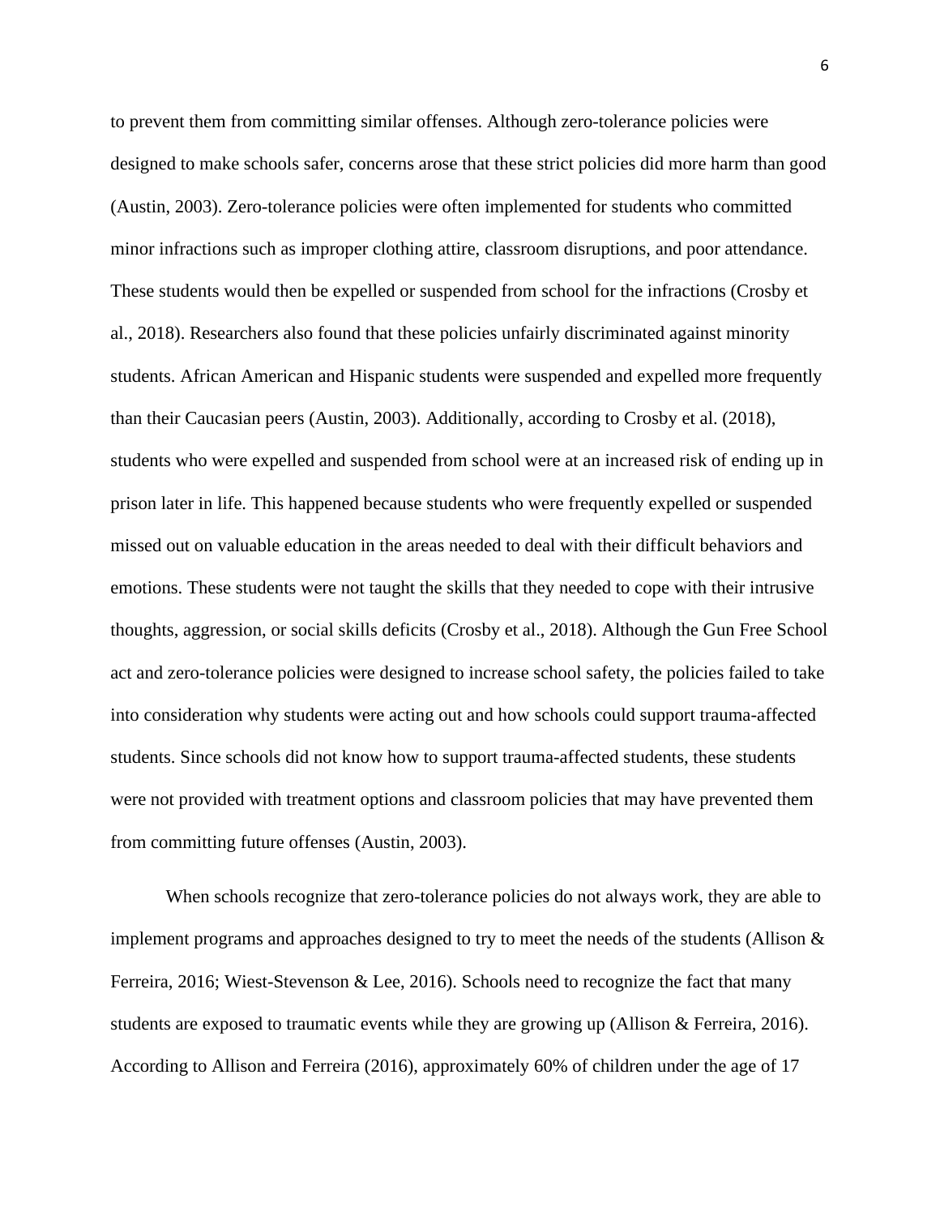to prevent them from committing similar offenses. Although zero-tolerance policies were designed to make schools safer, concerns arose that these strict policies did more harm than good (Austin, 2003). Zero-tolerance policies were often implemented for students who committed minor infractions such as improper clothing attire, classroom disruptions, and poor attendance. These students would then be expelled or suspended from school for the infractions (Crosby et al., 2018). Researchers also found that these policies unfairly discriminated against minority students. African American and Hispanic students were suspended and expelled more frequently than their Caucasian peers (Austin, 2003). Additionally, according to Crosby et al. (2018), students who were expelled and suspended from school were at an increased risk of ending up in prison later in life. This happened because students who were frequently expelled or suspended missed out on valuable education in the areas needed to deal with their difficult behaviors and emotions. These students were not taught the skills that they needed to cope with their intrusive thoughts, aggression, or social skills deficits (Crosby et al., 2018). Although the Gun Free School act and zero-tolerance policies were designed to increase school safety, the policies failed to take into consideration why students were acting out and how schools could support trauma-affected students. Since schools did not know how to support trauma-affected students, these students were not provided with treatment options and classroom policies that may have prevented them from committing future offenses (Austin, 2003).

When schools recognize that zero-tolerance policies do not always work, they are able to implement programs and approaches designed to try to meet the needs of the students (Allison & Ferreira, 2016; Wiest-Stevenson & Lee, 2016). Schools need to recognize the fact that many students are exposed to traumatic events while they are growing up (Allison & Ferreira, 2016). According to Allison and Ferreira (2016), approximately 60% of children under the age of 17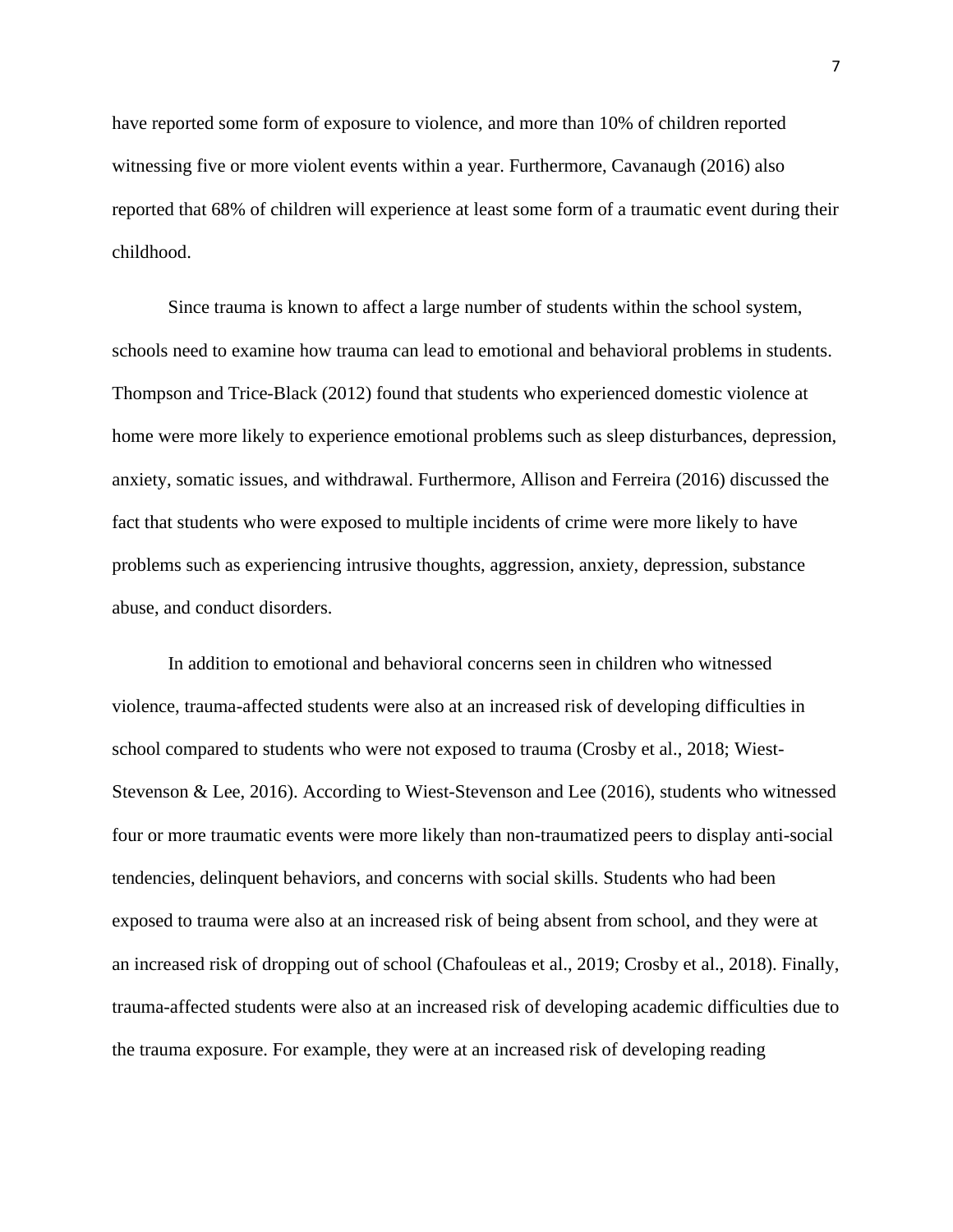have reported some form of exposure to violence, and more than 10% of children reported witnessing five or more violent events within a year. Furthermore, Cavanaugh (2016) also reported that 68% of children will experience at least some form of a traumatic event during their childhood.

Since trauma is known to affect a large number of students within the school system, schools need to examine how trauma can lead to emotional and behavioral problems in students. Thompson and Trice-Black (2012) found that students who experienced domestic violence at home were more likely to experience emotional problems such as sleep disturbances, depression, anxiety, somatic issues, and withdrawal. Furthermore, Allison and Ferreira (2016) discussed the fact that students who were exposed to multiple incidents of crime were more likely to have problems such as experiencing intrusive thoughts, aggression, anxiety, depression, substance abuse, and conduct disorders.

In addition to emotional and behavioral concerns seen in children who witnessed violence, trauma-affected students were also at an increased risk of developing difficulties in school compared to students who were not exposed to trauma (Crosby et al., 2018; Wiest-Stevenson & Lee, 2016). According to Wiest-Stevenson and Lee (2016), students who witnessed four or more traumatic events were more likely than non-traumatized peers to display anti-social tendencies, delinquent behaviors, and concerns with social skills. Students who had been exposed to trauma were also at an increased risk of being absent from school, and they were at an increased risk of dropping out of school (Chafouleas et al., 2019; Crosby et al., 2018). Finally, trauma-affected students were also at an increased risk of developing academic difficulties due to the trauma exposure. For example, they were at an increased risk of developing reading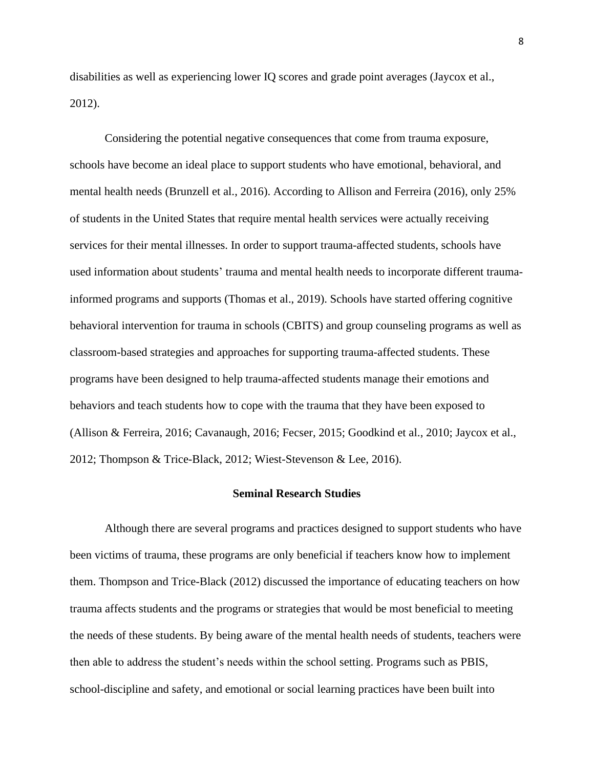disabilities as well as experiencing lower IQ scores and grade point averages (Jaycox et al., 2012).

Considering the potential negative consequences that come from trauma exposure, schools have become an ideal place to support students who have emotional, behavioral, and mental health needs (Brunzell et al., 2016). According to Allison and Ferreira (2016), only 25% of students in the United States that require mental health services were actually receiving services for their mental illnesses. In order to support trauma-affected students, schools have used information about students' trauma and mental health needs to incorporate different trauma-informed programs and supports (Thomas et al., 2019). Schools have started offering cognitive behavioral intervention for trauma in schools (CBITS) and group counseling programs as well as classroom-based strategies and approaches for supporting trauma-affected students. These programs have been designed to help trauma-affected students manage their emotions and behaviors and teach students how to cope with the trauma that they have been exposed to (Allison & Ferreira, 2016; Cavanaugh, 2016; Fecser, 2015; Goodkind et al., 2010; Jaycox et al., 2012; Thompson & Trice-Black, 2012; Wiest-Stevenson & Lee, 2016).

## Seminal Research Studies

Although there are several programs and practices designed to support students who have been victims of trauma, these programs are only beneficial if teachers know how to implement them. Thompson and Trice-Black (2012) discussed the importance of educating teachers on how trauma affects students and the programs or strategies that would be most beneficial to meeting the needs of these students. By being aware of the mental health needs of students, teachers were then able to address the student's needs within the school setting. Programs such as PBIS, school-discipline and safety, and emotional or social learning practices have been built into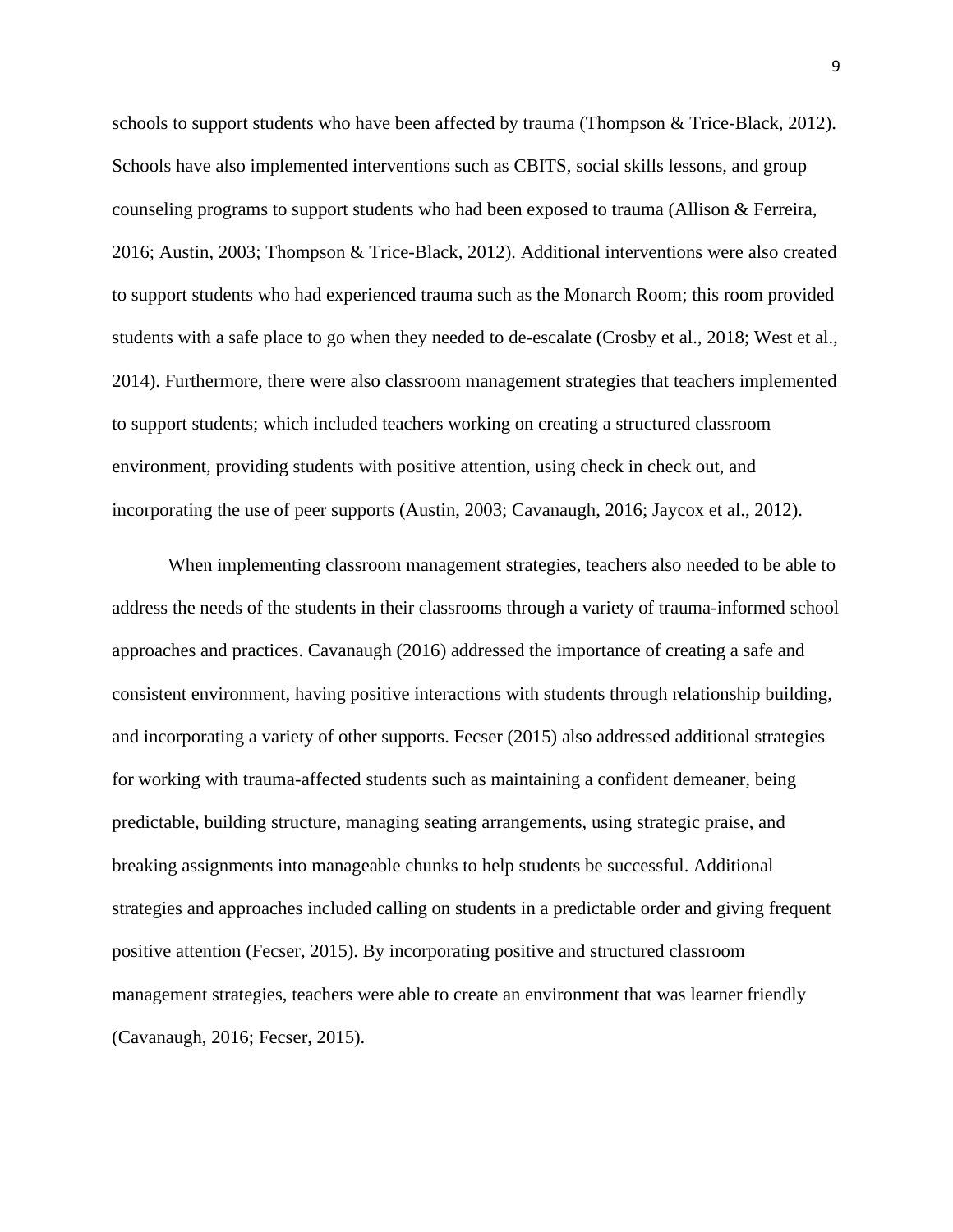schools to support students who have been affected by trauma (Thompson & Trice-Black, 2012). Schools have also implemented interventions such as CBITS, social skills lessons, and group counseling programs to support students who had been exposed to trauma (Allison & Ferreira, 2016; Austin, 2003; Thompson & Trice-Black, 2012). Additional interventions were also created to support students who had experienced trauma such as the Monarch Room; this room provided students with a safe place to go when they needed to de-escalate (Crosby et al., 2018; West et al., 2014). Furthermore, there were also classroom management strategies that teachers implemented to support students; which included teachers working on creating a structured classroom environment, providing students with positive attention, using check in check out, and incorporating the use of peer supports (Austin, 2003; Cavanaugh, 2016; Jaycox et al., 2012).

When implementing classroom management strategies, teachers also needed to be able to address the needs of the students in their classrooms through a variety of trauma-informed school approaches and practices. Cavanaugh (2016) addressed the importance of creating a safe and consistent environment, having positive interactions with students through relationship building, and incorporating a variety of other supports. Fecser (2015) also addressed additional strategies for working with trauma-affected students such as maintaining a confident demeaner, being predictable, building structure, managing seating arrangements, using strategic praise, and breaking assignments into manageable chunks to help students be successful. Additional strategies and approaches included calling on students in a predictable order and giving frequent positive attention (Fecser, 2015). By incorporating positive and structured classroom management strategies, teachers were able to create an environment that was learner friendly (Cavanaugh, 2016; Fecser, 2015).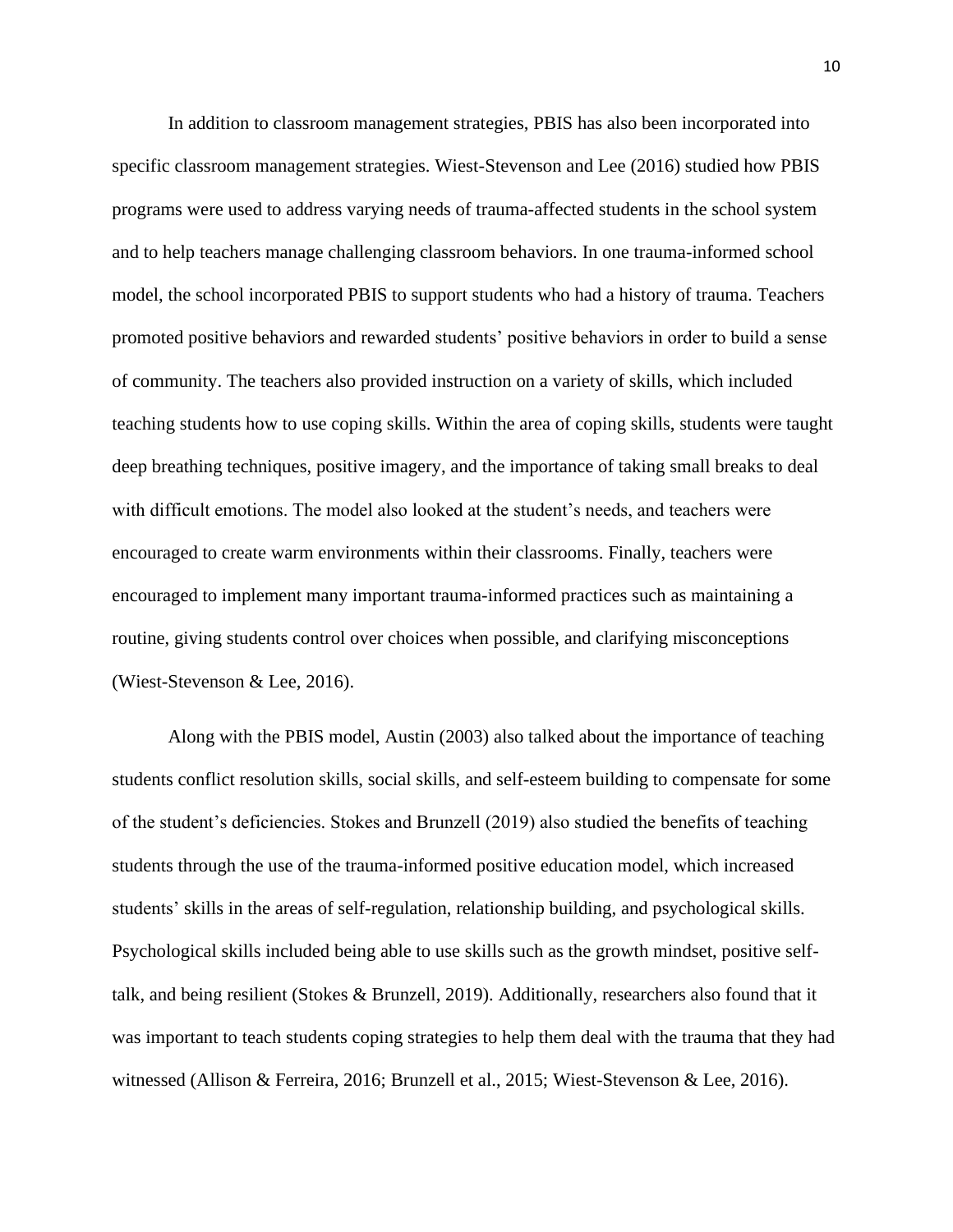In addition to classroom management strategies, PBIS has also been incorporated into specific classroom management strategies. Wiest-Stevenson and Lee (2016) studied how PBIS programs were used to address varying needs of trauma-affected students in the school system and to help teachers manage challenging classroom behaviors. In one trauma-informed school model, the school incorporated PBIS to support students who had a history of trauma. Teachers promoted positive behaviors and rewarded students' positive behaviors in order to build a sense of community. The teachers also provided instruction on a variety of skills, which included teaching students how to use coping skills. Within the area of coping skills, students were taught deep breathing techniques, positive imagery, and the importance of taking small breaks to deal with difficult emotions. The model also looked at the student's needs, and teachers were encouraged to create warm environments within their classrooms. Finally, teachers were encouraged to implement many important trauma-informed practices such as maintaining a routine, giving students control over choices when possible, and clarifying misconceptions (Wiest-Stevenson & Lee, 2016).

Along with the PBIS model, Austin (2003) also talked about the importance of teaching students conflict resolution skills, social skills, and self-esteem building to compensate for some of the student's deficiencies. Stokes and Brunzell (2019) also studied the benefits of teaching students through the use of the trauma-informed positive education model, which increased students' skills in the areas of self-regulation, relationship building, and psychological skills. Psychological skills included being able to use skills such as the growth mindset, positive self-talk, and being resilient (Stokes & Brunzell, 2019). Additionally, researchers also found that it was important to teach students coping strategies to help them deal with the trauma that they had witnessed (Allison & Ferreira, 2016; Brunzell et al., 2015; Wiest-Stevenson & Lee, 2016).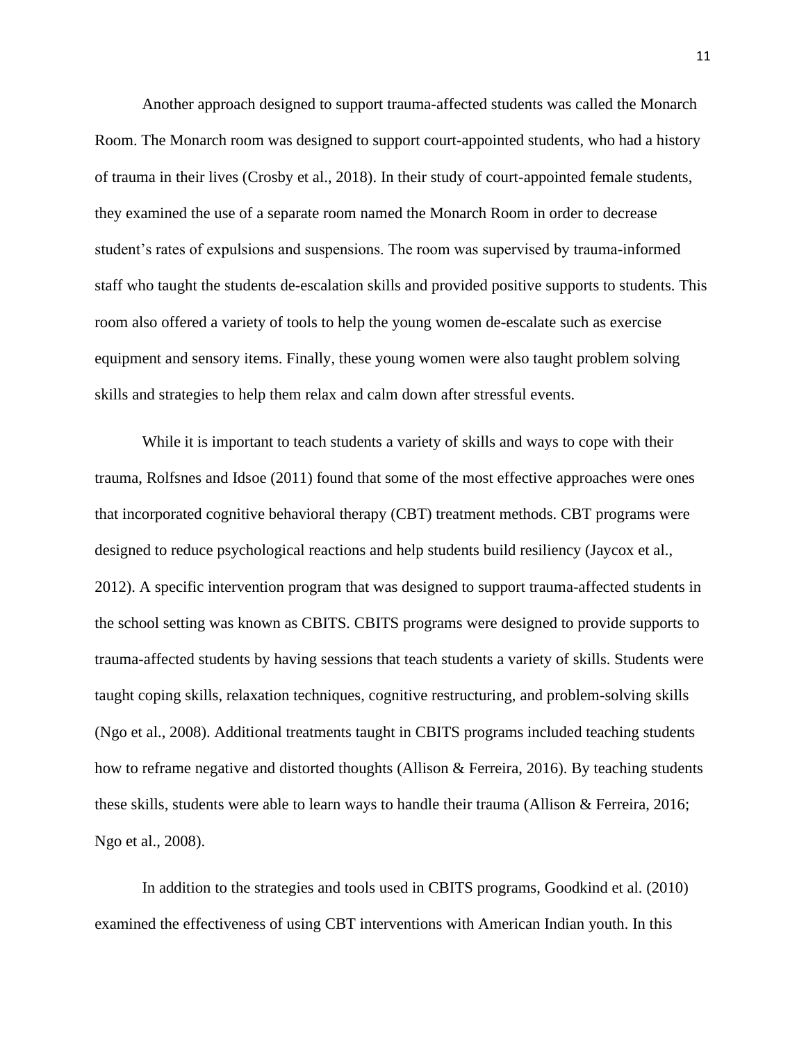Another approach designed to support trauma-affected students was called the Monarch Room. The Monarch room was designed to support court-appointed students, who had a history of trauma in their lives (Crosby et al., 2018). In their study of court-appointed female students, they examined the use of a separate room named the Monarch Room in order to decrease student's rates of expulsions and suspensions. The room was supervised by trauma-informed staff who taught the students de-escalation skills and provided positive supports to students. This room also offered a variety of tools to help the young women de-escalate such as exercise equipment and sensory items. Finally, these young women were also taught problem solving skills and strategies to help them relax and calm down after stressful events.

While it is important to teach students a variety of skills and ways to cope with their trauma, Rolfsnes and Idsoe (2011) found that some of the most effective approaches were ones that incorporated cognitive behavioral therapy (CBT) treatment methods. CBT programs were designed to reduce psychological reactions and help students build resiliency (Jaycox et al., 2012). A specific intervention program that was designed to support trauma-affected students in the school setting was known as CBITS. CBITS programs were designed to provide supports to trauma-affected students by having sessions that teach students a variety of skills. Students were taught coping skills, relaxation techniques, cognitive restructuring, and problem-solving skills (Ngo et al., 2008). Additional treatments taught in CBITS programs included teaching students how to reframe negative and distorted thoughts (Allison & Ferreira, 2016). By teaching students these skills, students were able to learn ways to handle their trauma (Allison & Ferreira, 2016; Ngo et al., 2008).

In addition to the strategies and tools used in CBITS programs, Goodkind et al. (2010) examined the effectiveness of using CBT interventions with American Indian youth. In this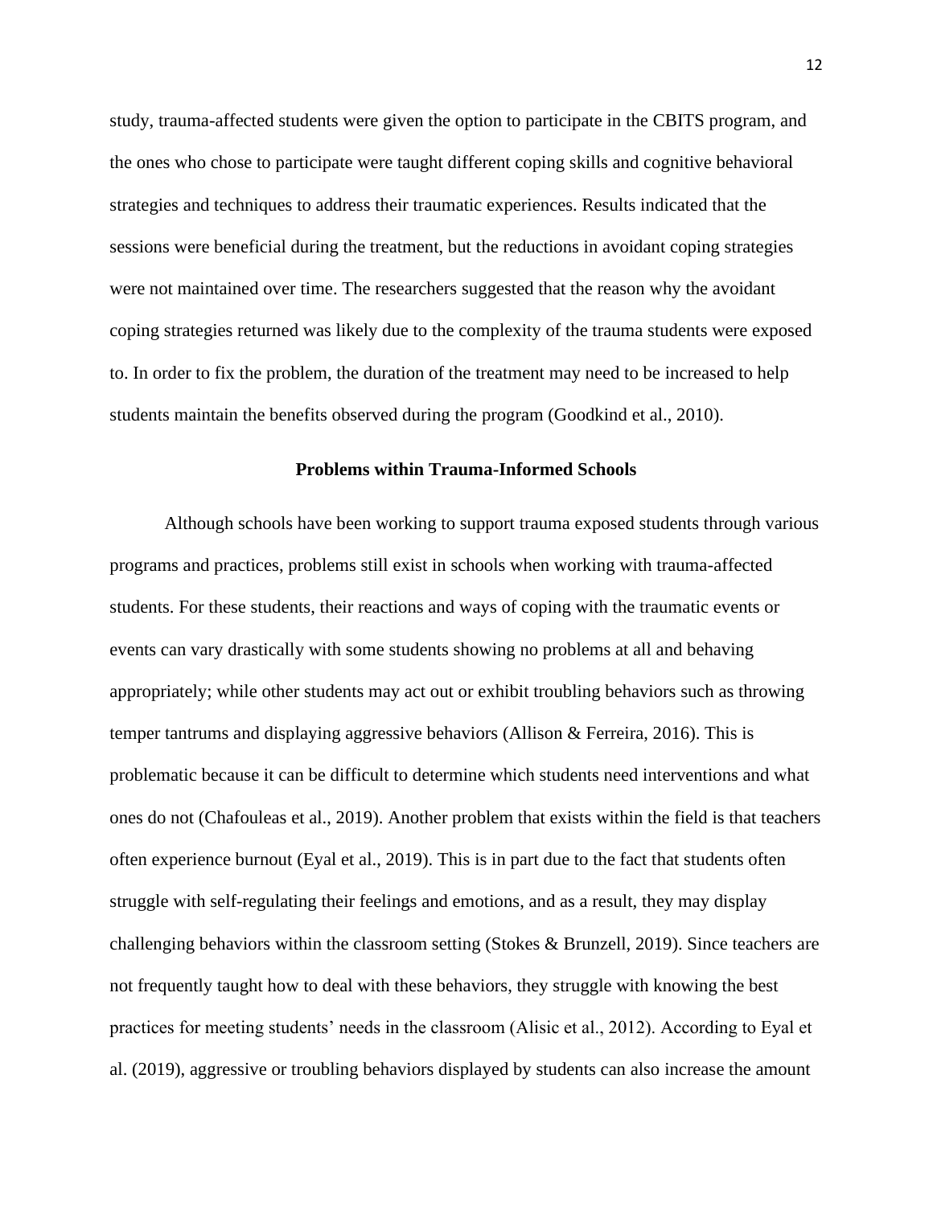study, trauma-affected students were given the option to participate in the CBITS program, and the ones who chose to participate were taught different coping skills and cognitive behavioral strategies and techniques to address their traumatic experiences. Results indicated that the sessions were beneficial during the treatment, but the reductions in avoidant coping strategies were not maintained over time. The researchers suggested that the reason why the avoidant coping strategies returned was likely due to the complexity of the trauma students were exposed to. In order to fix the problem, the duration of the treatment may need to be increased to help students maintain the benefits observed during the program (Goodkind et al., 2010).

## Problems within Trauma-Informed Schools

Although schools have been working to support trauma exposed students through various programs and practices, problems still exist in schools when working with trauma-affected students. For these students, their reactions and ways of coping with the traumatic events or events can vary drastically with some students showing no problems at all and behaving appropriately; while other students may act out or exhibit troubling behaviors such as throwing temper tantrums and displaying aggressive behaviors (Allison & Ferreira, 2016). This is problematic because it can be difficult to determine which students need interventions and what ones do not (Chafouleas et al., 2019). Another problem that exists within the field is that teachers often experience burnout (Eyal et al., 2019). This is in part due to the fact that students often struggle with self-regulating their feelings and emotions, and as a result, they may display challenging behaviors within the classroom setting (Stokes & Brunzell, 2019). Since teachers are not frequently taught how to deal with these behaviors, they struggle with knowing the best practices for meeting students' needs in the classroom (Alisic et al., 2012). According to Eyal et al. (2019), aggressive or troubling behaviors displayed by students can also increase the amount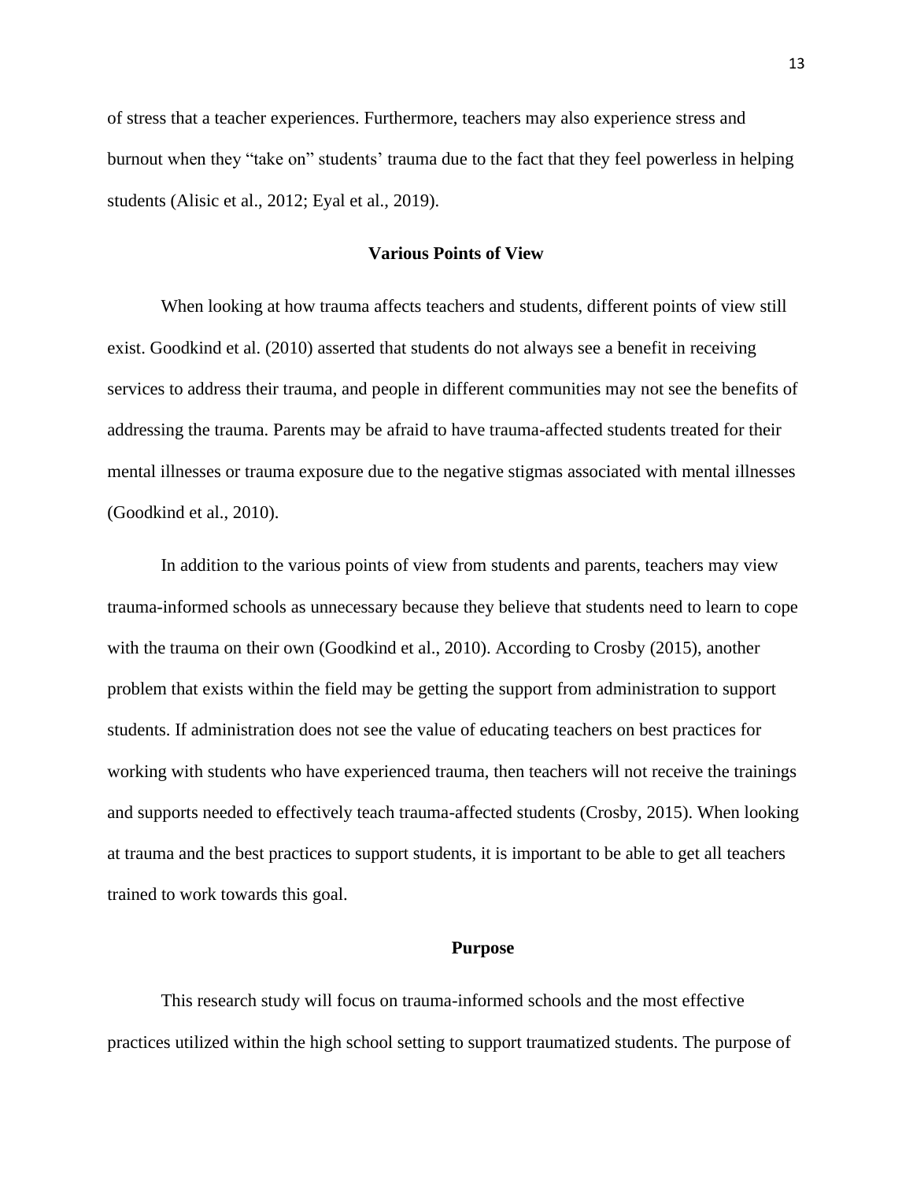of stress that a teacher experiences. Furthermore, teachers may also experience stress and burnout when they "take on" students' trauma due to the fact that they feel powerless in helping students (Alisic et al., 2012; Eyal et al., 2019).

## Various Points of View

When looking at how trauma affects teachers and students, different points of view still exist. Goodkind et al. (2010) asserted that students do not always see a benefit in receiving services to address their trauma, and people in different communities may not see the benefits of addressing the trauma. Parents may be afraid to have trauma-affected students treated for their mental illnesses or trauma exposure due to the negative stigmas associated with mental illnesses (Goodkind et al., 2010).

In addition to the various points of view from students and parents, teachers may view trauma-informed schools as unnecessary because they believe that students need to learn to cope with the trauma on their own (Goodkind et al., 2010). According to Crosby (2015), another problem that exists within the field may be getting the support from administration to support students. If administration does not see the value of educating teachers on best practices for working with students who have experienced trauma, then teachers will not receive the trainings and supports needed to effectively teach trauma-affected students (Crosby, 2015). When looking at trauma and the best practices to support students, it is important to be able to get all teachers trained to work towards this goal.

## Purpose

This research study will focus on trauma-informed schools and the most effective practices utilized within the high school setting to support traumatized students. The purpose of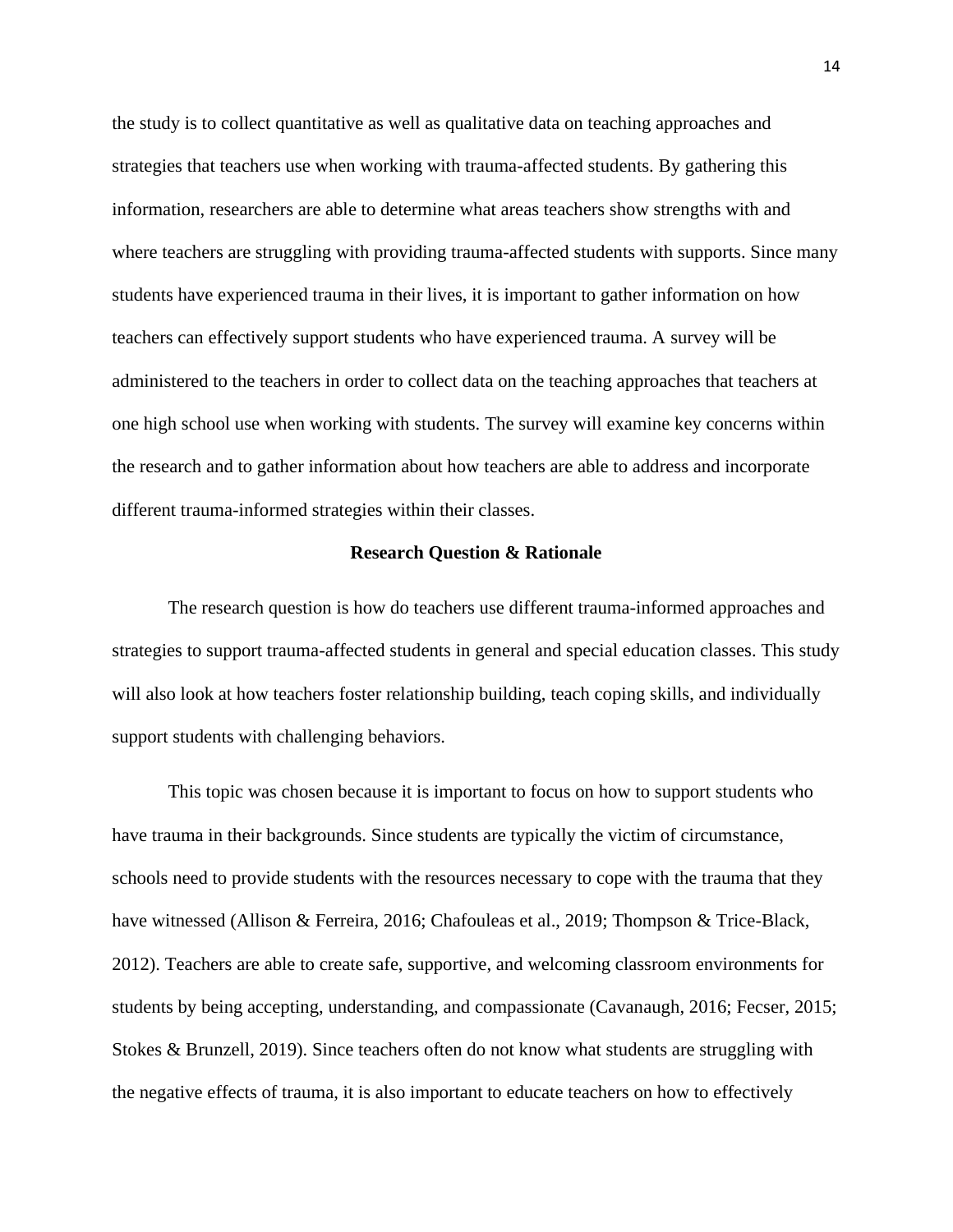the study is to collect quantitative as well as qualitative data on teaching approaches and strategies that teachers use when working with trauma-affected students. By gathering this information, researchers are able to determine what areas teachers show strengths with and where teachers are struggling with providing trauma-affected students with supports. Since many students have experienced trauma in their lives, it is important to gather information on how teachers can effectively support students who have experienced trauma. A survey will be administered to the teachers in order to collect data on the teaching approaches that teachers at one high school use when working with students. The survey will examine key concerns within the research and to gather information about how teachers are able to address and incorporate different trauma-informed strategies within their classes.

## Research Question & Rationale

The research question is how do teachers use different trauma-informed approaches and strategies to support trauma-affected students in general and special education classes. This study will also look at how teachers foster relationship building, teach coping skills, and individually support students with challenging behaviors.

This topic was chosen because it is important to focus on how to support students who have trauma in their backgrounds. Since students are typically the victim of circumstance, schools need to provide students with the resources necessary to cope with the trauma that they have witnessed (Allison & Ferreira, 2016; Chafouleas et al., 2019; Thompson & Trice-Black, 2012). Teachers are able to create safe, supportive, and welcoming classroom environments for students by being accepting, understanding, and compassionate (Cavanaugh, 2016; Fecser, 2015; Stokes & Brunzell, 2019). Since teachers often do not know what students are struggling with the negative effects of trauma, it is also important to educate teachers on how to effectively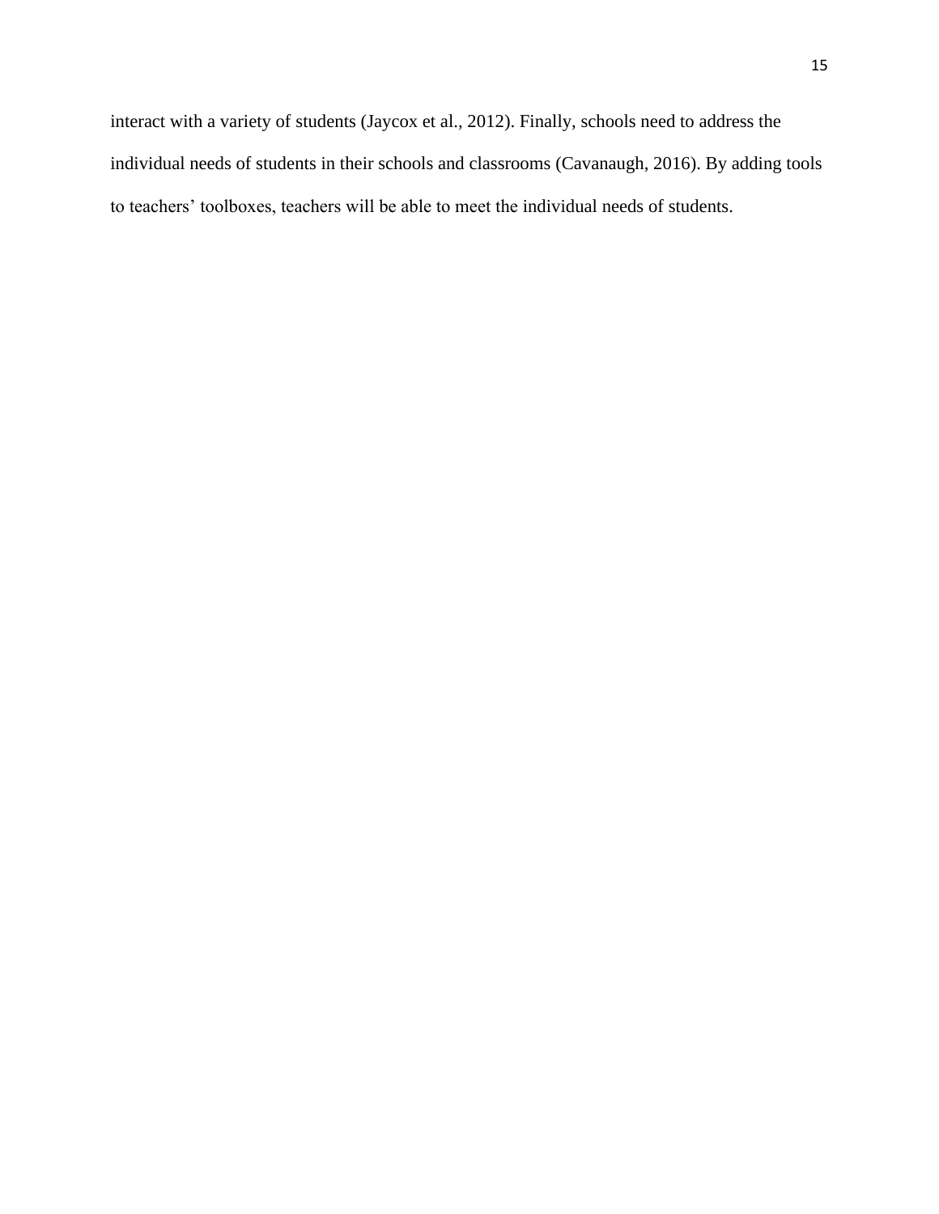interact with a variety of students (Jaycox et al., 2012). Finally, schools need to address the individual needs of students in their schools and classrooms (Cavanaugh, 2016). By adding tools to teachers' toolboxes, teachers will be able to meet the individual needs of students.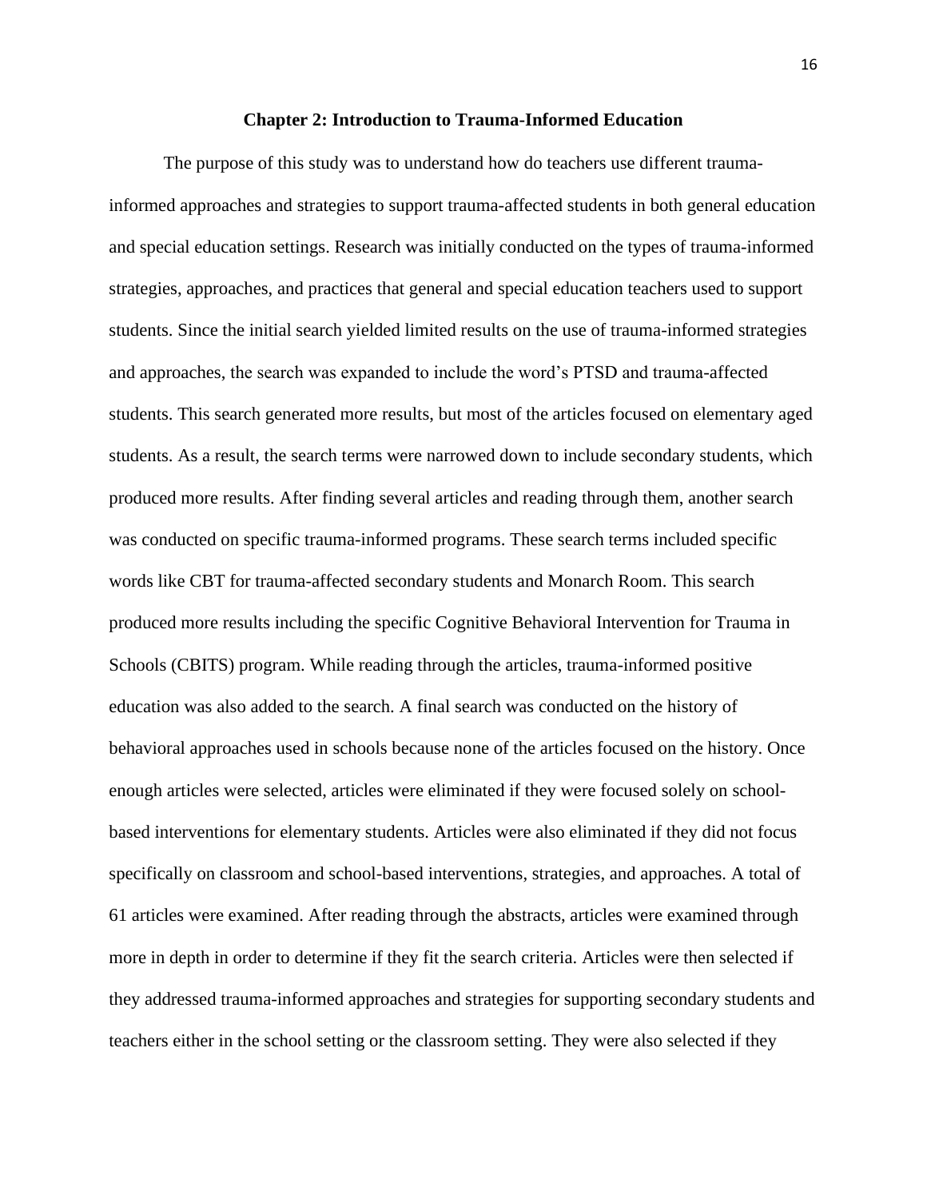## Chapter 2: Introduction to Trauma-Informed Education

The purpose of this study was to understand how do teachers use different trauma-informed approaches and strategies to support trauma-affected students in both general education and special education settings. Research was initially conducted on the types of trauma-informed strategies, approaches, and practices that general and special education teachers used to support students. Since the initial search yielded limited results on the use of trauma-informed strategies and approaches, the search was expanded to include the word's PTSD and trauma-affected students. This search generated more results, but most of the articles focused on elementary aged students. As a result, the search terms were narrowed down to include secondary students, which produced more results. After finding several articles and reading through them, another search was conducted on specific trauma-informed programs. These search terms included specific words like CBT for trauma-affected secondary students and Monarch Room. This search produced more results including the specific Cognitive Behavioral Intervention for Trauma in Schools (CBITS) program. While reading through the articles, trauma-informed positive education was also added to the search. A final search was conducted on the history of behavioral approaches used in schools because none of the articles focused on the history. Once enough articles were selected, articles were eliminated if they were focused solely on school-based interventions for elementary students. Articles were also eliminated if they did not focus specifically on classroom and school-based interventions, strategies, and approaches. A total of 61 articles were examined. After reading through the abstracts, articles were examined through more in depth in order to determine if they fit the search criteria. Articles were then selected if they addressed trauma-informed approaches and strategies for supporting secondary students and teachers either in the school setting or the classroom setting. They were also selected if they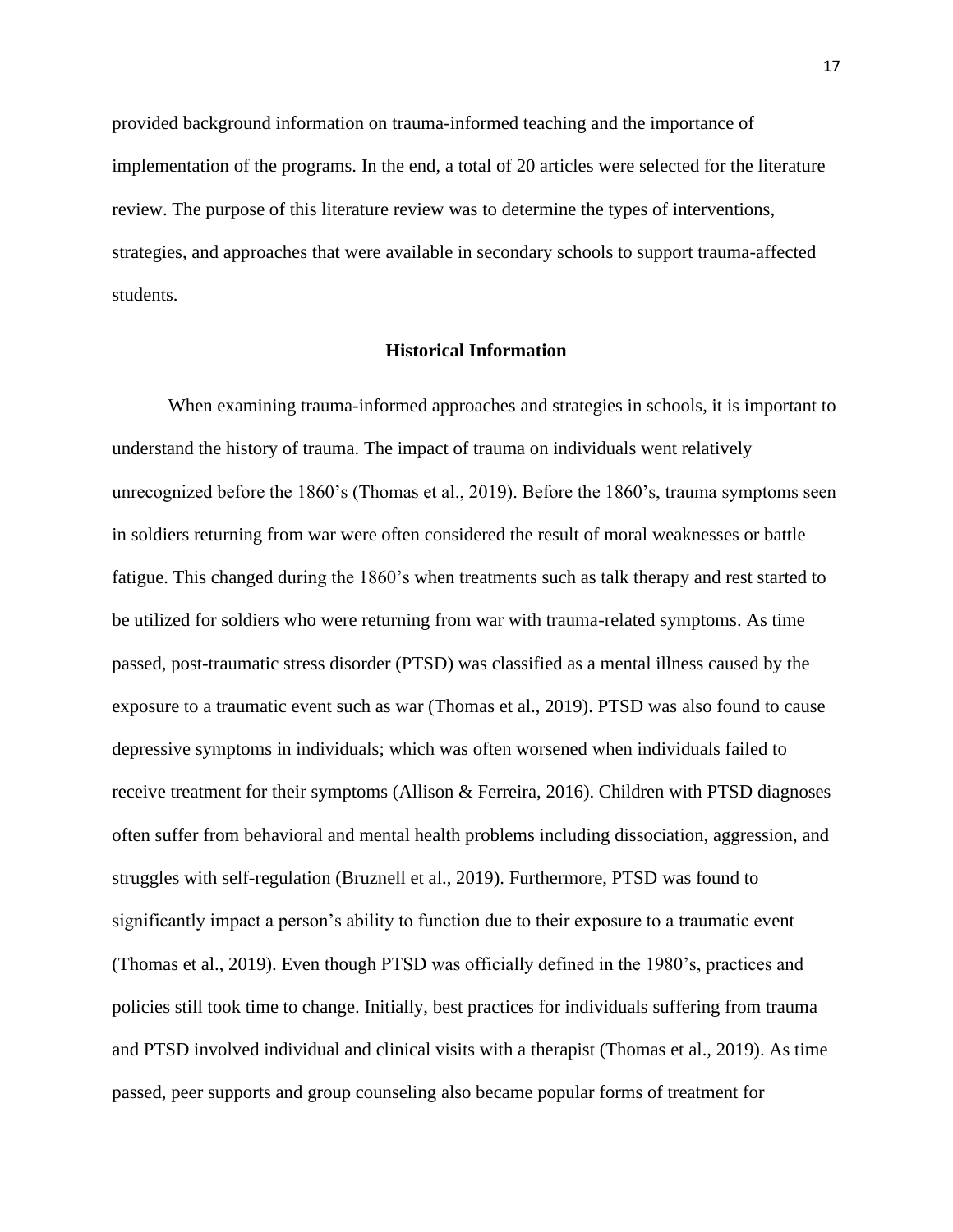provided background information on trauma-informed teaching and the importance of implementation of the programs. In the end, a total of 20 articles were selected for the literature review. The purpose of this literature review was to determine the types of interventions, strategies, and approaches that were available in secondary schools to support trauma-affected students.

## Historical Information

When examining trauma-informed approaches and strategies in schools, it is important to understand the history of trauma. The impact of trauma on individuals went relatively unrecognized before the 1860's (Thomas et al., 2019). Before the 1860's, trauma symptoms seen in soldiers returning from war were often considered the result of moral weaknesses or battle fatigue. This changed during the 1860's when treatments such as talk therapy and rest started to be utilized for soldiers who were returning from war with trauma-related symptoms. As time passed, post-traumatic stress disorder (PTSD) was classified as a mental illness caused by the exposure to a traumatic event such as war (Thomas et al., 2019). PTSD was also found to cause depressive symptoms in individuals; which was often worsened when individuals failed to receive treatment for their symptoms (Allison & Ferreira, 2016). Children with PTSD diagnoses often suffer from behavioral and mental health problems including dissociation, aggression, and struggles with self-regulation (Bruznell et al., 2019). Furthermore, PTSD was found to significantly impact a person's ability to function due to their exposure to a traumatic event (Thomas et al., 2019). Even though PTSD was officially defined in the 1980's, practices and policies still took time to change. Initially, best practices for individuals suffering from trauma and PTSD involved individual and clinical visits with a therapist (Thomas et al., 2019). As time passed, peer supports and group counseling also became popular forms of treatment for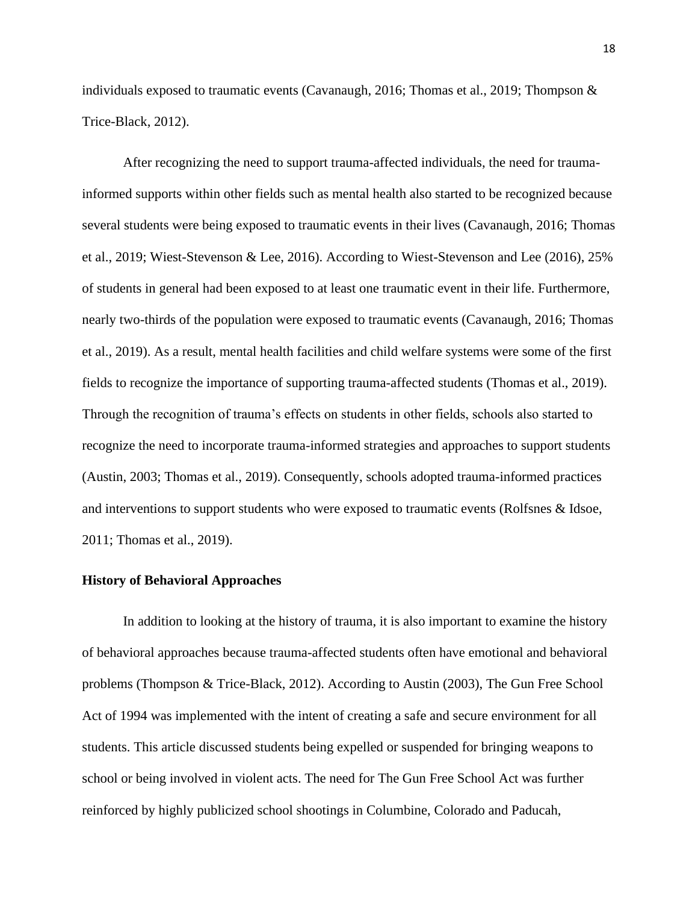individuals exposed to traumatic events (Cavanaugh, 2016; Thomas et al., 2019; Thompson & Trice-Black, 2012).

After recognizing the need to support trauma-affected individuals, the need for trauma-informed supports within other fields such as mental health also started to be recognized because several students were being exposed to traumatic events in their lives (Cavanaugh, 2016; Thomas et al., 2019; Wiest-Stevenson & Lee, 2016). According to Wiest-Stevenson and Lee (2016), 25% of students in general had been exposed to at least one traumatic event in their life. Furthermore, nearly two-thirds of the population were exposed to traumatic events (Cavanaugh, 2016; Thomas et al., 2019). As a result, mental health facilities and child welfare systems were some of the first fields to recognize the importance of supporting trauma-affected students (Thomas et al., 2019). Through the recognition of trauma's effects on students in other fields, schools also started to recognize the need to incorporate trauma-informed strategies and approaches to support students (Austin, 2003; Thomas et al., 2019). Consequently, schools adopted trauma-informed practices and interventions to support students who were exposed to traumatic events (Rolfsnes & Idsoe, 2011; Thomas et al., 2019).

## History of Behavioral Approaches

In addition to looking at the history of trauma, it is also important to examine the history of behavioral approaches because trauma-affected students often have emotional and behavioral problems (Thompson & Trice-Black, 2012). According to Austin (2003), The Gun Free School Act of 1994 was implemented with the intent of creating a safe and secure environment for all students. This article discussed students being expelled or suspended for bringing weapons to school or being involved in violent acts. The need for The Gun Free School Act was further reinforced by highly publicized school shootings in Columbine, Colorado and Paducah,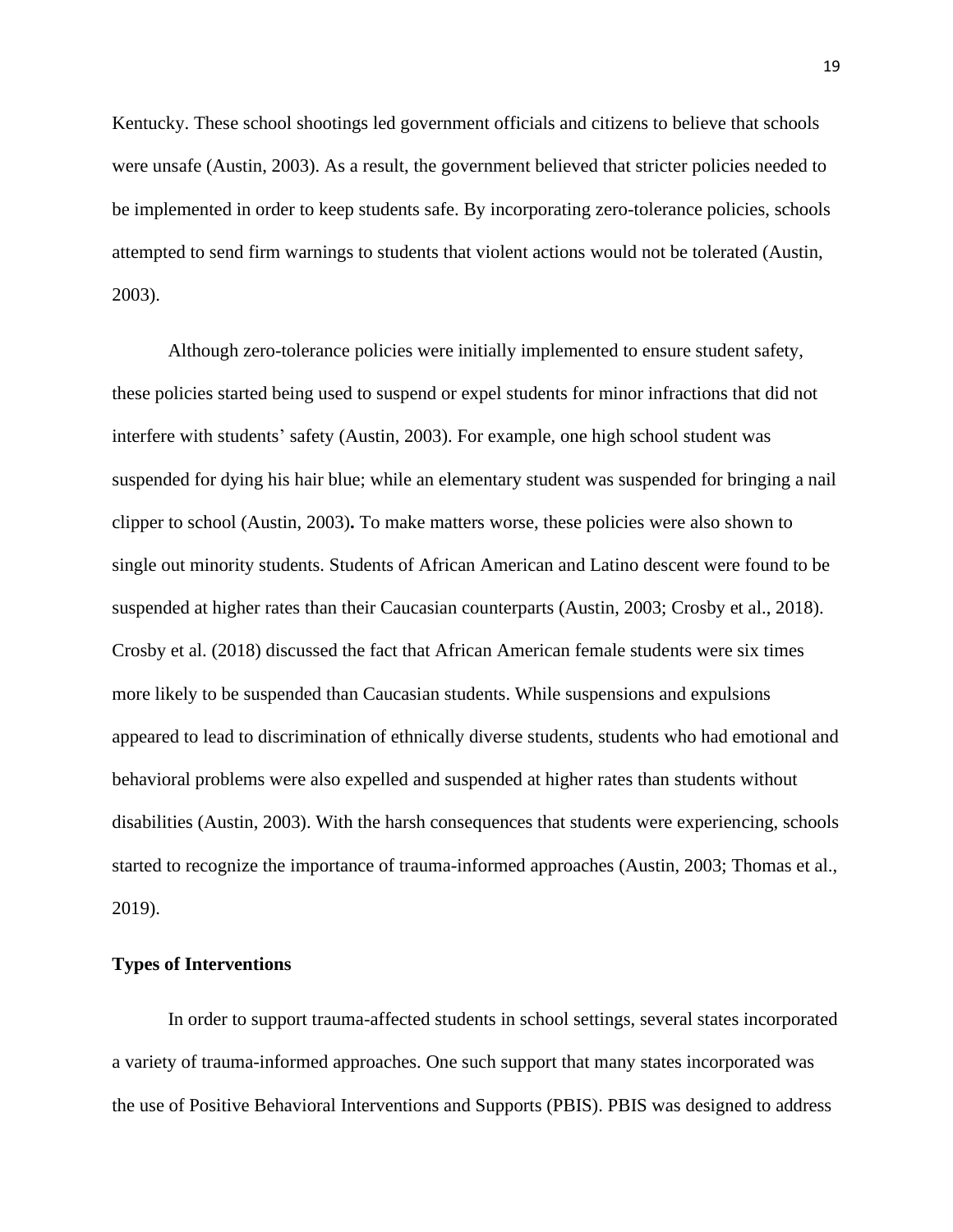Kentucky. These school shootings led government officials and citizens to believe that schools were unsafe (Austin, 2003). As a result, the government believed that stricter policies needed to be implemented in order to keep students safe. By incorporating zero-tolerance policies, schools attempted to send firm warnings to students that violent actions would not be tolerated (Austin, 2003).

Although zero-tolerance policies were initially implemented to ensure student safety, these policies started being used to suspend or expel students for minor infractions that did not interfere with students' safety (Austin, 2003). For example, one high school student was suspended for dying his hair blue; while an elementary student was suspended for bringing a nail clipper to school (Austin, 2003). To make matters worse, these policies were also shown to single out minority students. Students of African American and Latino descent were found to be suspended at higher rates than their Caucasian counterparts (Austin, 2003; Crosby et al., 2018). Crosby et al. (2018) discussed the fact that African American female students were six times more likely to be suspended than Caucasian students. While suspensions and expulsions appeared to lead to discrimination of ethnically diverse students, students who had emotional and behavioral problems were also expelled and suspended at higher rates than students without disabilities (Austin, 2003). With the harsh consequences that students were experiencing, schools started to recognize the importance of trauma-informed approaches (Austin, 2003; Thomas et al., 2019).

**Types of Interventions**

In order to support trauma-affected students in school settings, several states incorporated a variety of trauma-informed approaches. One such support that many states incorporated was the use of Positive Behavioral Interventions and Supports (PBIS). PBIS was designed to address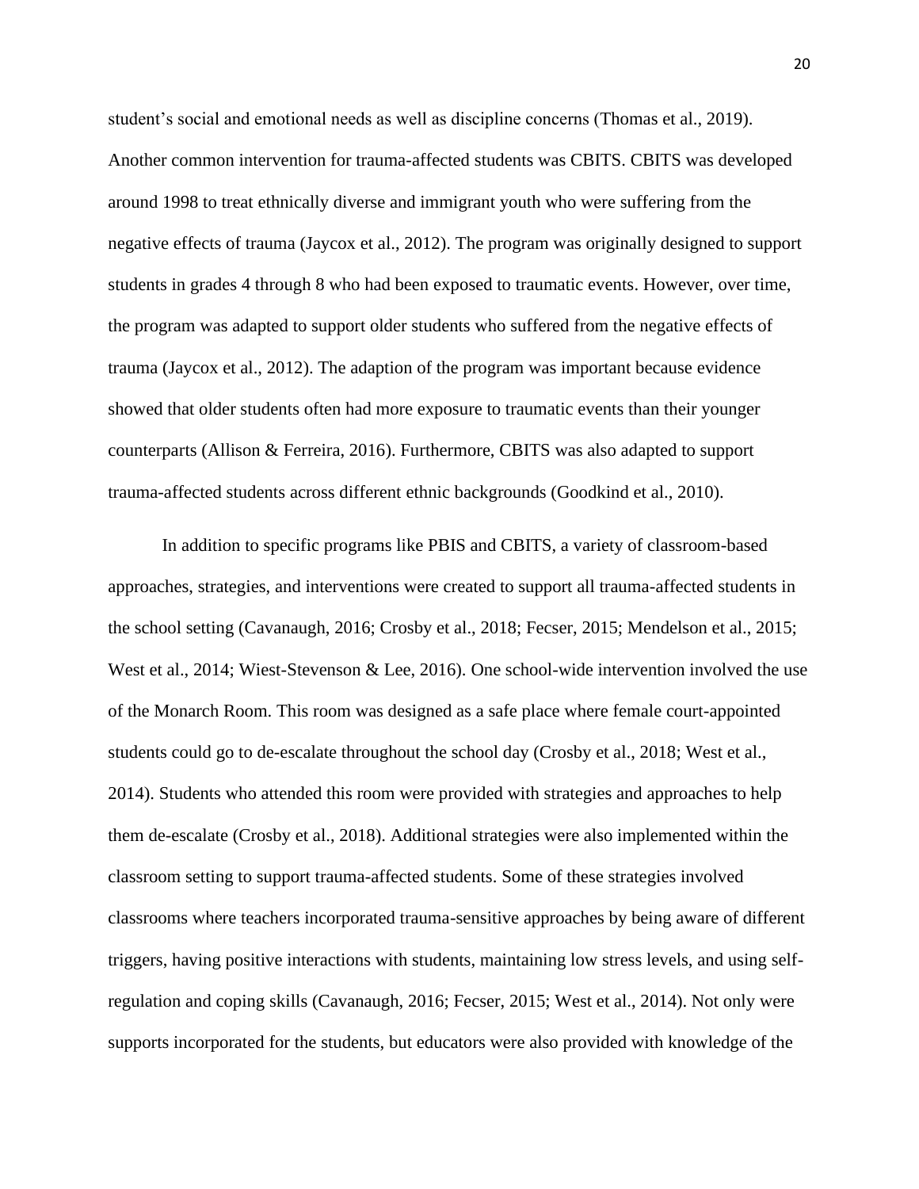student's social and emotional needs as well as discipline concerns (Thomas et al., 2019). Another common intervention for trauma-affected students was CBITS. CBITS was developed around 1998 to treat ethnically diverse and immigrant youth who were suffering from the negative effects of trauma (Jaycox et al., 2012). The program was originally designed to support students in grades 4 through 8 who had been exposed to traumatic events. However, over time, the program was adapted to support older students who suffered from the negative effects of trauma (Jaycox et al., 2012). The adaption of the program was important because evidence showed that older students often had more exposure to traumatic events than their younger counterparts (Allison & Ferreira, 2016). Furthermore, CBITS was also adapted to support trauma-affected students across different ethnic backgrounds (Goodkind et al., 2010).

In addition to specific programs like PBIS and CBITS, a variety of classroom-based approaches, strategies, and interventions were created to support all trauma-affected students in the school setting (Cavanaugh, 2016; Crosby et al., 2018; Fecser, 2015; Mendelson et al., 2015; West et al., 2014; Wiest-Stevenson & Lee, 2016). One school-wide intervention involved the use of the Monarch Room. This room was designed as a safe place where female court-appointed students could go to de-escalate throughout the school day (Crosby et al., 2018; West et al., 2014). Students who attended this room were provided with strategies and approaches to help them de-escalate (Crosby et al., 2018). Additional strategies were also implemented within the classroom setting to support trauma-affected students. Some of these strategies involved classrooms where teachers incorporated trauma-sensitive approaches by being aware of different triggers, having positive interactions with students, maintaining low stress levels, and using self-regulation and coping skills (Cavanaugh, 2016; Fecser, 2015; West et al., 2014). Not only were supports incorporated for the students, but educators were also provided with knowledge of the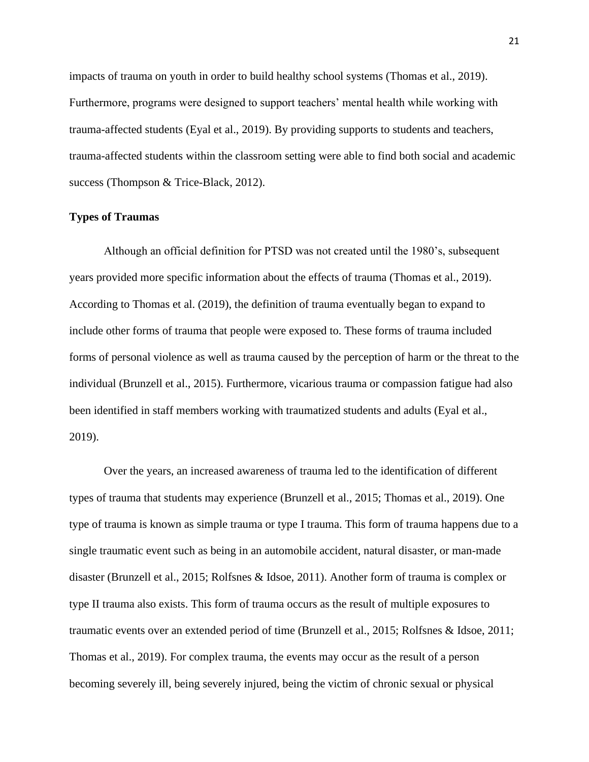impacts of trauma on youth in order to build healthy school systems (Thomas et al., 2019). Furthermore, programs were designed to support teachers' mental health while working with trauma-affected students (Eyal et al., 2019). By providing supports to students and teachers, trauma-affected students within the classroom setting were able to find both social and academic success (Thompson & Trice-Black, 2012).

### Types of Traumas

Although an official definition for PTSD was not created until the 1980's, subsequent years provided more specific information about the effects of trauma (Thomas et al., 2019). According to Thomas et al. (2019), the definition of trauma eventually began to expand to include other forms of trauma that people were exposed to. These forms of trauma included forms of personal violence as well as trauma caused by the perception of harm or the threat to the individual (Brunzell et al., 2015). Furthermore, vicarious trauma or compassion fatigue had also been identified in staff members working with traumatized students and adults (Eyal et al., 2019).

Over the years, an increased awareness of trauma led to the identification of different types of trauma that students may experience (Brunzell et al., 2015; Thomas et al., 2019). One type of trauma is known as simple trauma or type I trauma. This form of trauma happens due to a single traumatic event such as being in an automobile accident, natural disaster, or man-made disaster (Brunzell et al., 2015; Rolfsnes & Idsoe, 2011). Another form of trauma is complex or type II trauma also exists. This form of trauma occurs as the result of multiple exposures to traumatic events over an extended period of time (Brunzell et al., 2015; Rolfsnes & Idsoe, 2011; Thomas et al., 2019). For complex trauma, the events may occur as the result of a person becoming severely ill, being severely injured, being the victim of chronic sexual or physical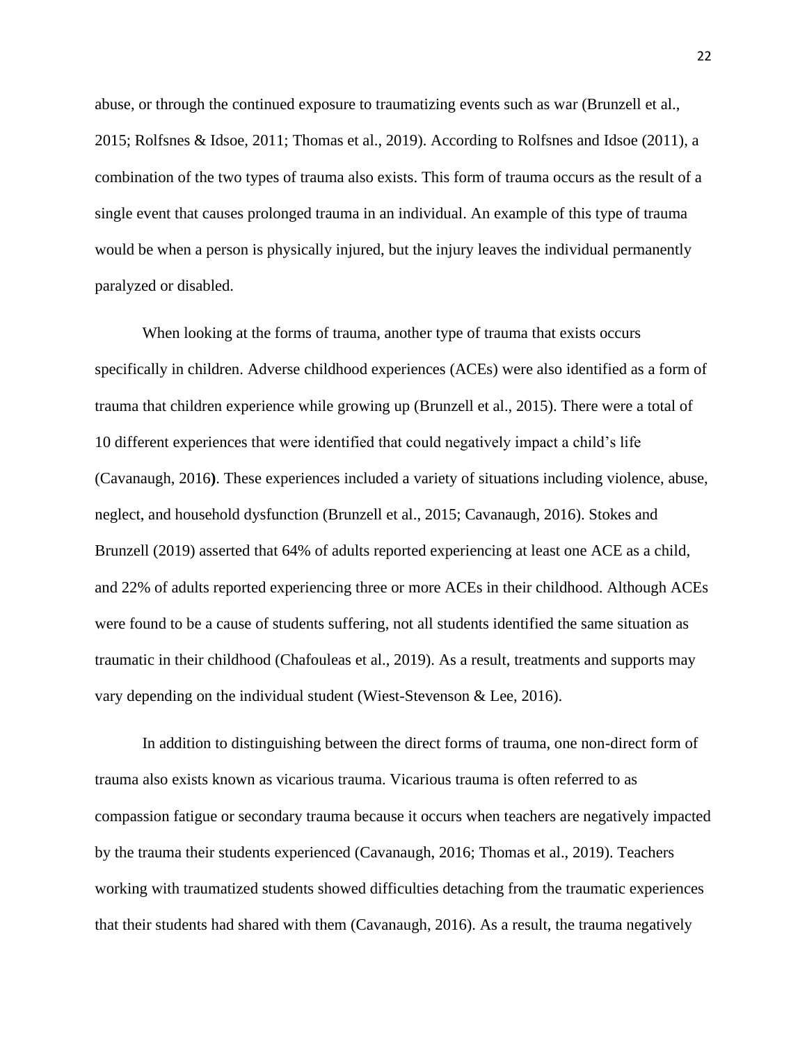abuse, or through the continued exposure to traumatizing events such as war (Brunzell et al., 2015; Rolfsnes & Idsoe, 2011; Thomas et al., 2019). According to Rolfsnes and Idsoe (2011), a combination of the two types of trauma also exists. This form of trauma occurs as the result of a single event that causes prolonged trauma in an individual. An example of this type of trauma would be when a person is physically injured, but the injury leaves the individual permanently paralyzed or disabled.

When looking at the forms of trauma, another type of trauma that exists occurs specifically in children. Adverse childhood experiences (ACEs) were also identified as a form of trauma that children experience while growing up (Brunzell et al., 2015). There were a total of 10 different experiences that were identified that could negatively impact a child's life (Cavanaugh, 2016**)**. These experiences included a variety of situations including violence, abuse, neglect, and household dysfunction (Brunzell et al., 2015; Cavanaugh, 2016). Stokes and Brunzell (2019) asserted that 64% of adults reported experiencing at least one ACE as a child, and 22% of adults reported experiencing three or more ACEs in their childhood. Although ACEs were found to be a cause of students suffering, not all students identified the same situation as traumatic in their childhood (Chafouleas et al., 2019). As a result, treatments and supports may vary depending on the individual student (Wiest-Stevenson & Lee, 2016).

In addition to distinguishing between the direct forms of trauma, one non-direct form of trauma also exists known as vicarious trauma. Vicarious trauma is often referred to as compassion fatigue or secondary trauma because it occurs when teachers are negatively impacted by the trauma their students experienced (Cavanaugh, 2016; Thomas et al., 2019). Teachers working with traumatized students showed difficulties detaching from the traumatic experiences that their students had shared with them (Cavanaugh, 2016). As a result, the trauma negatively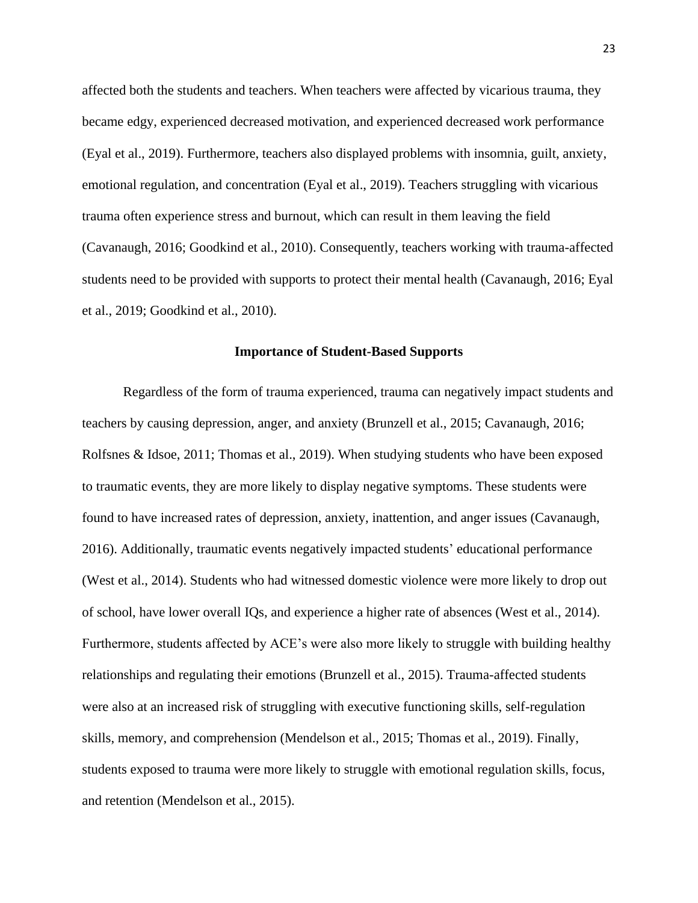affected both the students and teachers. When teachers were affected by vicarious trauma, they became edgy, experienced decreased motivation, and experienced decreased work performance (Eyal et al., 2019). Furthermore, teachers also displayed problems with insomnia, guilt, anxiety, emotional regulation, and concentration (Eyal et al., 2019). Teachers struggling with vicarious trauma often experience stress and burnout, which can result in them leaving the field (Cavanaugh, 2016; Goodkind et al., 2010). Consequently, teachers working with trauma-affected students need to be provided with supports to protect their mental health (Cavanaugh, 2016; Eyal et al., 2019; Goodkind et al., 2010).

## Importance of Student-Based Supports

Regardless of the form of trauma experienced, trauma can negatively impact students and teachers by causing depression, anger, and anxiety (Brunzell et al., 2015; Cavanaugh, 2016; Rolfsnes & Idsoe, 2011; Thomas et al., 2019). When studying students who have been exposed to traumatic events, they are more likely to display negative symptoms. These students were found to have increased rates of depression, anxiety, inattention, and anger issues (Cavanaugh, 2016). Additionally, traumatic events negatively impacted students' educational performance (West et al., 2014). Students who had witnessed domestic violence were more likely to drop out of school, have lower overall IQs, and experience a higher rate of absences (West et al., 2014). Furthermore, students affected by ACE's were also more likely to struggle with building healthy relationships and regulating their emotions (Brunzell et al., 2015). Trauma-affected students were also at an increased risk of struggling with executive functioning skills, self-regulation skills, memory, and comprehension (Mendelson et al., 2015; Thomas et al., 2019). Finally, students exposed to trauma were more likely to struggle with emotional regulation skills, focus, and retention (Mendelson et al., 2015).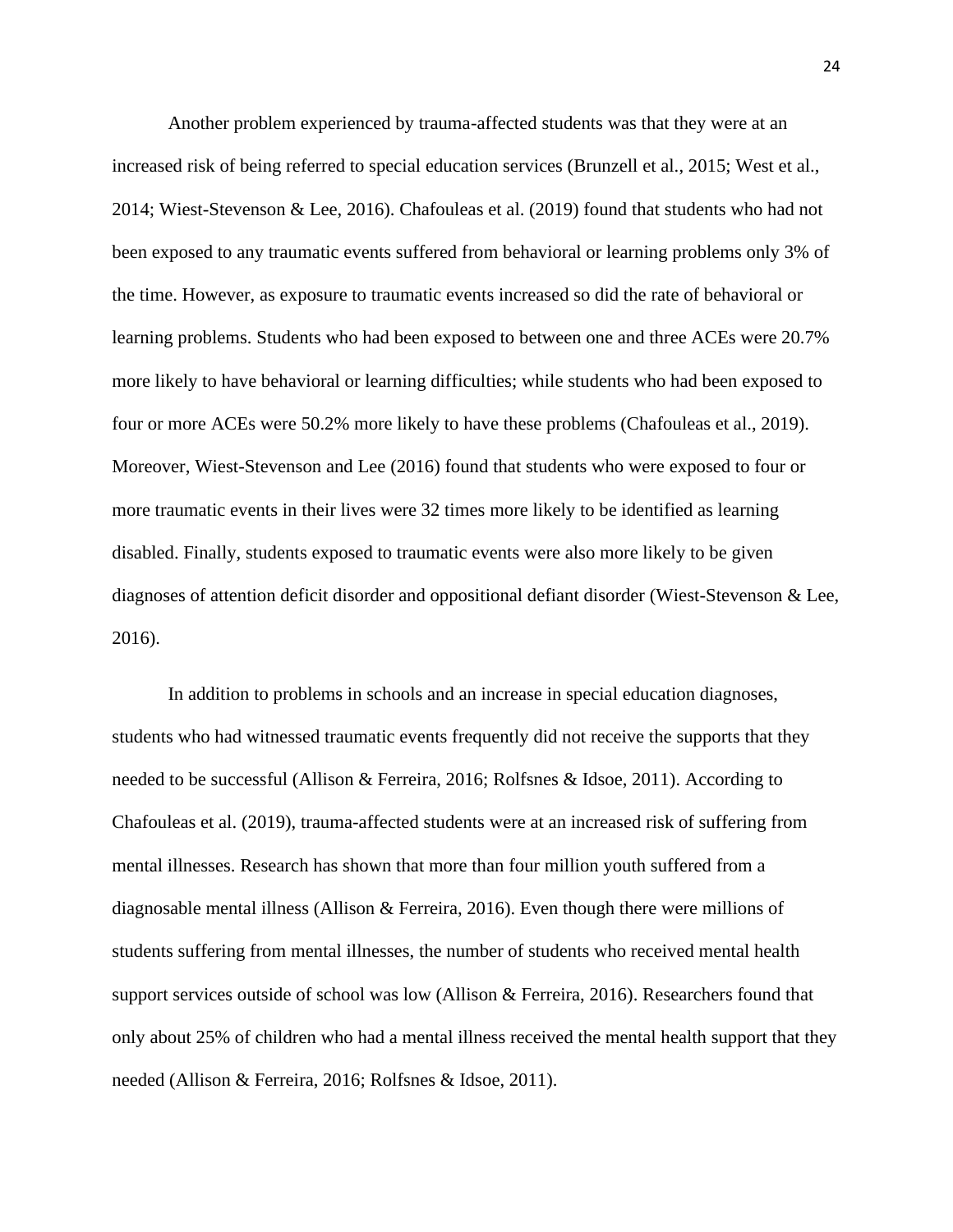Another problem experienced by trauma-affected students was that they were at an increased risk of being referred to special education services (Brunzell et al., 2015; West et al., 2014; Wiest-Stevenson & Lee, 2016). Chafouleas et al. (2019) found that students who had not been exposed to any traumatic events suffered from behavioral or learning problems only 3% of the time. However, as exposure to traumatic events increased so did the rate of behavioral or learning problems. Students who had been exposed to between one and three ACEs were 20.7% more likely to have behavioral or learning difficulties; while students who had been exposed to four or more ACEs were 50.2% more likely to have these problems (Chafouleas et al., 2019). Moreover, Wiest-Stevenson and Lee (2016) found that students who were exposed to four or more traumatic events in their lives were 32 times more likely to be identified as learning disabled. Finally, students exposed to traumatic events were also more likely to be given diagnoses of attention deficit disorder and oppositional defiant disorder (Wiest-Stevenson & Lee, 2016).

In addition to problems in schools and an increase in special education diagnoses, students who had witnessed traumatic events frequently did not receive the supports that they needed to be successful (Allison & Ferreira, 2016; Rolfsnes & Idsoe, 2011). According to Chafouleas et al. (2019), trauma-affected students were at an increased risk of suffering from mental illnesses. Research has shown that more than four million youth suffered from a diagnosable mental illness (Allison & Ferreira, 2016). Even though there were millions of students suffering from mental illnesses, the number of students who received mental health support services outside of school was low (Allison & Ferreira, 2016). Researchers found that only about 25% of children who had a mental illness received the mental health support that they needed (Allison & Ferreira, 2016; Rolfsnes & Idsoe, 2011).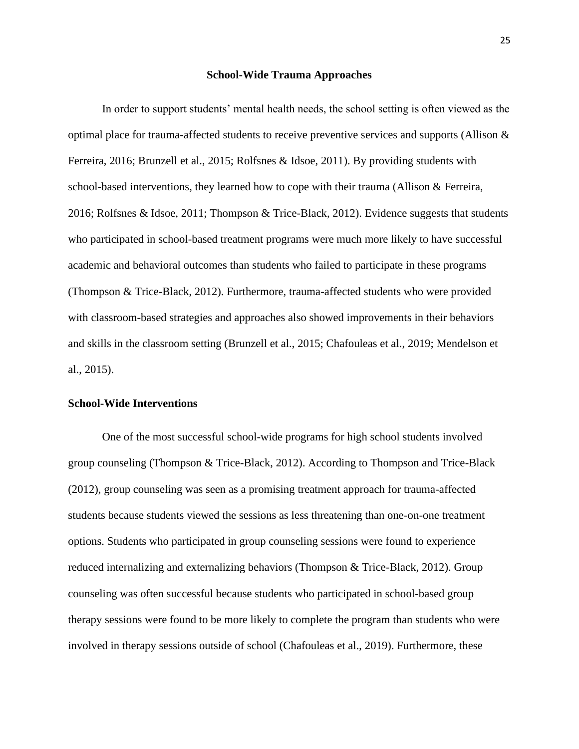## School-Wide Trauma Approaches

In order to support students' mental health needs, the school setting is often viewed as the optimal place for trauma-affected students to receive preventive services and supports (Allison & Ferreira, 2016; Brunzell et al., 2015; Rolfsnes & Idsoe, 2011). By providing students with school-based interventions, they learned how to cope with their trauma (Allison & Ferreira, 2016; Rolfsnes & Idsoe, 2011; Thompson & Trice-Black, 2012). Evidence suggests that students who participated in school-based treatment programs were much more likely to have successful academic and behavioral outcomes than students who failed to participate in these programs (Thompson & Trice-Black, 2012). Furthermore, trauma-affected students who were provided with classroom-based strategies and approaches also showed improvements in their behaviors and skills in the classroom setting (Brunzell et al., 2015; Chafouleas et al., 2019; Mendelson et al., 2015).

### School-Wide Interventions

One of the most successful school-wide programs for high school students involved group counseling (Thompson & Trice-Black, 2012). According to Thompson and Trice-Black (2012), group counseling was seen as a promising treatment approach for trauma-affected students because students viewed the sessions as less threatening than one-on-one treatment options. Students who participated in group counseling sessions were found to experience reduced internalizing and externalizing behaviors (Thompson & Trice-Black, 2012). Group counseling was often successful because students who participated in school-based group therapy sessions were found to be more likely to complete the program than students who were involved in therapy sessions outside of school (Chafouleas et al., 2019). Furthermore, these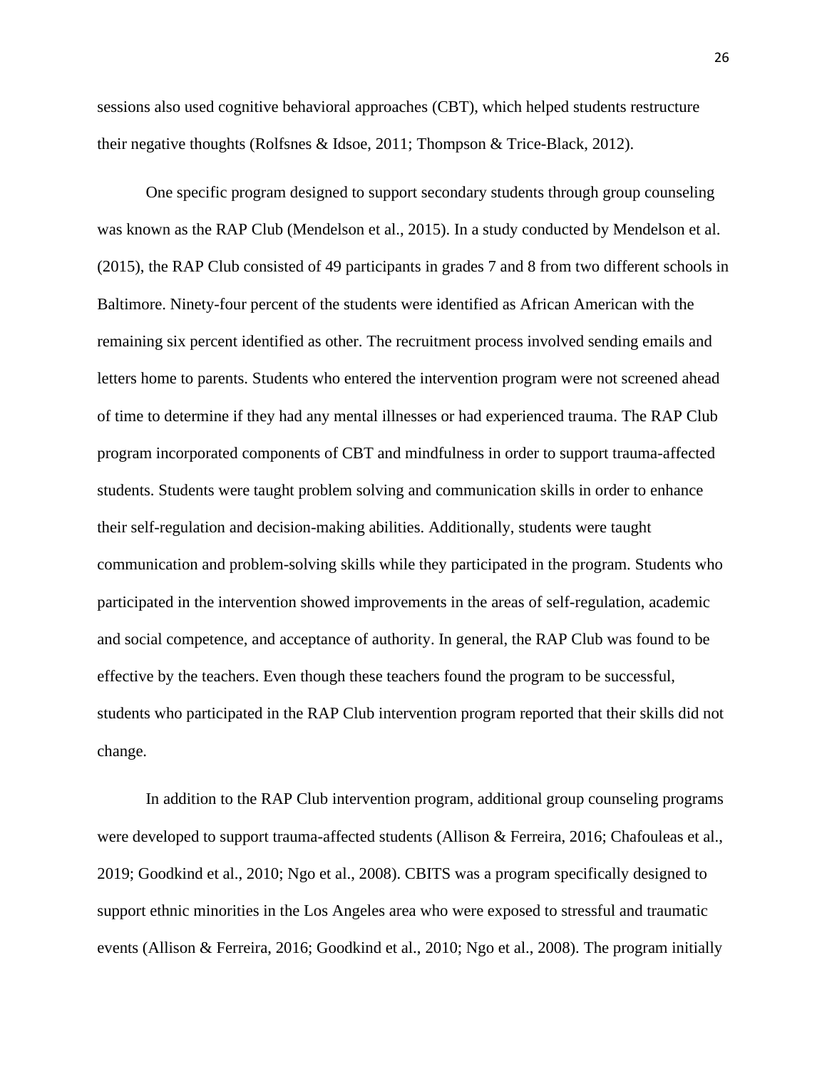sessions also used cognitive behavioral approaches (CBT), which helped students restructure their negative thoughts (Rolfsnes & Idsoe, 2011; Thompson & Trice-Black, 2012).

One specific program designed to support secondary students through group counseling was known as the RAP Club (Mendelson et al., 2015). In a study conducted by Mendelson et al. (2015), the RAP Club consisted of 49 participants in grades 7 and 8 from two different schools in Baltimore. Ninety-four percent of the students were identified as African American with the remaining six percent identified as other. The recruitment process involved sending emails and letters home to parents. Students who entered the intervention program were not screened ahead of time to determine if they had any mental illnesses or had experienced trauma. The RAP Club program incorporated components of CBT and mindfulness in order to support trauma-affected students. Students were taught problem solving and communication skills in order to enhance their self-regulation and decision-making abilities. Additionally, students were taught communication and problem-solving skills while they participated in the program. Students who participated in the intervention showed improvements in the areas of self-regulation, academic and social competence, and acceptance of authority. In general, the RAP Club was found to be effective by the teachers. Even though these teachers found the program to be successful, students who participated in the RAP Club intervention program reported that their skills did not change.

In addition to the RAP Club intervention program, additional group counseling programs were developed to support trauma-affected students (Allison & Ferreira, 2016; Chafouleas et al., 2019; Goodkind et al., 2010; Ngo et al., 2008). CBITS was a program specifically designed to support ethnic minorities in the Los Angeles area who were exposed to stressful and traumatic events (Allison & Ferreira, 2016; Goodkind et al., 2010; Ngo et al., 2008). The program initially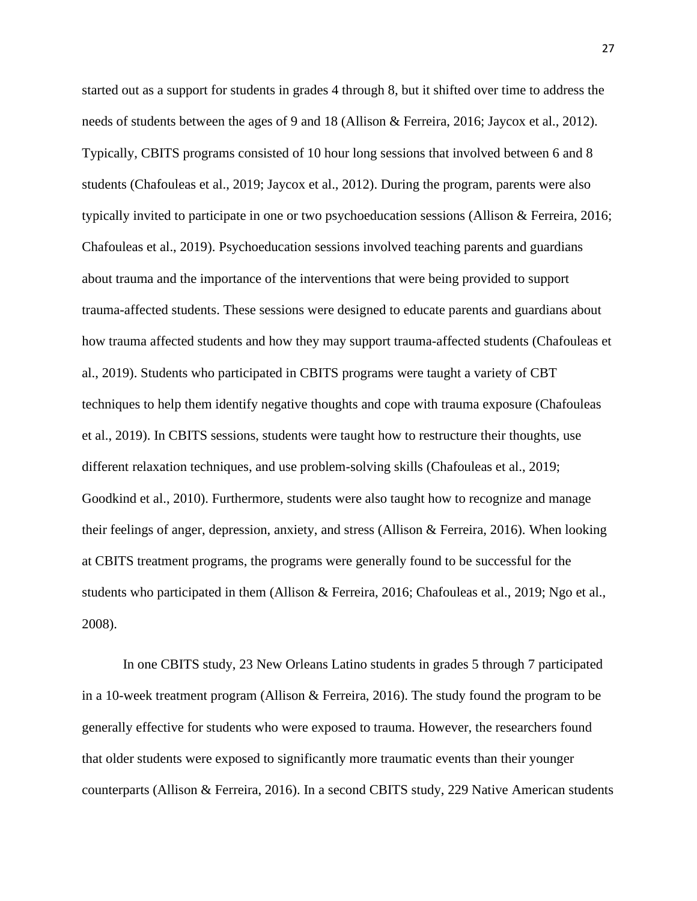started out as a support for students in grades 4 through 8, but it shifted over time to address the needs of students between the ages of 9 and 18 (Allison & Ferreira, 2016; Jaycox et al., 2012). Typically, CBITS programs consisted of 10 hour long sessions that involved between 6 and 8 students (Chafouleas et al., 2019; Jaycox et al., 2012). During the program, parents were also typically invited to participate in one or two psychoeducation sessions (Allison & Ferreira, 2016; Chafouleas et al., 2019). Psychoeducation sessions involved teaching parents and guardians about trauma and the importance of the interventions that were being provided to support trauma-affected students. These sessions were designed to educate parents and guardians about how trauma affected students and how they may support trauma-affected students (Chafouleas et al., 2019). Students who participated in CBITS programs were taught a variety of CBT techniques to help them identify negative thoughts and cope with trauma exposure (Chafouleas et al., 2019). In CBITS sessions, students were taught how to restructure their thoughts, use different relaxation techniques, and use problem-solving skills (Chafouleas et al., 2019; Goodkind et al., 2010). Furthermore, students were also taught how to recognize and manage their feelings of anger, depression, anxiety, and stress (Allison & Ferreira, 2016). When looking at CBITS treatment programs, the programs were generally found to be successful for the students who participated in them (Allison & Ferreira, 2016; Chafouleas et al., 2019; Ngo et al., 2008).

In one CBITS study, 23 New Orleans Latino students in grades 5 through 7 participated in a 10-week treatment program (Allison & Ferreira, 2016). The study found the program to be generally effective for students who were exposed to trauma. However, the researchers found that older students were exposed to significantly more traumatic events than their younger counterparts (Allison & Ferreira, 2016). In a second CBITS study, 229 Native American students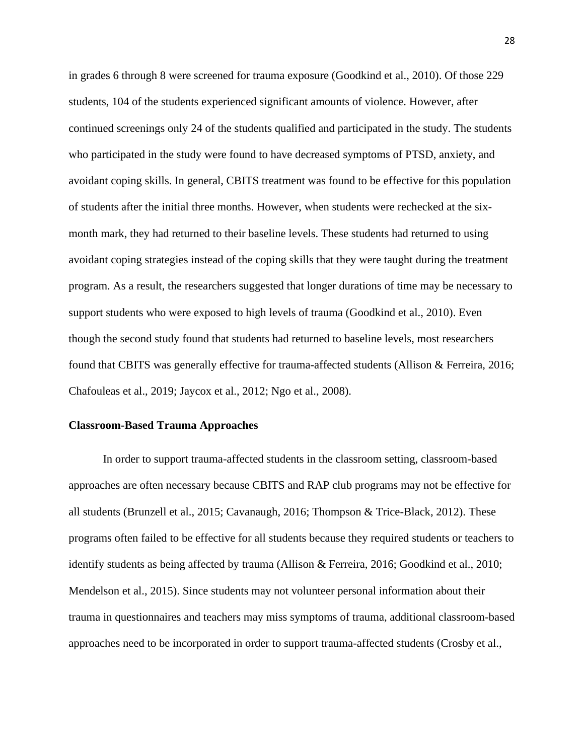in grades 6 through 8 were screened for trauma exposure (Goodkind et al., 2010). Of those 229 students, 104 of the students experienced significant amounts of violence. However, after continued screenings only 24 of the students qualified and participated in the study. The students who participated in the study were found to have decreased symptoms of PTSD, anxiety, and avoidant coping skills. In general, CBITS treatment was found to be effective for this population of students after the initial three months. However, when students were rechecked at the six-month mark, they had returned to their baseline levels. These students had returned to using avoidant coping strategies instead of the coping skills that they were taught during the treatment program. As a result, the researchers suggested that longer durations of time may be necessary to support students who were exposed to high levels of trauma (Goodkind et al., 2010). Even though the second study found that students had returned to baseline levels, most researchers found that CBITS was generally effective for trauma-affected students (Allison & Ferreira, 2016; Chafouleas et al., 2019; Jaycox et al., 2012; Ngo et al., 2008).

### Classroom-Based Trauma Approaches

In order to support trauma-affected students in the classroom setting, classroom-based approaches are often necessary because CBITS and RAP club programs may not be effective for all students (Brunzell et al., 2015; Cavanaugh, 2016; Thompson & Trice-Black, 2012). These programs often failed to be effective for all students because they required students or teachers to identify students as being affected by trauma (Allison & Ferreira, 2016; Goodkind et al., 2010; Mendelson et al., 2015). Since students may not volunteer personal information about their trauma in questionnaires and teachers may miss symptoms of trauma, additional classroom-based approaches need to be incorporated in order to support trauma-affected students (Crosby et al.,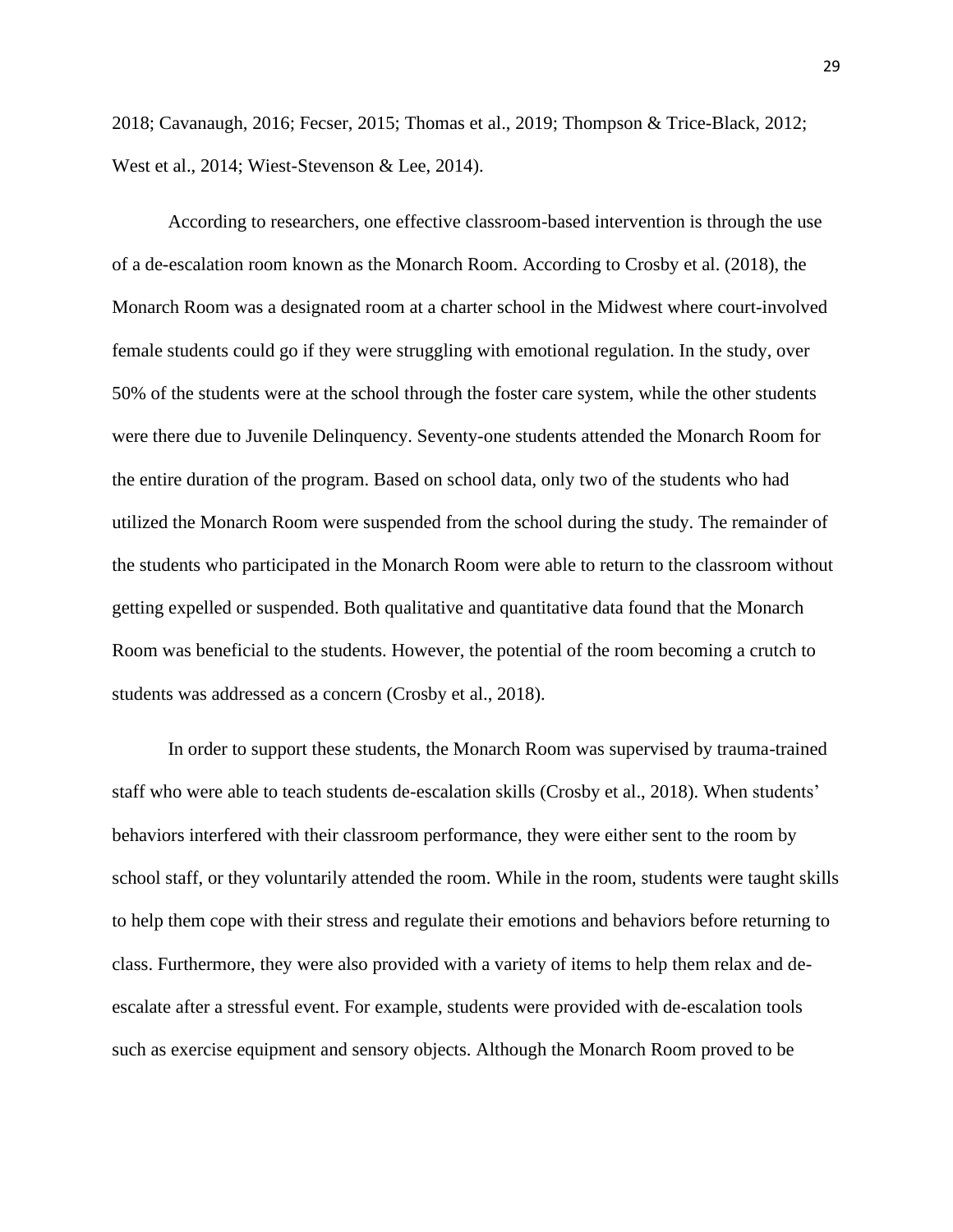2018; Cavanaugh, 2016; Fecser, 2015; Thomas et al., 2019; Thompson & Trice-Black, 2012; West et al., 2014; Wiest-Stevenson & Lee, 2014).

According to researchers, one effective classroom-based intervention is through the use of a de-escalation room known as the Monarch Room. According to Crosby et al. (2018), the Monarch Room was a designated room at a charter school in the Midwest where court-involved female students could go if they were struggling with emotional regulation. In the study, over 50% of the students were at the school through the foster care system, while the other students were there due to Juvenile Delinquency. Seventy-one students attended the Monarch Room for the entire duration of the program. Based on school data, only two of the students who had utilized the Monarch Room were suspended from the school during the study. The remainder of the students who participated in the Monarch Room were able to return to the classroom without getting expelled or suspended. Both qualitative and quantitative data found that the Monarch Room was beneficial to the students. However, the potential of the room becoming a crutch to students was addressed as a concern (Crosby et al., 2018).

In order to support these students, the Monarch Room was supervised by trauma-trained staff who were able to teach students de-escalation skills (Crosby et al., 2018). When students' behaviors interfered with their classroom performance, they were either sent to the room by school staff, or they voluntarily attended the room. While in the room, students were taught skills to help them cope with their stress and regulate their emotions and behaviors before returning to class. Furthermore, they were also provided with a variety of items to help them relax and de-escalate after a stressful event. For example, students were provided with de-escalation tools such as exercise equipment and sensory objects. Although the Monarch Room proved to be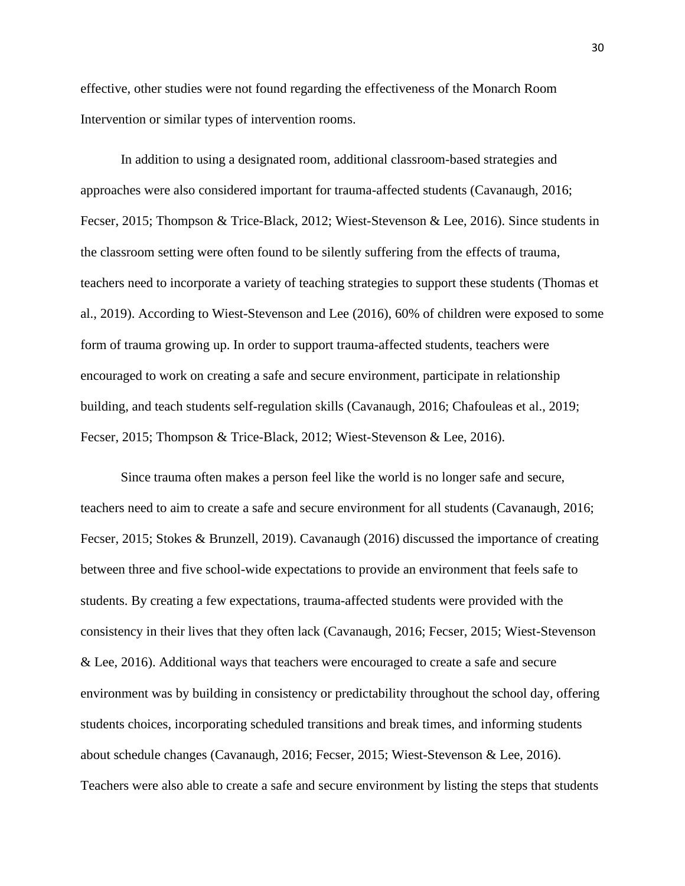effective, other studies were not found regarding the effectiveness of the Monarch Room Intervention or similar types of intervention rooms.

In addition to using a designated room, additional classroom-based strategies and approaches were also considered important for trauma-affected students (Cavanaugh, 2016; Fecser, 2015; Thompson & Trice-Black, 2012; Wiest-Stevenson & Lee, 2016). Since students in the classroom setting were often found to be silently suffering from the effects of trauma, teachers need to incorporate a variety of teaching strategies to support these students (Thomas et al., 2019). According to Wiest-Stevenson and Lee (2016), 60% of children were exposed to some form of trauma growing up. In order to support trauma-affected students, teachers were encouraged to work on creating a safe and secure environment, participate in relationship building, and teach students self-regulation skills (Cavanaugh, 2016; Chafouleas et al., 2019; Fecser, 2015; Thompson & Trice-Black, 2012; Wiest-Stevenson & Lee, 2016).

Since trauma often makes a person feel like the world is no longer safe and secure, teachers need to aim to create a safe and secure environment for all students (Cavanaugh, 2016; Fecser, 2015; Stokes & Brunzell, 2019). Cavanaugh (2016) discussed the importance of creating between three and five school-wide expectations to provide an environment that feels safe to students. By creating a few expectations, trauma-affected students were provided with the consistency in their lives that they often lack (Cavanaugh, 2016; Fecser, 2015; Wiest-Stevenson & Lee, 2016). Additional ways that teachers were encouraged to create a safe and secure environment was by building in consistency or predictability throughout the school day, offering students choices, incorporating scheduled transitions and break times, and informing students about schedule changes (Cavanaugh, 2016; Fecser, 2015; Wiest-Stevenson & Lee, 2016). Teachers were also able to create a safe and secure environment by listing the steps that students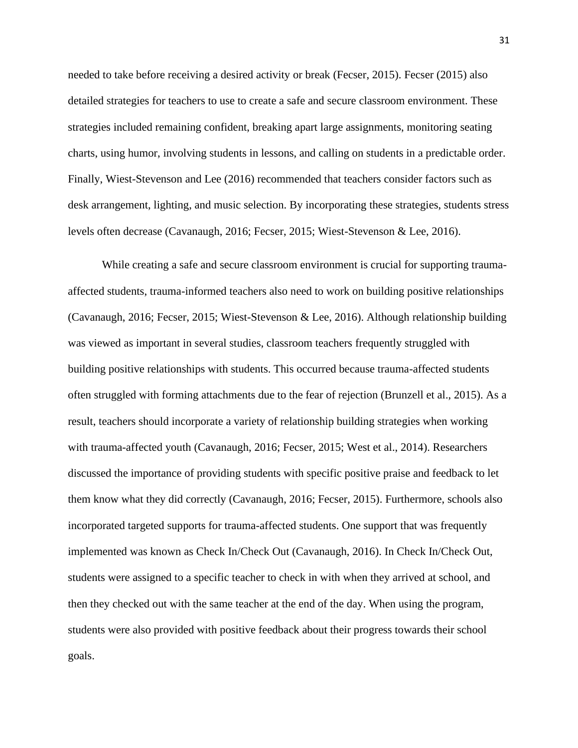needed to take before receiving a desired activity or break (Fecser, 2015). Fecser (2015) also detailed strategies for teachers to use to create a safe and secure classroom environment. These strategies included remaining confident, breaking apart large assignments, monitoring seating charts, using humor, involving students in lessons, and calling on students in a predictable order. Finally, Wiest-Stevenson and Lee (2016) recommended that teachers consider factors such as desk arrangement, lighting, and music selection. By incorporating these strategies, students stress levels often decrease (Cavanaugh, 2016; Fecser, 2015; Wiest-Stevenson & Lee, 2016).

While creating a safe and secure classroom environment is crucial for supporting trauma-affected students, trauma-informed teachers also need to work on building positive relationships (Cavanaugh, 2016; Fecser, 2015; Wiest-Stevenson & Lee, 2016). Although relationship building was viewed as important in several studies, classroom teachers frequently struggled with building positive relationships with students. This occurred because trauma-affected students often struggled with forming attachments due to the fear of rejection (Brunzell et al., 2015). As a result, teachers should incorporate a variety of relationship building strategies when working with trauma-affected youth (Cavanaugh, 2016; Fecser, 2015; West et al., 2014). Researchers discussed the importance of providing students with specific positive praise and feedback to let them know what they did correctly (Cavanaugh, 2016; Fecser, 2015). Furthermore, schools also incorporated targeted supports for trauma-affected students. One support that was frequently implemented was known as Check In/Check Out (Cavanaugh, 2016). In Check In/Check Out, students were assigned to a specific teacher to check in with when they arrived at school, and then they checked out with the same teacher at the end of the day. When using the program, students were also provided with positive feedback about their progress towards their school goals.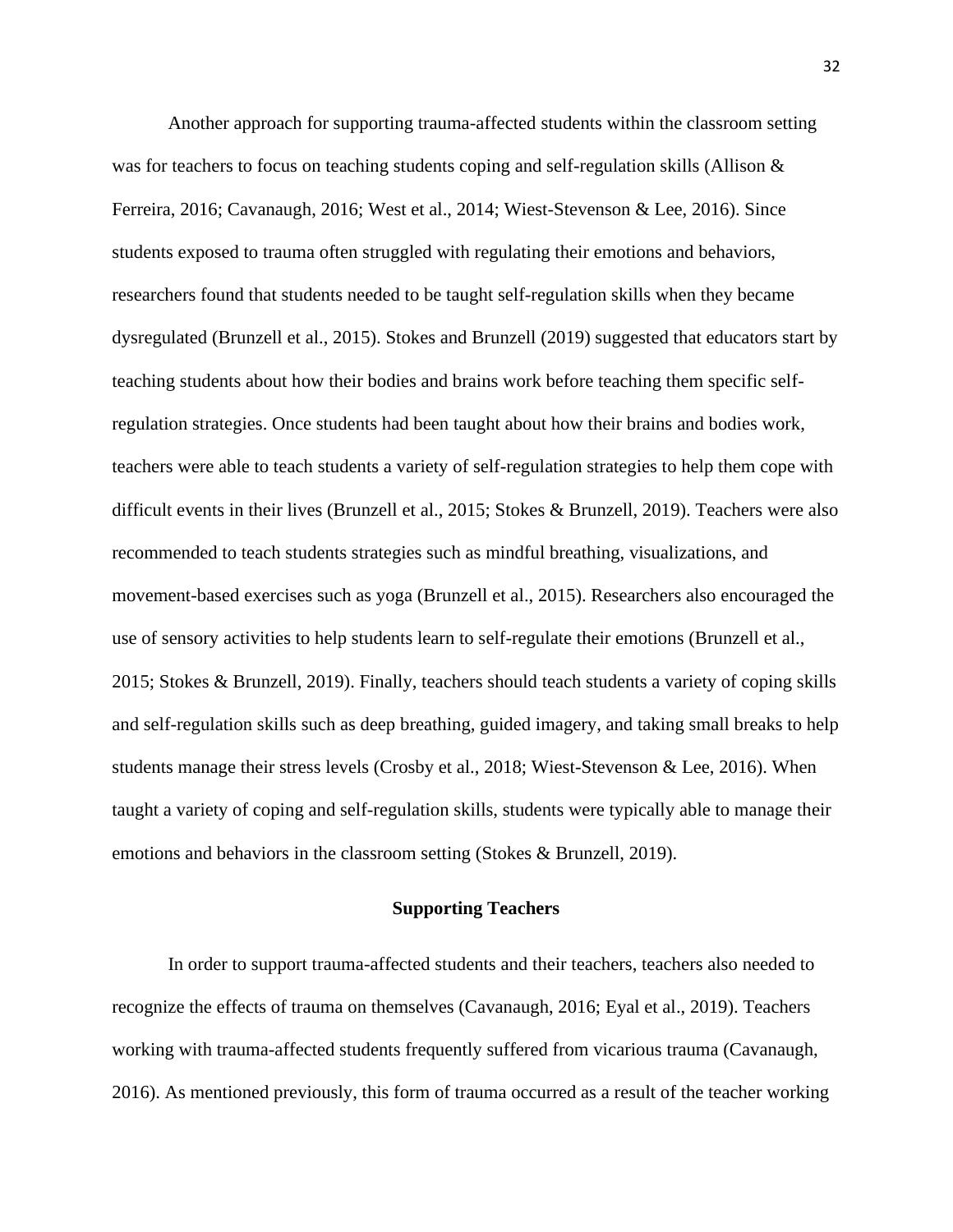Another approach for supporting trauma-affected students within the classroom setting was for teachers to focus on teaching students coping and self-regulation skills (Allison & Ferreira, 2016; Cavanaugh, 2016; West et al., 2014; Wiest-Stevenson & Lee, 2016). Since students exposed to trauma often struggled with regulating their emotions and behaviors, researchers found that students needed to be taught self-regulation skills when they became dysregulated (Brunzell et al., 2015). Stokes and Brunzell (2019) suggested that educators start by teaching students about how their bodies and brains work before teaching them specific self-regulation strategies. Once students had been taught about how their brains and bodies work, teachers were able to teach students a variety of self-regulation strategies to help them cope with difficult events in their lives (Brunzell et al., 2015; Stokes & Brunzell, 2019). Teachers were also recommended to teach students strategies such as mindful breathing, visualizations, and movement-based exercises such as yoga (Brunzell et al., 2015). Researchers also encouraged the use of sensory activities to help students learn to self-regulate their emotions (Brunzell et al., 2015; Stokes & Brunzell, 2019). Finally, teachers should teach students a variety of coping skills and self-regulation skills such as deep breathing, guided imagery, and taking small breaks to help students manage their stress levels (Crosby et al., 2018; Wiest-Stevenson & Lee, 2016). When taught a variety of coping and self-regulation skills, students were typically able to manage their emotions and behaviors in the classroom setting (Stokes & Brunzell, 2019).

## Supporting Teachers

In order to support trauma-affected students and their teachers, teachers also needed to recognize the effects of trauma on themselves (Cavanaugh, 2016; Eyal et al., 2019). Teachers working with trauma-affected students frequently suffered from vicarious trauma (Cavanaugh, 2016). As mentioned previously, this form of trauma occurred as a result of the teacher working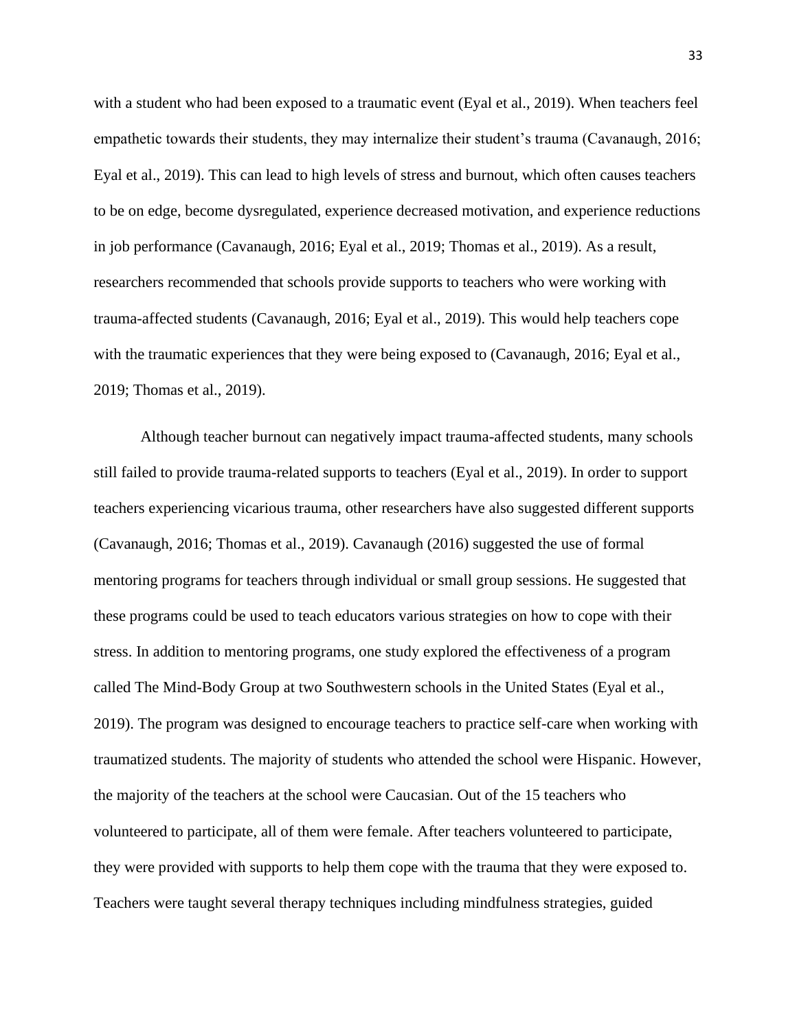with a student who had been exposed to a traumatic event (Eyal et al., 2019). When teachers feel empathetic towards their students, they may internalize their student's trauma (Cavanaugh, 2016; Eyal et al., 2019). This can lead to high levels of stress and burnout, which often causes teachers to be on edge, become dysregulated, experience decreased motivation, and experience reductions in job performance (Cavanaugh, 2016; Eyal et al., 2019; Thomas et al., 2019). As a result, researchers recommended that schools provide supports to teachers who were working with trauma-affected students (Cavanaugh, 2016; Eyal et al., 2019). This would help teachers cope with the traumatic experiences that they were being exposed to (Cavanaugh, 2016; Eyal et al., 2019; Thomas et al., 2019).

Although teacher burnout can negatively impact trauma-affected students, many schools still failed to provide trauma-related supports to teachers (Eyal et al., 2019). In order to support teachers experiencing vicarious trauma, other researchers have also suggested different supports (Cavanaugh, 2016; Thomas et al., 2019). Cavanaugh (2016) suggested the use of formal mentoring programs for teachers through individual or small group sessions. He suggested that these programs could be used to teach educators various strategies on how to cope with their stress. In addition to mentoring programs, one study explored the effectiveness of a program called The Mind-Body Group at two Southwestern schools in the United States (Eyal et al., 2019). The program was designed to encourage teachers to practice self-care when working with traumatized students. The majority of students who attended the school were Hispanic. However, the majority of the teachers at the school were Caucasian. Out of the 15 teachers who volunteered to participate, all of them were female. After teachers volunteered to participate, they were provided with supports to help them cope with the trauma that they were exposed to. Teachers were taught several therapy techniques including mindfulness strategies, guided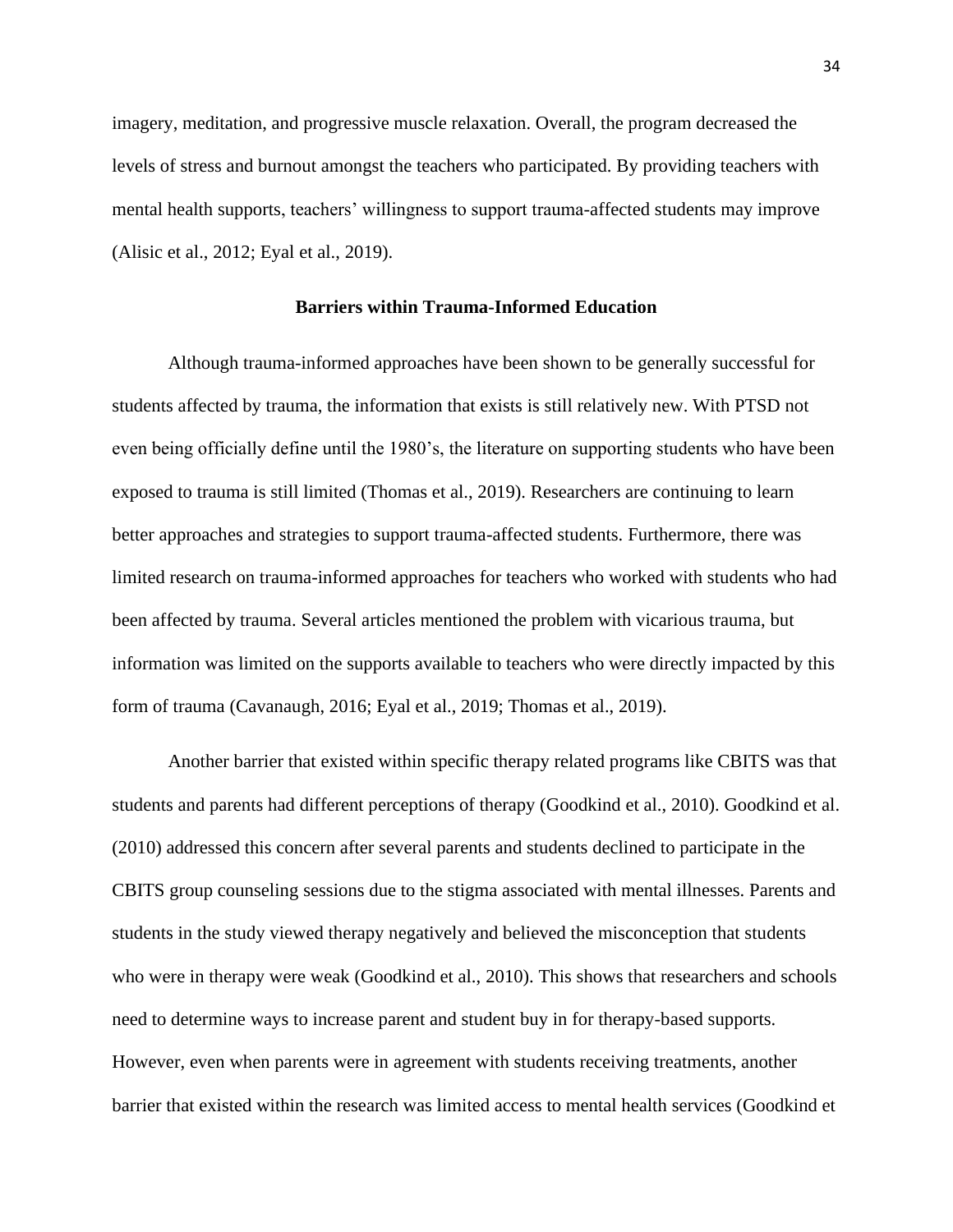imagery, meditation, and progressive muscle relaxation. Overall, the program decreased the levels of stress and burnout amongst the teachers who participated. By providing teachers with mental health supports, teachers' willingness to support trauma-affected students may improve (Alisic et al., 2012; Eyal et al., 2019).

## Barriers within Trauma-Informed Education

Although trauma-informed approaches have been shown to be generally successful for students affected by trauma, the information that exists is still relatively new. With PTSD not even being officially define until the 1980's, the literature on supporting students who have been exposed to trauma is still limited (Thomas et al., 2019). Researchers are continuing to learn better approaches and strategies to support trauma-affected students. Furthermore, there was limited research on trauma-informed approaches for teachers who worked with students who had been affected by trauma. Several articles mentioned the problem with vicarious trauma, but information was limited on the supports available to teachers who were directly impacted by this form of trauma (Cavanaugh, 2016; Eyal et al., 2019; Thomas et al., 2019).

Another barrier that existed within specific therapy related programs like CBITS was that students and parents had different perceptions of therapy (Goodkind et al., 2010). Goodkind et al. (2010) addressed this concern after several parents and students declined to participate in the CBITS group counseling sessions due to the stigma associated with mental illnesses. Parents and students in the study viewed therapy negatively and believed the misconception that students who were in therapy were weak (Goodkind et al., 2010). This shows that researchers and schools need to determine ways to increase parent and student buy in for therapy-based supports. However, even when parents were in agreement with students receiving treatments, another barrier that existed within the research was limited access to mental health services (Goodkind et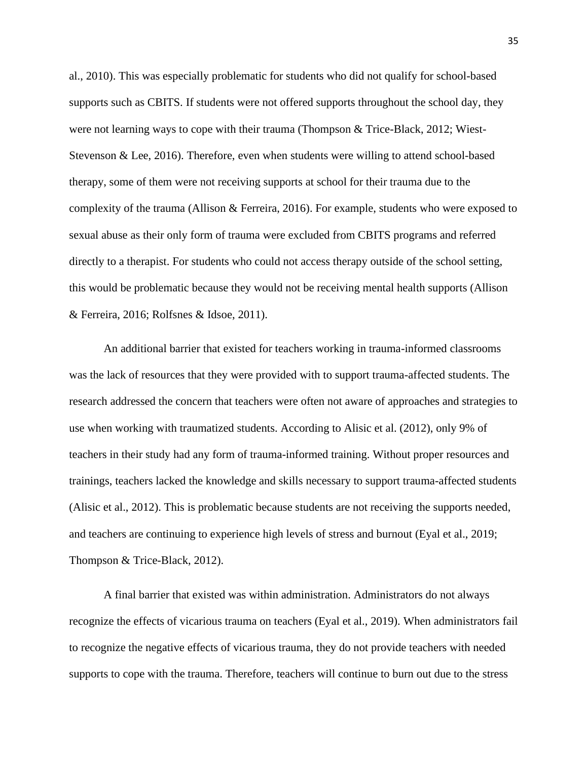al., 2010). This was especially problematic for students who did not qualify for school-based supports such as CBITS. If students were not offered supports throughout the school day, they were not learning ways to cope with their trauma (Thompson & Trice-Black, 2012; Wiest-Stevenson & Lee, 2016). Therefore, even when students were willing to attend school-based therapy, some of them were not receiving supports at school for their trauma due to the complexity of the trauma (Allison & Ferreira, 2016). For example, students who were exposed to sexual abuse as their only form of trauma were excluded from CBITS programs and referred directly to a therapist. For students who could not access therapy outside of the school setting, this would be problematic because they would not be receiving mental health supports (Allison & Ferreira, 2016; Rolfsnes & Idsoe, 2011).

An additional barrier that existed for teachers working in trauma-informed classrooms was the lack of resources that they were provided with to support trauma-affected students. The research addressed the concern that teachers were often not aware of approaches and strategies to use when working with traumatized students. According to Alisic et al. (2012), only 9% of teachers in their study had any form of trauma-informed training. Without proper resources and trainings, teachers lacked the knowledge and skills necessary to support trauma-affected students (Alisic et al., 2012). This is problematic because students are not receiving the supports needed, and teachers are continuing to experience high levels of stress and burnout (Eyal et al., 2019; Thompson & Trice-Black, 2012).

A final barrier that existed was within administration. Administrators do not always recognize the effects of vicarious trauma on teachers (Eyal et al., 2019). When administrators fail to recognize the negative effects of vicarious trauma, they do not provide teachers with needed supports to cope with the trauma. Therefore, teachers will continue to burn out due to the stress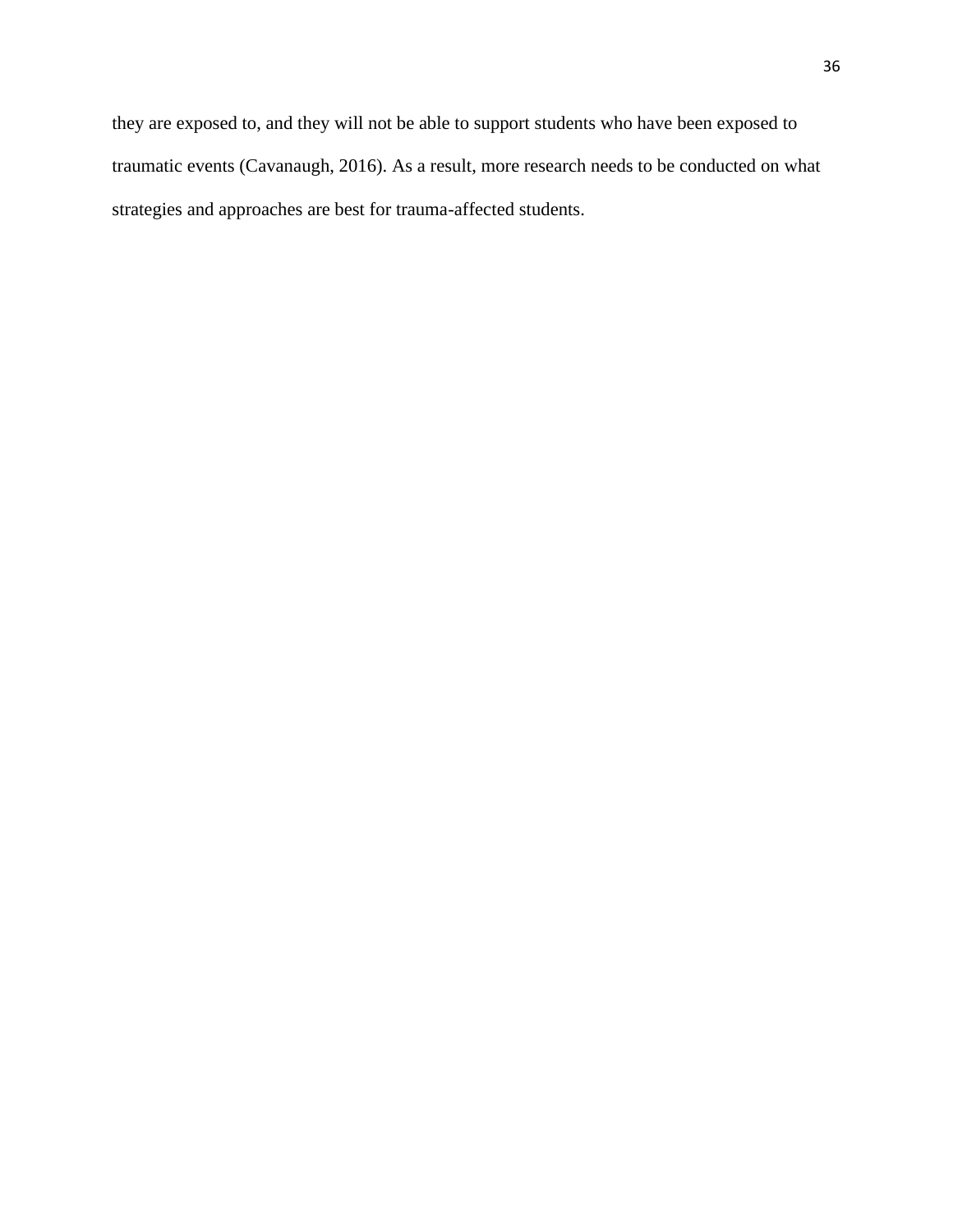they are exposed to, and they will not be able to support students who have been exposed to traumatic events (Cavanaugh, 2016). As a result, more research needs to be conducted on what strategies and approaches are best for trauma-affected students.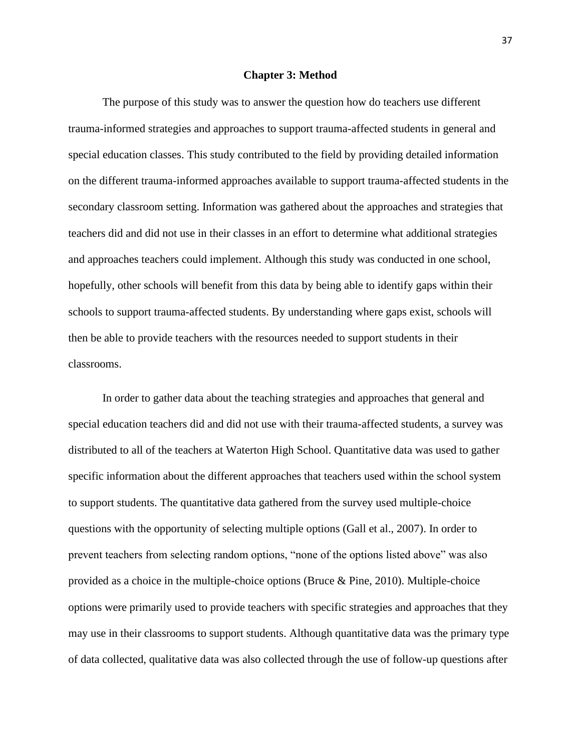# Chapter 3: Method

The purpose of this study was to answer the question how do teachers use different trauma-informed strategies and approaches to support trauma-affected students in general and special education classes. This study contributed to the field by providing detailed information on the different trauma-informed approaches available to support trauma-affected students in the secondary classroom setting. Information was gathered about the approaches and strategies that teachers did and did not use in their classes in an effort to determine what additional strategies and approaches teachers could implement. Although this study was conducted in one school, hopefully, other schools will benefit from this data by being able to identify gaps within their schools to support trauma-affected students. By understanding where gaps exist, schools will then be able to provide teachers with the resources needed to support students in their classrooms.

In order to gather data about the teaching strategies and approaches that general and special education teachers did and did not use with their trauma-affected students, a survey was distributed to all of the teachers at Waterton High School. Quantitative data was used to gather specific information about the different approaches that teachers used within the school system to support students. The quantitative data gathered from the survey used multiple-choice questions with the opportunity of selecting multiple options (Gall et al., 2007). In order to prevent teachers from selecting random options, "none of the options listed above" was also provided as a choice in the multiple-choice options (Bruce & Pine, 2010). Multiple-choice options were primarily used to provide teachers with specific strategies and approaches that they may use in their classrooms to support students. Although quantitative data was the primary type of data collected, qualitative data was also collected through the use of follow-up questions after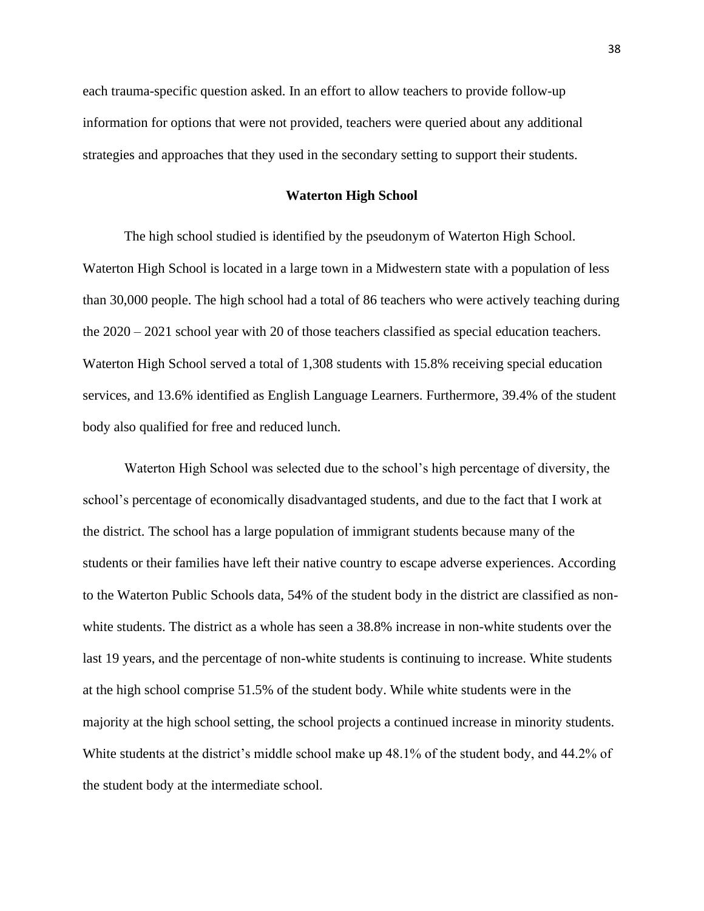each trauma-specific question asked. In an effort to allow teachers to provide follow-up information for options that were not provided, teachers were queried about any additional strategies and approaches that they used in the secondary setting to support their students.

## Waterton High School

The high school studied is identified by the pseudonym of Waterton High School. Waterton High School is located in a large town in a Midwestern state with a population of less than 30,000 people. The high school had a total of 86 teachers who were actively teaching during the 2020 – 2021 school year with 20 of those teachers classified as special education teachers. Waterton High School served a total of 1,308 students with 15.8% receiving special education services, and 13.6% identified as English Language Learners. Furthermore, 39.4% of the student body also qualified for free and reduced lunch.

Waterton High School was selected due to the school's high percentage of diversity, the school's percentage of economically disadvantaged students, and due to the fact that I work at the district. The school has a large population of immigrant students because many of the students or their families have left their native country to escape adverse experiences. According to the Waterton Public Schools data, 54% of the student body in the district are classified as non-white students. The district as a whole has seen a 38.8% increase in non-white students over the last 19 years, and the percentage of non-white students is continuing to increase. White students at the high school comprise 51.5% of the student body. While white students were in the majority at the high school setting, the school projects a continued increase in minority students. White students at the district's middle school make up 48.1% of the student body, and 44.2% of the student body at the intermediate school.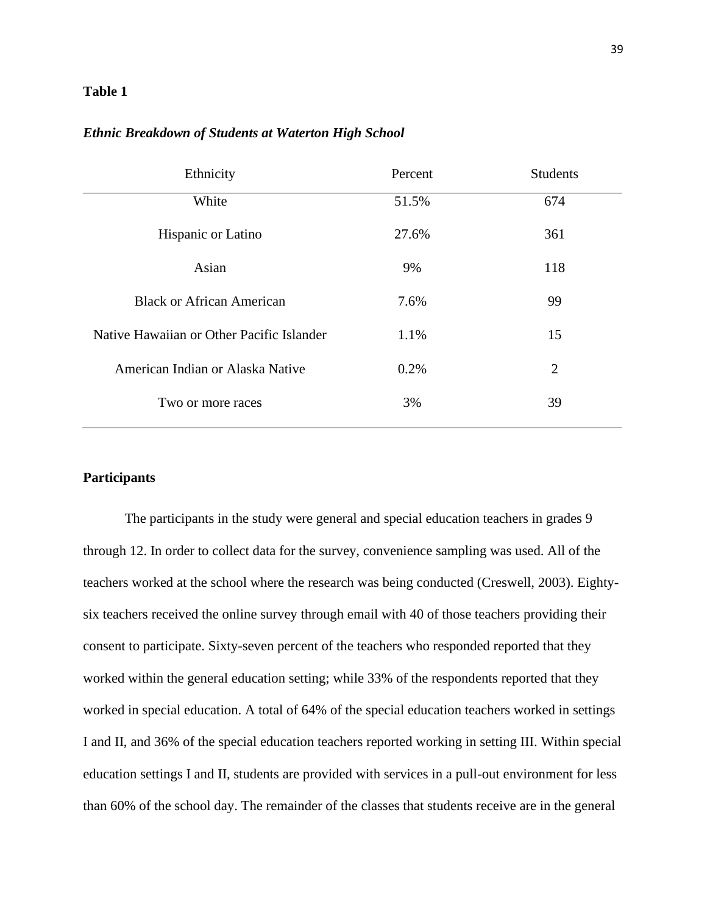**Table 1**

***Ethnic Breakdown of Students at Waterton High School***

| Ethnicity | Percent | Students |
|---|---|---|
| White | 51.5% | 674 |
| Hispanic or Latino | 27.6% | 361 |
| Asian | 9% | 118 |
| Black or African American | 7.6% | 99 |
| Native Hawaiian or Other Pacific Islander | 1.1% | 15 |
| American Indian or Alaska Native | 0.2% | 2 |
| Two or more races | 3% | 39 |

**Participants**

The participants in the study were general and special education teachers in grades 9 through 12. In order to collect data for the survey, convenience sampling was used. All of the teachers worked at the school where the research was being conducted (Creswell, 2003). Eighty-six teachers received the online survey through email with 40 of those teachers providing their consent to participate. Sixty-seven percent of the teachers who responded reported that they worked within the general education setting; while 33% of the respondents reported that they worked in special education. A total of 64% of the special education teachers worked in settings I and II, and 36% of the special education teachers reported working in setting III. Within special education settings I and II, students are provided with services in a pull-out environment for less than 60% of the school day. The remainder of the classes that students receive are in the general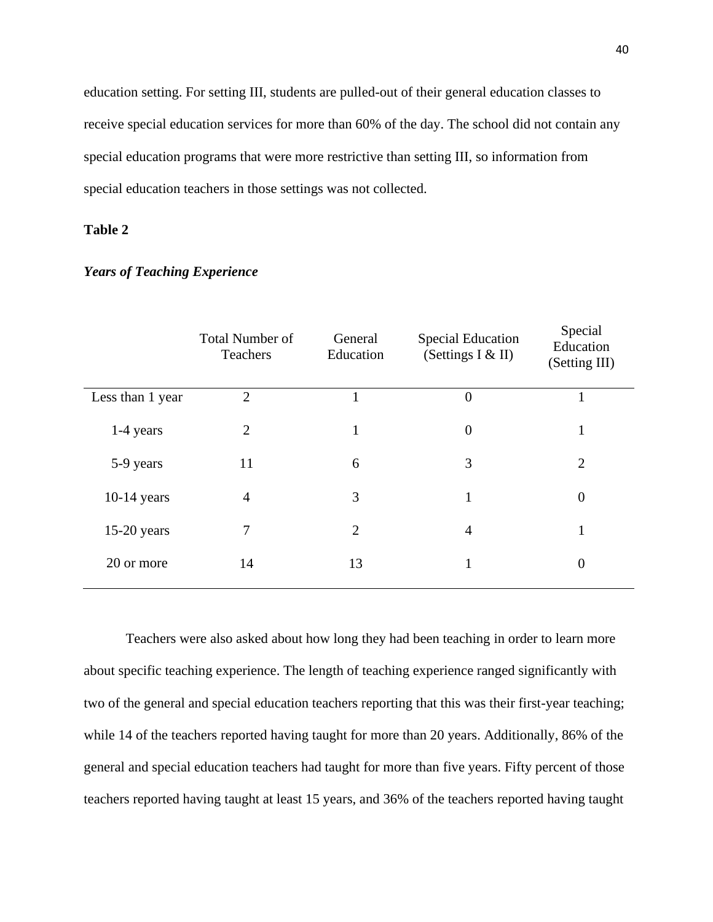education setting. For setting III, students are pulled-out of their general education classes to receive special education services for more than 60% of the day. The school did not contain any special education programs that were more restrictive than setting III, so information from special education teachers in those settings was not collected.

**Table 2**

***Years of Teaching Experience***

| | Total Number of Teachers | General Education | Special Education (Settings I & II) | Special Education (Setting III) |
|---|---|---|---|---|
| Less than 1 year | 2 | 1 | 0 | 1 |
| 1-4 years | 2 | 1 | 0 | 1 |
| 5-9 years | 11 | 6 | 3 | 2 |
| 10-14 years | 4 | 3 | 1 | 0 |
| 15-20 years | 7 | 2 | 4 | 1 |
| 20 or more | 14 | 13 | 1 | 0 |

Teachers were also asked about how long they had been teaching in order to learn more about specific teaching experience. The length of teaching experience ranged significantly with two of the general and special education teachers reporting that this was their first-year teaching; while 14 of the teachers reported having taught for more than 20 years. Additionally, 86% of the general and special education teachers had taught for more than five years. Fifty percent of those teachers reported having taught at least 15 years, and 36% of the teachers reported having taught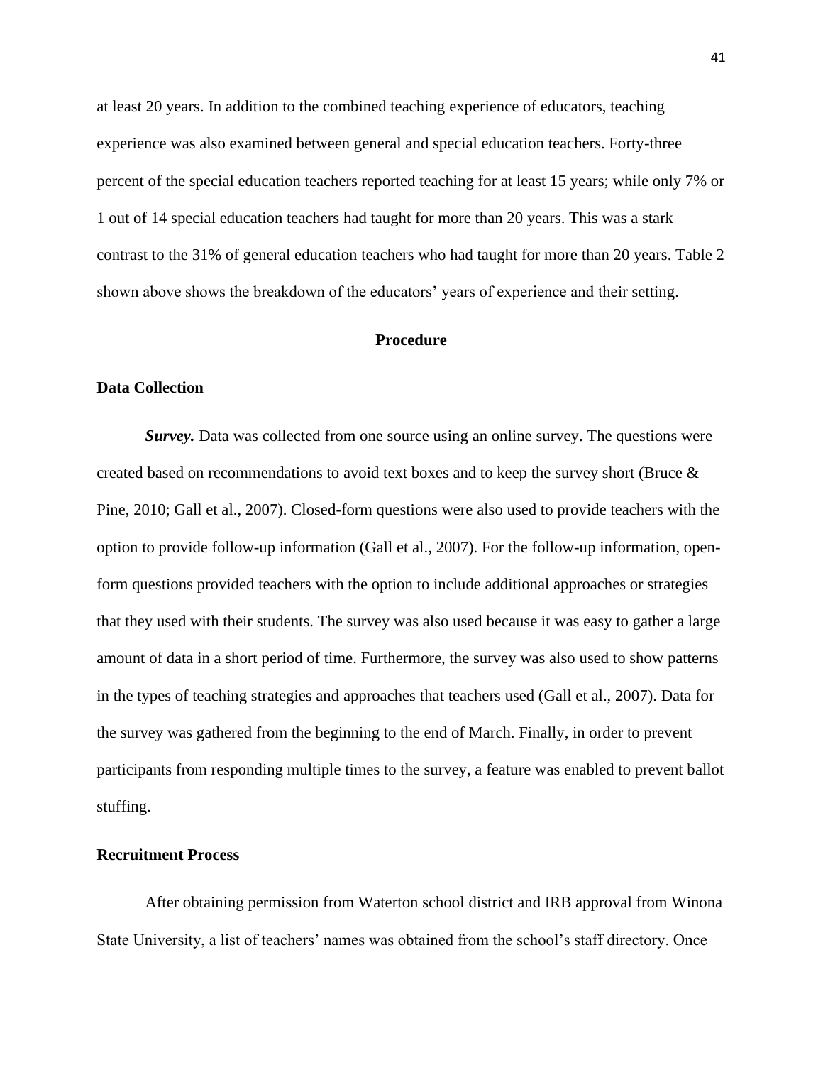at least 20 years. In addition to the combined teaching experience of educators, teaching experience was also examined between general and special education teachers. Forty-three percent of the special education teachers reported teaching for at least 15 years; while only 7% or 1 out of 14 special education teachers had taught for more than 20 years. This was a stark contrast to the 31% of general education teachers who had taught for more than 20 years. Table 2 shown above shows the breakdown of the educators' years of experience and their setting.

## Procedure

### Data Collection

***Survey.*** Data was collected from one source using an online survey. The questions were created based on recommendations to avoid text boxes and to keep the survey short (Bruce & Pine, 2010; Gall et al., 2007). Closed-form questions were also used to provide teachers with the option to provide follow-up information (Gall et al., 2007). For the follow-up information, open-form questions provided teachers with the option to include additional approaches or strategies that they used with their students. The survey was also used because it was easy to gather a large amount of data in a short period of time. Furthermore, the survey was also used to show patterns in the types of teaching strategies and approaches that teachers used (Gall et al., 2007). Data for the survey was gathered from the beginning to the end of March. Finally, in order to prevent participants from responding multiple times to the survey, a feature was enabled to prevent ballot stuffing.

### Recruitment Process

After obtaining permission from Waterton school district and IRB approval from Winona State University, a list of teachers' names was obtained from the school's staff directory. Once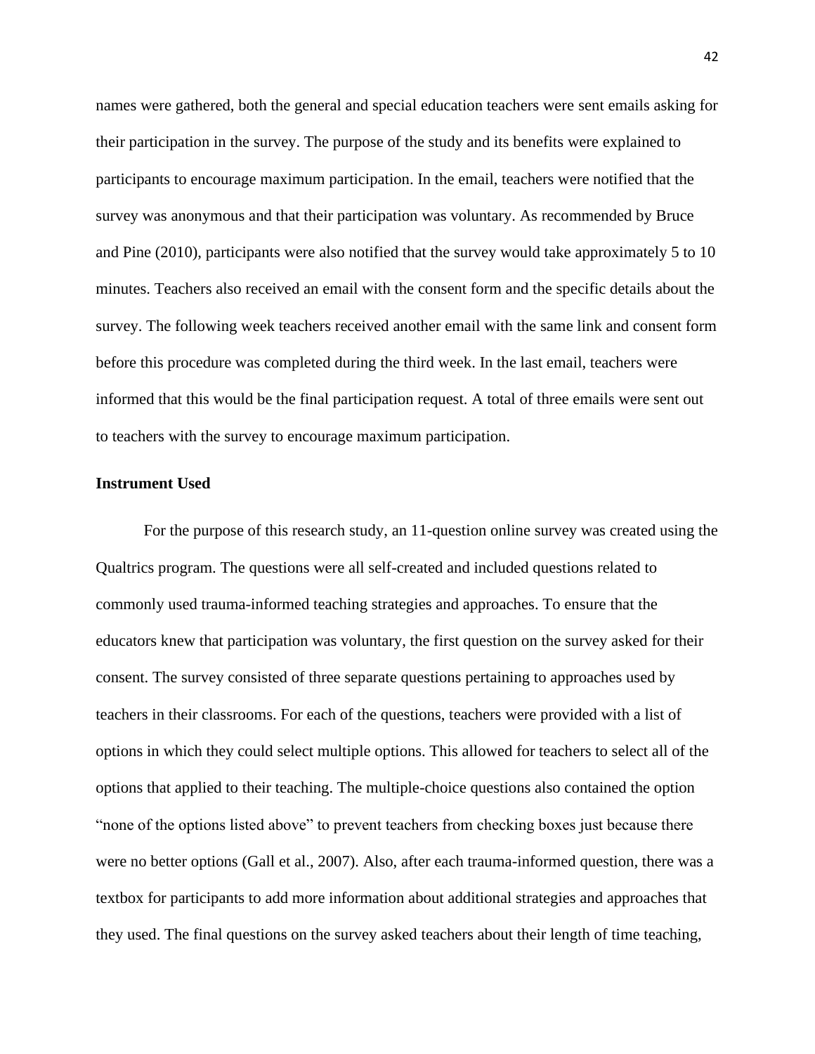names were gathered, both the general and special education teachers were sent emails asking for their participation in the survey. The purpose of the study and its benefits were explained to participants to encourage maximum participation. In the email, teachers were notified that the survey was anonymous and that their participation was voluntary. As recommended by Bruce and Pine (2010), participants were also notified that the survey would take approximately 5 to 10 minutes. Teachers also received an email with the consent form and the specific details about the survey. The following week teachers received another email with the same link and consent form before this procedure was completed during the third week. In the last email, teachers were informed that this would be the final participation request. A total of three emails were sent out to teachers with the survey to encourage maximum participation.

**Instrument Used**

For the purpose of this research study, an 11-question online survey was created using the Qualtrics program. The questions were all self-created and included questions related to commonly used trauma-informed teaching strategies and approaches. To ensure that the educators knew that participation was voluntary, the first question on the survey asked for their consent. The survey consisted of three separate questions pertaining to approaches used by teachers in their classrooms. For each of the questions, teachers were provided with a list of options in which they could select multiple options. This allowed for teachers to select all of the options that applied to their teaching. The multiple-choice questions also contained the option "none of the options listed above" to prevent teachers from checking boxes just because there were no better options (Gall et al., 2007). Also, after each trauma-informed question, there was a textbox for participants to add more information about additional strategies and approaches that they used. The final questions on the survey asked teachers about their length of time teaching,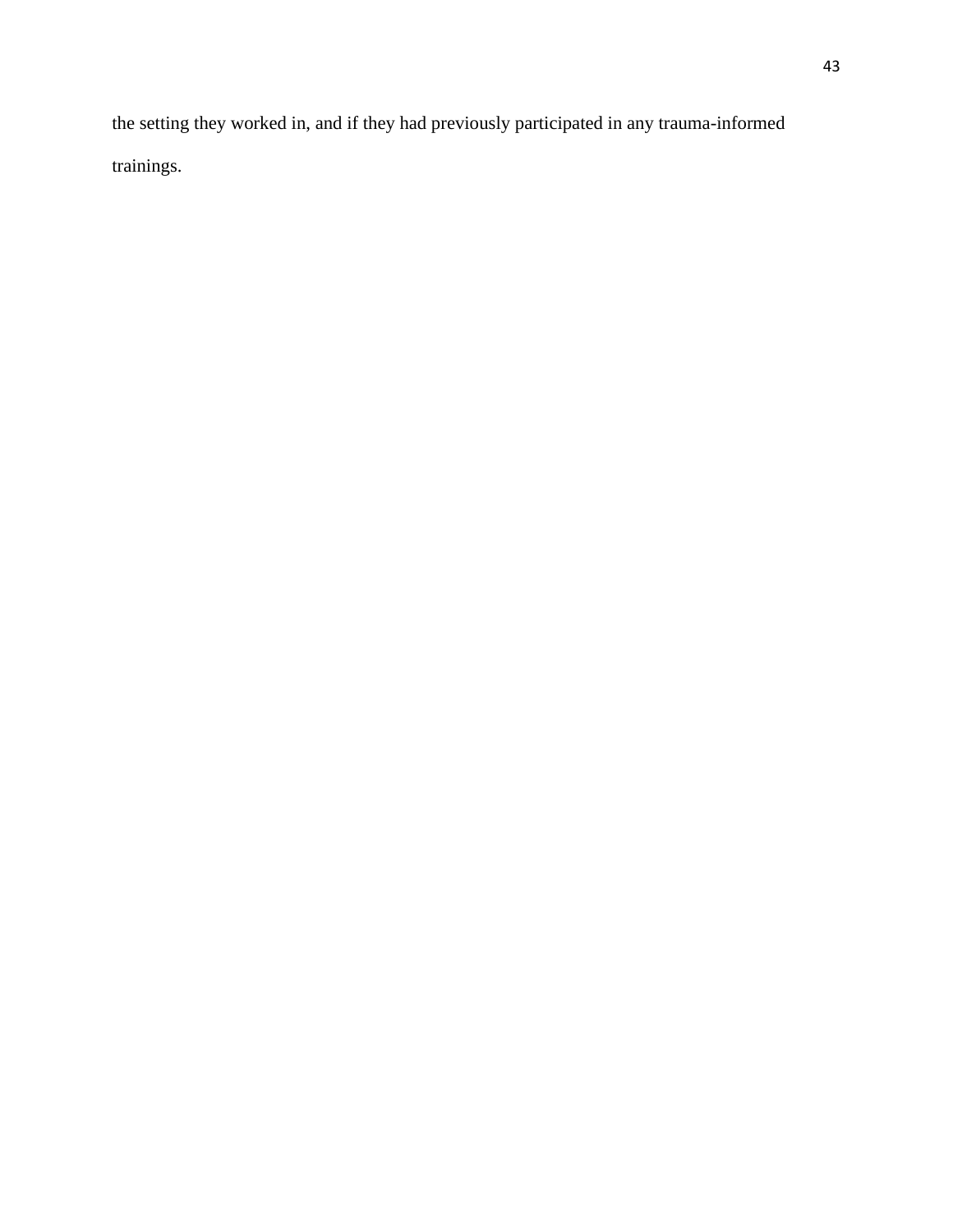the setting they worked in, and if they had previously participated in any trauma-informed trainings.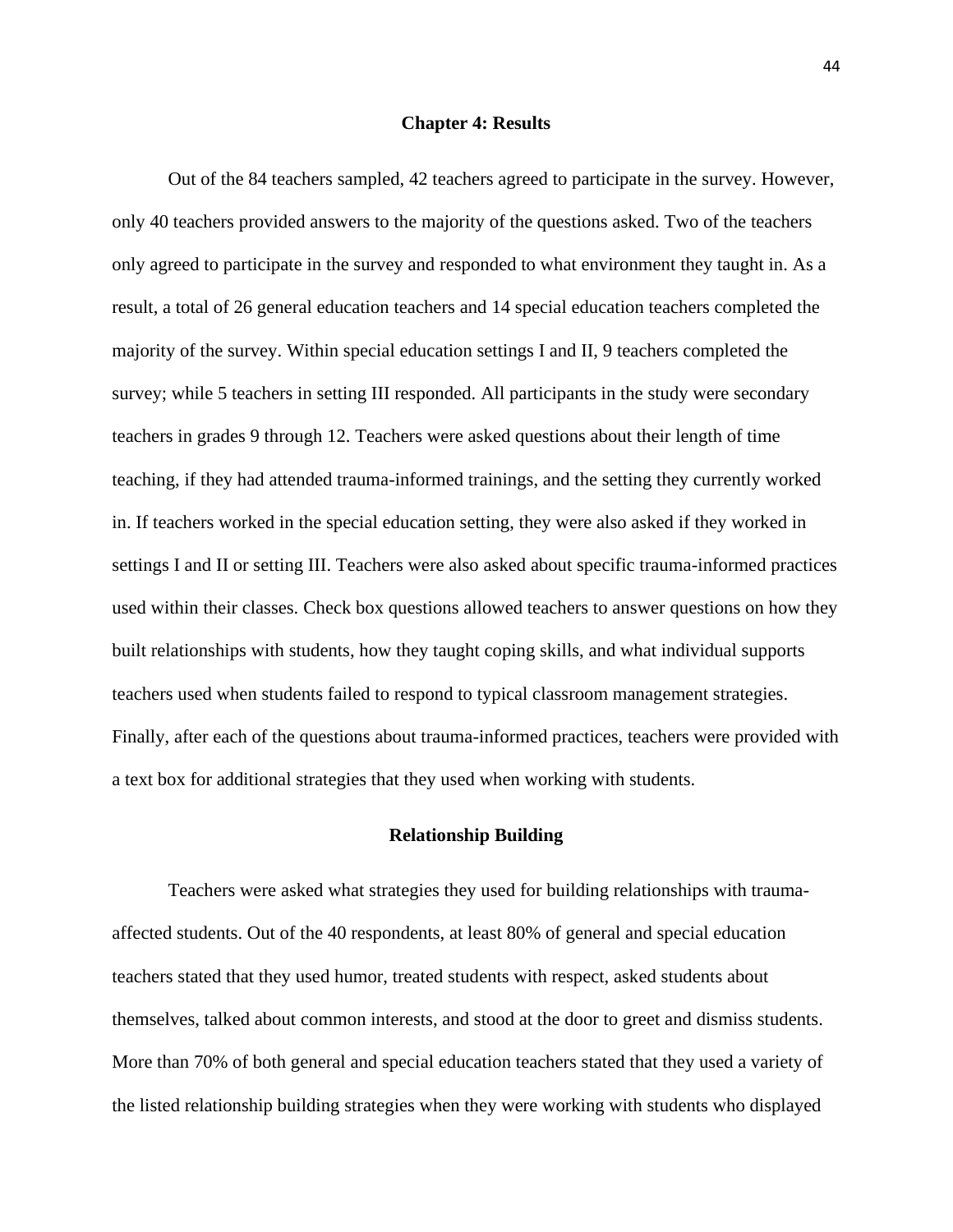# Chapter 4: Results

Out of the 84 teachers sampled, 42 teachers agreed to participate in the survey. However, only 40 teachers provided answers to the majority of the questions asked. Two of the teachers only agreed to participate in the survey and responded to what environment they taught in. As a result, a total of 26 general education teachers and 14 special education teachers completed the majority of the survey. Within special education settings I and II, 9 teachers completed the survey; while 5 teachers in setting III responded. All participants in the study were secondary teachers in grades 9 through 12. Teachers were asked questions about their length of time teaching, if they had attended trauma-informed trainings, and the setting they currently worked in. If teachers worked in the special education setting, they were also asked if they worked in settings I and II or setting III. Teachers were also asked about specific trauma-informed practices used within their classes. Check box questions allowed teachers to answer questions on how they built relationships with students, how they taught coping skills, and what individual supports teachers used when students failed to respond to typical classroom management strategies. Finally, after each of the questions about trauma-informed practices, teachers were provided with a text box for additional strategies that they used when working with students.

## Relationship Building

Teachers were asked what strategies they used for building relationships with trauma-affected students. Out of the 40 respondents, at least 80% of general and special education teachers stated that they used humor, treated students with respect, asked students about themselves, talked about common interests, and stood at the door to greet and dismiss students. More than 70% of both general and special education teachers stated that they used a variety of the listed relationship building strategies when they were working with students who displayed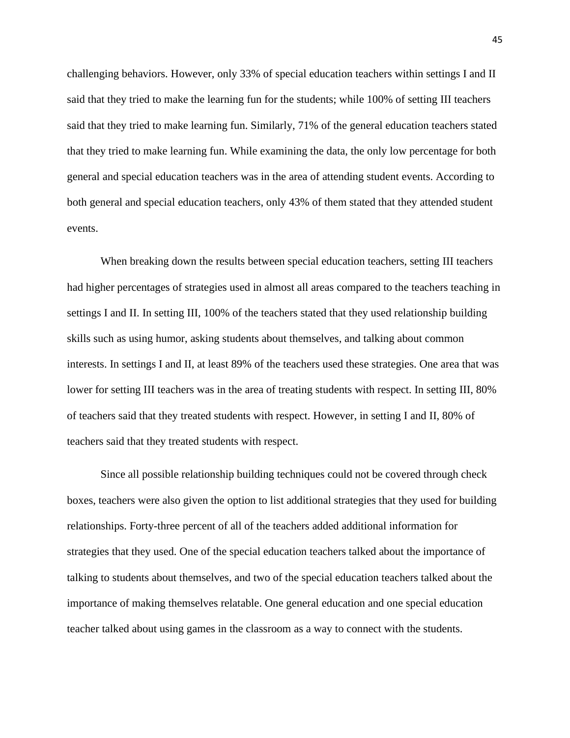challenging behaviors. However, only 33% of special education teachers within settings I and II said that they tried to make the learning fun for the students; while 100% of setting III teachers said that they tried to make learning fun. Similarly, 71% of the general education teachers stated that they tried to make learning fun. While examining the data, the only low percentage for both general and special education teachers was in the area of attending student events. According to both general and special education teachers, only 43% of them stated that they attended student events.

When breaking down the results between special education teachers, setting III teachers had higher percentages of strategies used in almost all areas compared to the teachers teaching in settings I and II. In setting III, 100% of the teachers stated that they used relationship building skills such as using humor, asking students about themselves, and talking about common interests. In settings I and II, at least 89% of the teachers used these strategies. One area that was lower for setting III teachers was in the area of treating students with respect. In setting III, 80% of teachers said that they treated students with respect. However, in setting I and II, 80% of teachers said that they treated students with respect.

Since all possible relationship building techniques could not be covered through check boxes, teachers were also given the option to list additional strategies that they used for building relationships. Forty-three percent of all of the teachers added additional information for strategies that they used. One of the special education teachers talked about the importance of talking to students about themselves, and two of the special education teachers talked about the importance of making themselves relatable. One general education and one special education teacher talked about using games in the classroom as a way to connect with the students.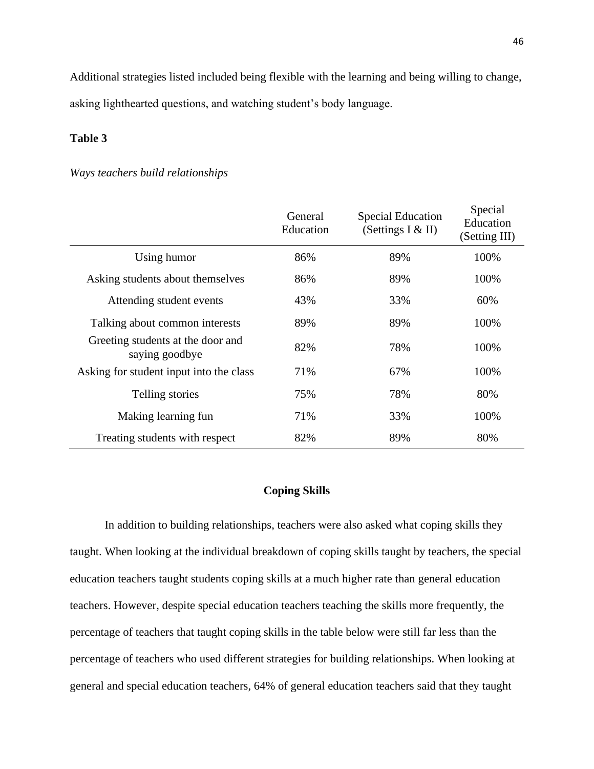Additional strategies listed included being flexible with the learning and being willing to change, asking lighthearted questions, and watching student's body language.

**Table 3**

*Ways teachers build relationships*

| | General Education | Special Education (Settings I & II) | Special Education (Setting III) |
|---|---|---|---|
| Using humor | 86% | 89% | 100% |
| Asking students about themselves | 86% | 89% | 100% |
| Attending student events | 43% | 33% | 60% |
| Talking about common interests | 89% | 89% | 100% |
| Greeting students at the door and saying goodbye | 82% | 78% | 100% |
| Asking for student input into the class | 71% | 67% | 100% |
| Telling stories | 75% | 78% | 80% |
| Making learning fun | 71% | 33% | 100% |
| Treating students with respect | 82% | 89% | 80% |

## Coping Skills

In addition to building relationships, teachers were also asked what coping skills they taught. When looking at the individual breakdown of coping skills taught by teachers, the special education teachers taught students coping skills at a much higher rate than general education teachers. However, despite special education teachers teaching the skills more frequently, the percentage of teachers that taught coping skills in the table below were still far less than the percentage of teachers who used different strategies for building relationships. When looking at general and special education teachers, 64% of general education teachers said that they taught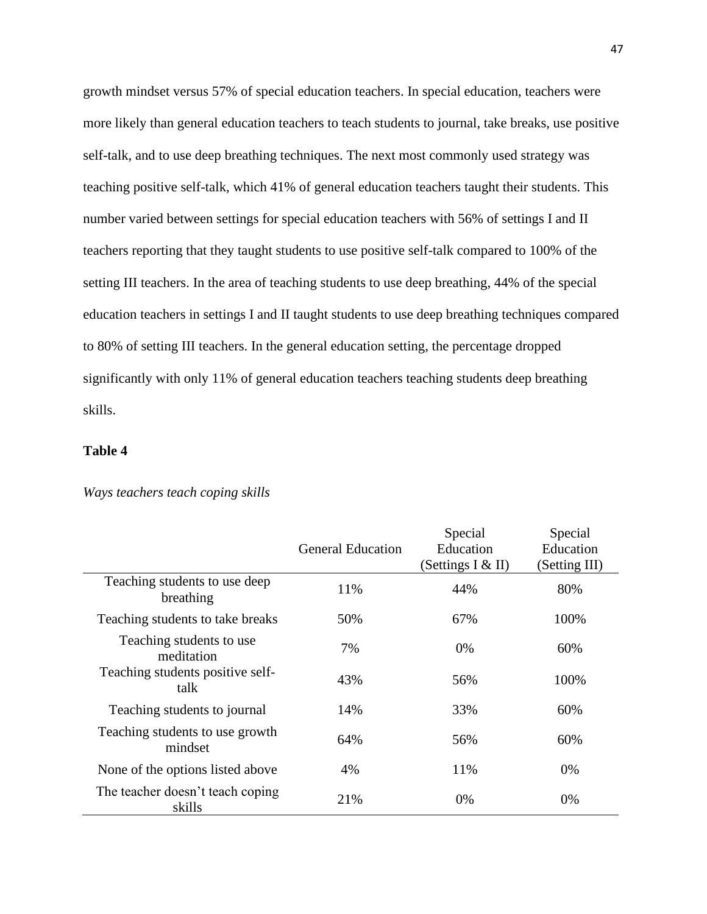growth mindset versus 57% of special education teachers. In special education, teachers were more likely than general education teachers to teach students to journal, take breaks, use positive self-talk, and to use deep breathing techniques. The next most commonly used strategy was teaching positive self-talk, which 41% of general education teachers taught their students. This number varied between settings for special education teachers with 56% of settings I and II teachers reporting that they taught students to use positive self-talk compared to 100% of the setting III teachers. In the area of teaching students to use deep breathing, 44% of the special education teachers in settings I and II taught students to use deep breathing techniques compared to 80% of setting III teachers. In the general education setting, the percentage dropped significantly with only 11% of general education teachers teaching students deep breathing skills.

**Table 4**

*Ways teachers teach coping skills*

| | General Education | Special Education (Settings I & II) | Special Education (Setting III) |
|---|---|---|---|
| Teaching students to use deep breathing | 11% | 44% | 80% |
| Teaching students to take breaks | 50% | 67% | 100% |
| Teaching students to use meditation | 7% | 0% | 60% |
| Teaching students positive self-talk | 43% | 56% | 100% |
| Teaching students to journal | 14% | 33% | 60% |
| Teaching students to use growth mindset | 64% | 56% | 60% |
| None of the options listed above | 4% | 11% | 0% |
| The teacher doesn't teach coping skills | 21% | 0% | 0% |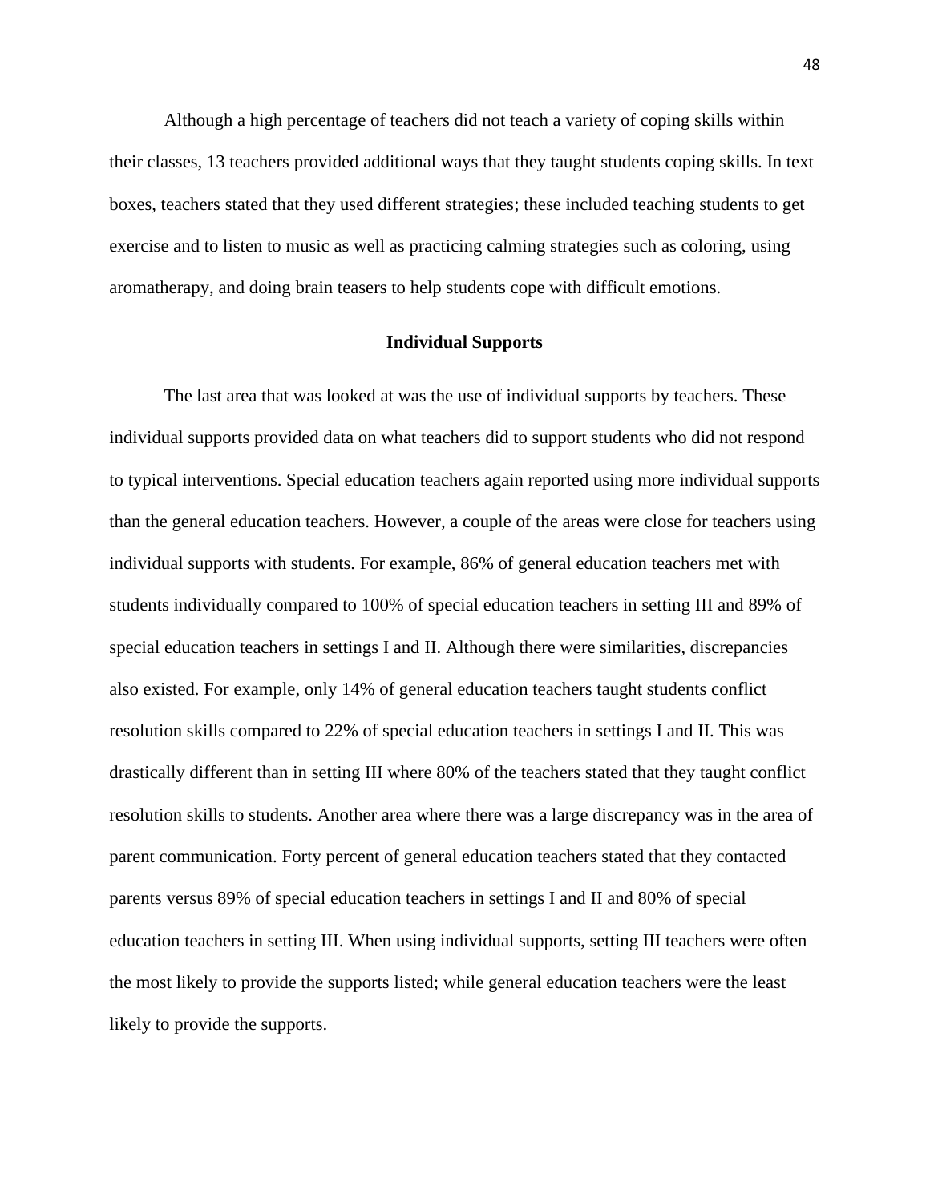Although a high percentage of teachers did not teach a variety of coping skills within their classes, 13 teachers provided additional ways that they taught students coping skills. In text boxes, teachers stated that they used different strategies; these included teaching students to get exercise and to listen to music as well as practicing calming strategies such as coloring, using aromatherapy, and doing brain teasers to help students cope with difficult emotions.

## Individual Supports

The last area that was looked at was the use of individual supports by teachers. These individual supports provided data on what teachers did to support students who did not respond to typical interventions. Special education teachers again reported using more individual supports than the general education teachers. However, a couple of the areas were close for teachers using individual supports with students. For example, 86% of general education teachers met with students individually compared to 100% of special education teachers in setting III and 89% of special education teachers in settings I and II. Although there were similarities, discrepancies also existed. For example, only 14% of general education teachers taught students conflict resolution skills compared to 22% of special education teachers in settings I and II. This was drastically different than in setting III where 80% of the teachers stated that they taught conflict resolution skills to students. Another area where there was a large discrepancy was in the area of parent communication. Forty percent of general education teachers stated that they contacted parents versus 89% of special education teachers in settings I and II and 80% of special education teachers in setting III. When using individual supports, setting III teachers were often the most likely to provide the supports listed; while general education teachers were the least likely to provide the supports.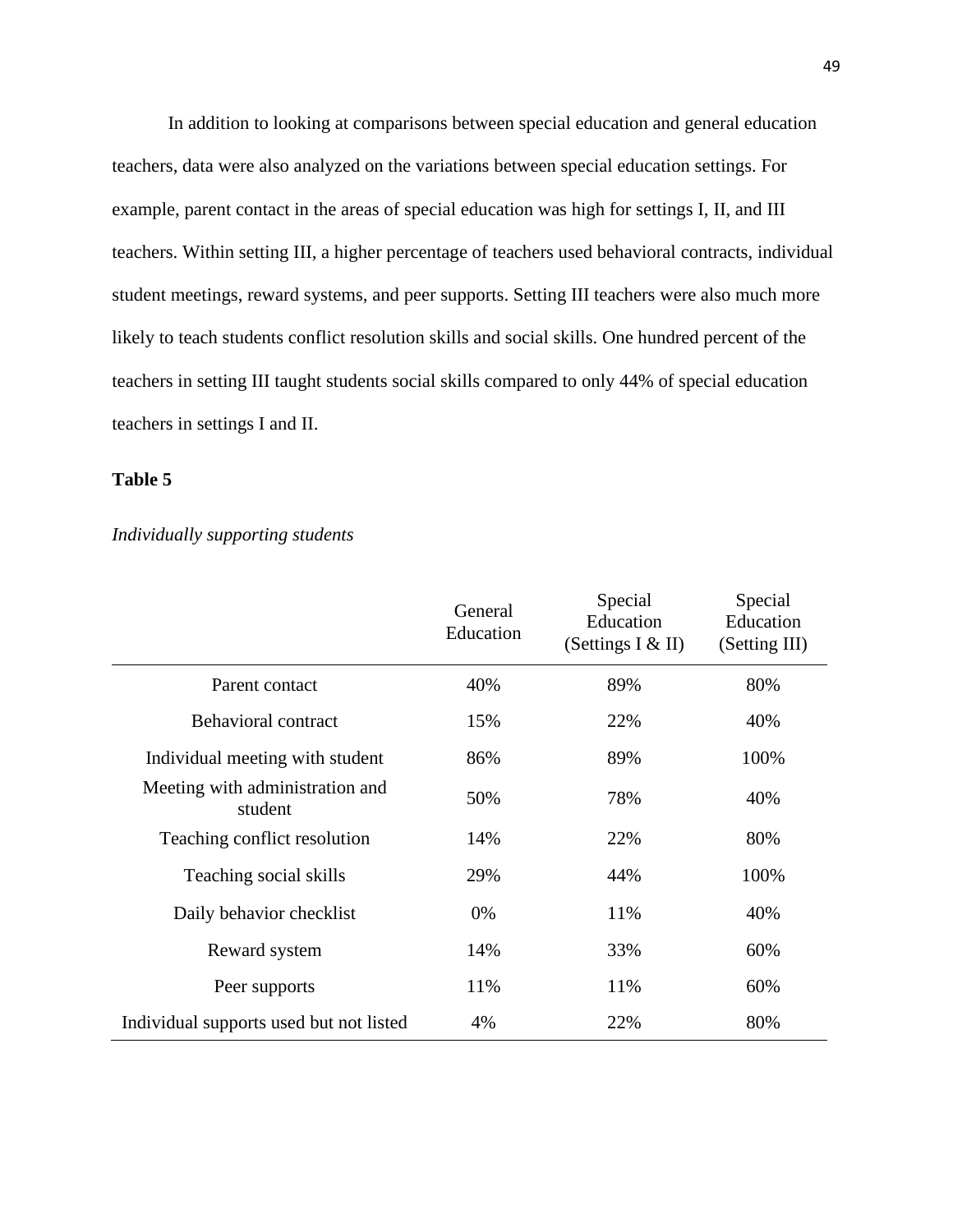In addition to looking at comparisons between special education and general education teachers, data were also analyzed on the variations between special education settings. For example, parent contact in the areas of special education was high for settings I, II, and III teachers. Within setting III, a higher percentage of teachers used behavioral contracts, individual student meetings, reward systems, and peer supports. Setting III teachers were also much more likely to teach students conflict resolution skills and social skills. One hundred percent of the teachers in setting III taught students social skills compared to only 44% of special education teachers in settings I and II.

**Table 5**

*Individually supporting students*

| | General Education | Special Education (Settings I & II) | Special Education (Setting III) |
|---|---|---|---|
| Parent contact | 40% | 89% | 80% |
| Behavioral contract | 15% | 22% | 40% |
| Individual meeting with student | 86% | 89% | 100% |
| Meeting with administration and student | 50% | 78% | 40% |
| Teaching conflict resolution | 14% | 22% | 80% |
| Teaching social skills | 29% | 44% | 100% |
| Daily behavior checklist | 0% | 11% | 40% |
| Reward system | 14% | 33% | 60% |
| Peer supports | 11% | 11% | 60% |
| Individual supports used but not listed | 4% | 22% | 80% |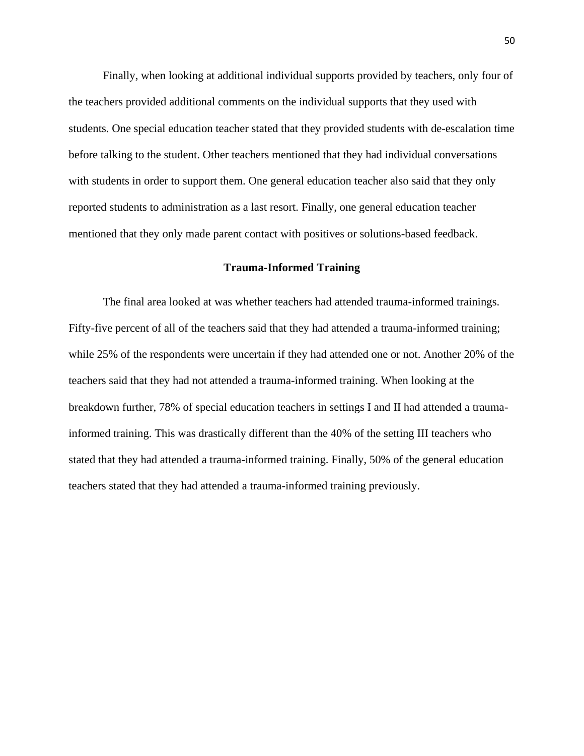Finally, when looking at additional individual supports provided by teachers, only four of the teachers provided additional comments on the individual supports that they used with students. One special education teacher stated that they provided students with de-escalation time before talking to the student. Other teachers mentioned that they had individual conversations with students in order to support them. One general education teacher also said that they only reported students to administration as a last resort. Finally, one general education teacher mentioned that they only made parent contact with positives or solutions-based feedback.

## Trauma-Informed Training

The final area looked at was whether teachers had attended trauma-informed trainings. Fifty-five percent of all of the teachers said that they had attended a trauma-informed training; while 25% of the respondents were uncertain if they had attended one or not. Another 20% of the teachers said that they had not attended a trauma-informed training. When looking at the breakdown further, 78% of special education teachers in settings I and II had attended a trauma-informed training. This was drastically different than the 40% of the setting III teachers who stated that they had attended a trauma-informed training. Finally, 50% of the general education teachers stated that they had attended a trauma-informed training previously.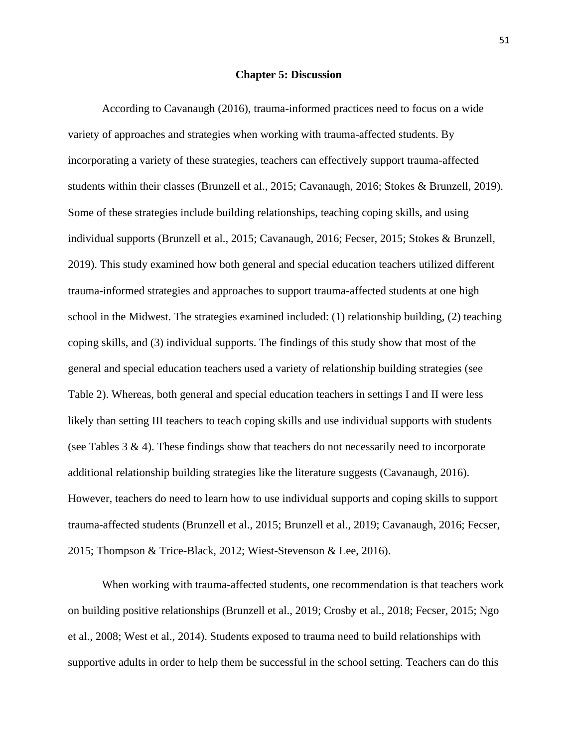# Chapter 5: Discussion

According to Cavanaugh (2016), trauma-informed practices need to focus on a wide variety of approaches and strategies when working with trauma-affected students. By incorporating a variety of these strategies, teachers can effectively support trauma-affected students within their classes (Brunzell et al., 2015; Cavanaugh, 2016; Stokes & Brunzell, 2019). Some of these strategies include building relationships, teaching coping skills, and using individual supports (Brunzell et al., 2015; Cavanaugh, 2016; Fecser, 2015; Stokes & Brunzell, 2019). This study examined how both general and special education teachers utilized different trauma-informed strategies and approaches to support trauma-affected students at one high school in the Midwest. The strategies examined included: (1) relationship building, (2) teaching coping skills, and (3) individual supports. The findings of this study show that most of the general and special education teachers used a variety of relationship building strategies (see Table 2). Whereas, both general and special education teachers in settings I and II were less likely than setting III teachers to teach coping skills and use individual supports with students (see Tables 3 & 4). These findings show that teachers do not necessarily need to incorporate additional relationship building strategies like the literature suggests (Cavanaugh, 2016). However, teachers do need to learn how to use individual supports and coping skills to support trauma-affected students (Brunzell et al., 2015; Brunzell et al., 2019; Cavanaugh, 2016; Fecser, 2015; Thompson & Trice-Black, 2012; Wiest-Stevenson & Lee, 2016).

When working with trauma-affected students, one recommendation is that teachers work on building positive relationships (Brunzell et al., 2019; Crosby et al., 2018; Fecser, 2015; Ngo et al., 2008; West et al., 2014). Students exposed to trauma need to build relationships with supportive adults in order to help them be successful in the school setting. Teachers can do this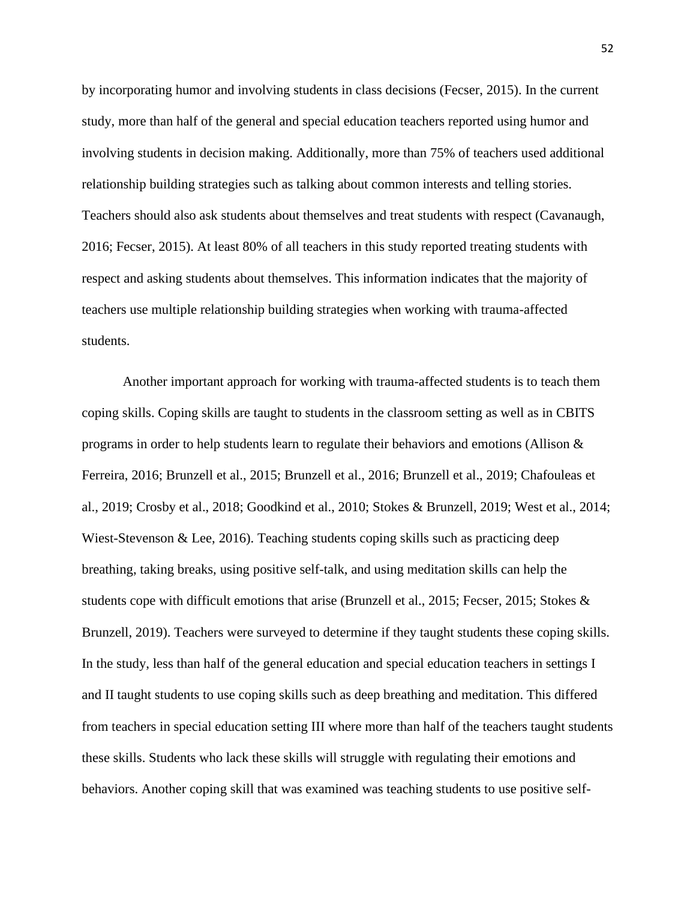by incorporating humor and involving students in class decisions (Fecser, 2015). In the current study, more than half of the general and special education teachers reported using humor and involving students in decision making. Additionally, more than 75% of teachers used additional relationship building strategies such as talking about common interests and telling stories. Teachers should also ask students about themselves and treat students with respect (Cavanaugh, 2016; Fecser, 2015). At least 80% of all teachers in this study reported treating students with respect and asking students about themselves. This information indicates that the majority of teachers use multiple relationship building strategies when working with trauma-affected students.

Another important approach for working with trauma-affected students is to teach them coping skills. Coping skills are taught to students in the classroom setting as well as in CBITS programs in order to help students learn to regulate their behaviors and emotions (Allison & Ferreira, 2016; Brunzell et al., 2015; Brunzell et al., 2016; Brunzell et al., 2019; Chafouleas et al., 2019; Crosby et al., 2018; Goodkind et al., 2010; Stokes & Brunzell, 2019; West et al., 2014; Wiest-Stevenson & Lee, 2016). Teaching students coping skills such as practicing deep breathing, taking breaks, using positive self-talk, and using meditation skills can help the students cope with difficult emotions that arise (Brunzell et al., 2015; Fecser, 2015; Stokes & Brunzell, 2019). Teachers were surveyed to determine if they taught students these coping skills. In the study, less than half of the general education and special education teachers in settings I and II taught students to use coping skills such as deep breathing and meditation. This differed from teachers in special education setting III where more than half of the teachers taught students these skills. Students who lack these skills will struggle with regulating their emotions and behaviors. Another coping skill that was examined was teaching students to use positive self-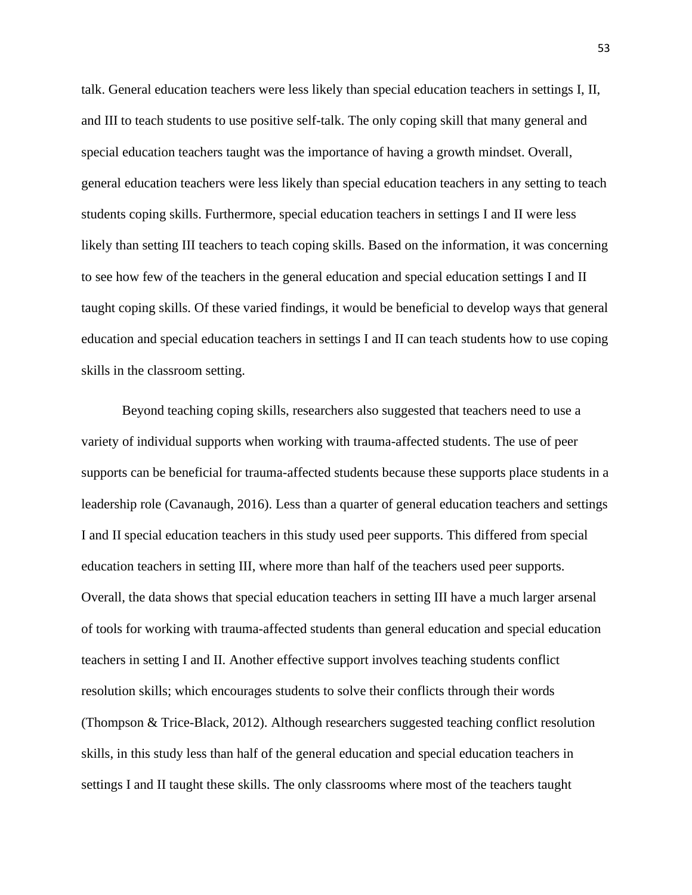talk. General education teachers were less likely than special education teachers in settings I, II, and III to teach students to use positive self-talk. The only coping skill that many general and special education teachers taught was the importance of having a growth mindset. Overall, general education teachers were less likely than special education teachers in any setting to teach students coping skills. Furthermore, special education teachers in settings I and II were less likely than setting III teachers to teach coping skills. Based on the information, it was concerning to see how few of the teachers in the general education and special education settings I and II taught coping skills. Of these varied findings, it would be beneficial to develop ways that general education and special education teachers in settings I and II can teach students how to use coping skills in the classroom setting.

Beyond teaching coping skills, researchers also suggested that teachers need to use a variety of individual supports when working with trauma-affected students. The use of peer supports can be beneficial for trauma-affected students because these supports place students in a leadership role (Cavanaugh, 2016). Less than a quarter of general education teachers and settings I and II special education teachers in this study used peer supports. This differed from special education teachers in setting III, where more than half of the teachers used peer supports. Overall, the data shows that special education teachers in setting III have a much larger arsenal of tools for working with trauma-affected students than general education and special education teachers in setting I and II. Another effective support involves teaching students conflict resolution skills; which encourages students to solve their conflicts through their words (Thompson & Trice-Black, 2012). Although researchers suggested teaching conflict resolution skills, in this study less than half of the general education and special education teachers in settings I and II taught these skills. The only classrooms where most of the teachers taught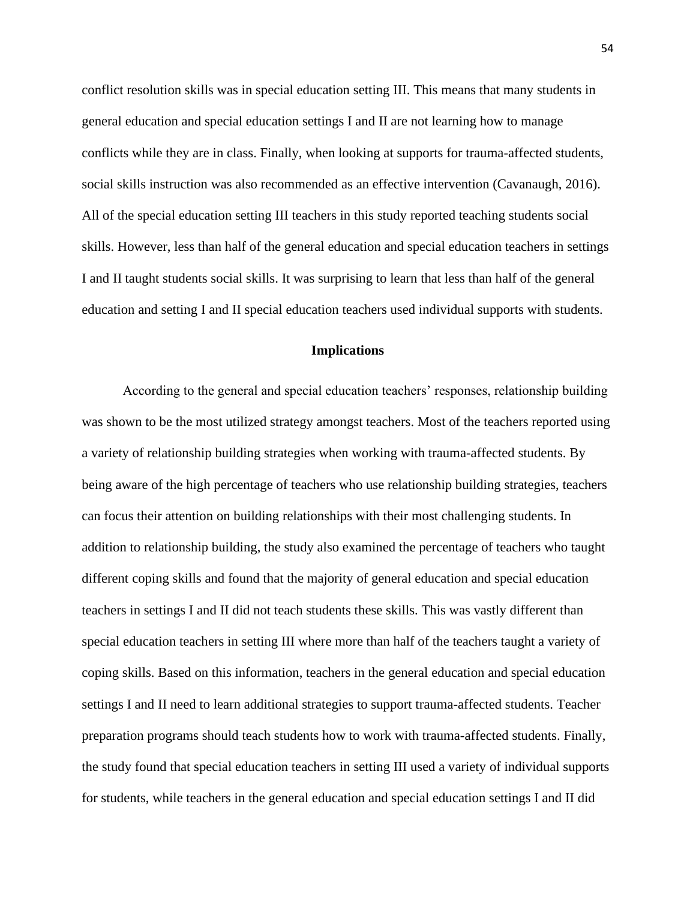conflict resolution skills was in special education setting III. This means that many students in general education and special education settings I and II are not learning how to manage conflicts while they are in class. Finally, when looking at supports for trauma-affected students, social skills instruction was also recommended as an effective intervention (Cavanaugh, 2016). All of the special education setting III teachers in this study reported teaching students social skills. However, less than half of the general education and special education teachers in settings I and II taught students social skills. It was surprising to learn that less than half of the general education and setting I and II special education teachers used individual supports with students.

## Implications

According to the general and special education teachers' responses, relationship building was shown to be the most utilized strategy amongst teachers. Most of the teachers reported using a variety of relationship building strategies when working with trauma-affected students. By being aware of the high percentage of teachers who use relationship building strategies, teachers can focus their attention on building relationships with their most challenging students. In addition to relationship building, the study also examined the percentage of teachers who taught different coping skills and found that the majority of general education and special education teachers in settings I and II did not teach students these skills. This was vastly different than special education teachers in setting III where more than half of the teachers taught a variety of coping skills. Based on this information, teachers in the general education and special education settings I and II need to learn additional strategies to support trauma-affected students. Teacher preparation programs should teach students how to work with trauma-affected students. Finally, the study found that special education teachers in setting III used a variety of individual supports for students, while teachers in the general education and special education settings I and II did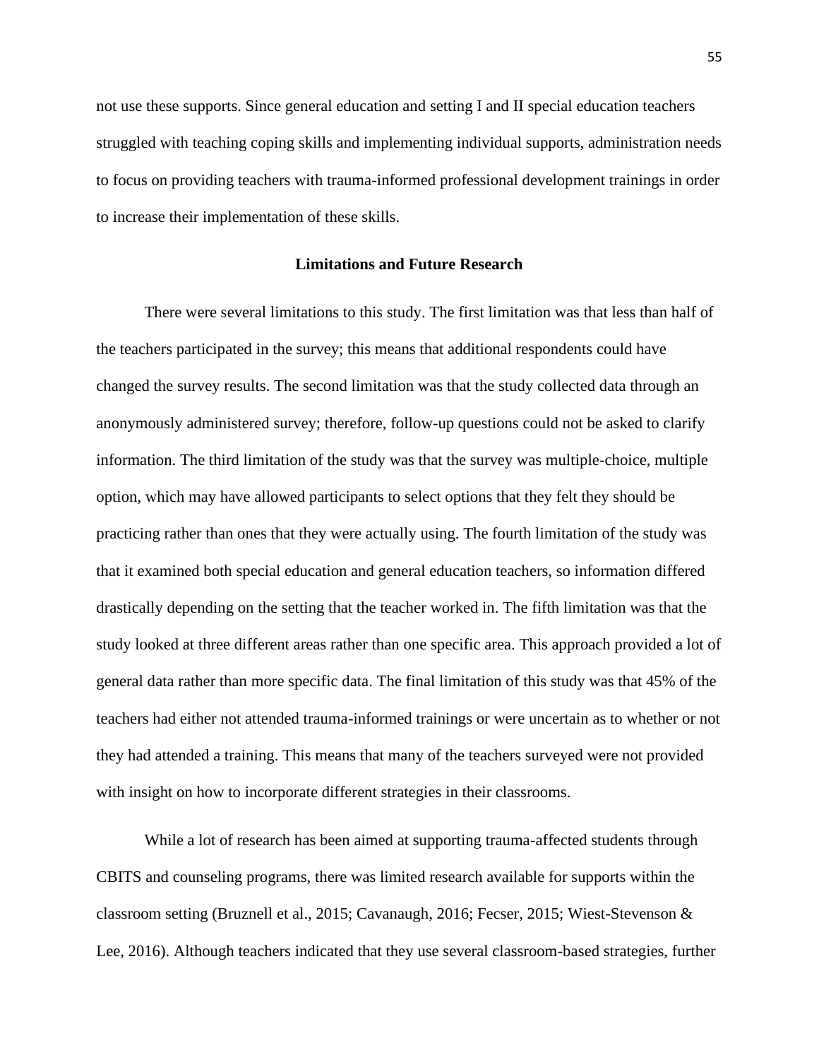not use these supports. Since general education and setting I and II special education teachers struggled with teaching coping skills and implementing individual supports, administration needs to focus on providing teachers with trauma-informed professional development trainings in order to increase their implementation of these skills.

## Limitations and Future Research

There were several limitations to this study. The first limitation was that less than half of the teachers participated in the survey; this means that additional respondents could have changed the survey results. The second limitation was that the study collected data through an anonymously administered survey; therefore, follow-up questions could not be asked to clarify information. The third limitation of the study was that the survey was multiple-choice, multiple option, which may have allowed participants to select options that they felt they should be practicing rather than ones that they were actually using. The fourth limitation of the study was that it examined both special education and general education teachers, so information differed drastically depending on the setting that the teacher worked in. The fifth limitation was that the study looked at three different areas rather than one specific area. This approach provided a lot of general data rather than more specific data. The final limitation of this study was that 45% of the teachers had either not attended trauma-informed trainings or were uncertain as to whether or not they had attended a training. This means that many of the teachers surveyed were not provided with insight on how to incorporate different strategies in their classrooms.

While a lot of research has been aimed at supporting trauma-affected students through CBITS and counseling programs, there was limited research available for supports within the classroom setting (Bruznell et al., 2015; Cavanaugh, 2016; Fecser, 2015; Wiest-Stevenson & Lee, 2016). Although teachers indicated that they use several classroom-based strategies, further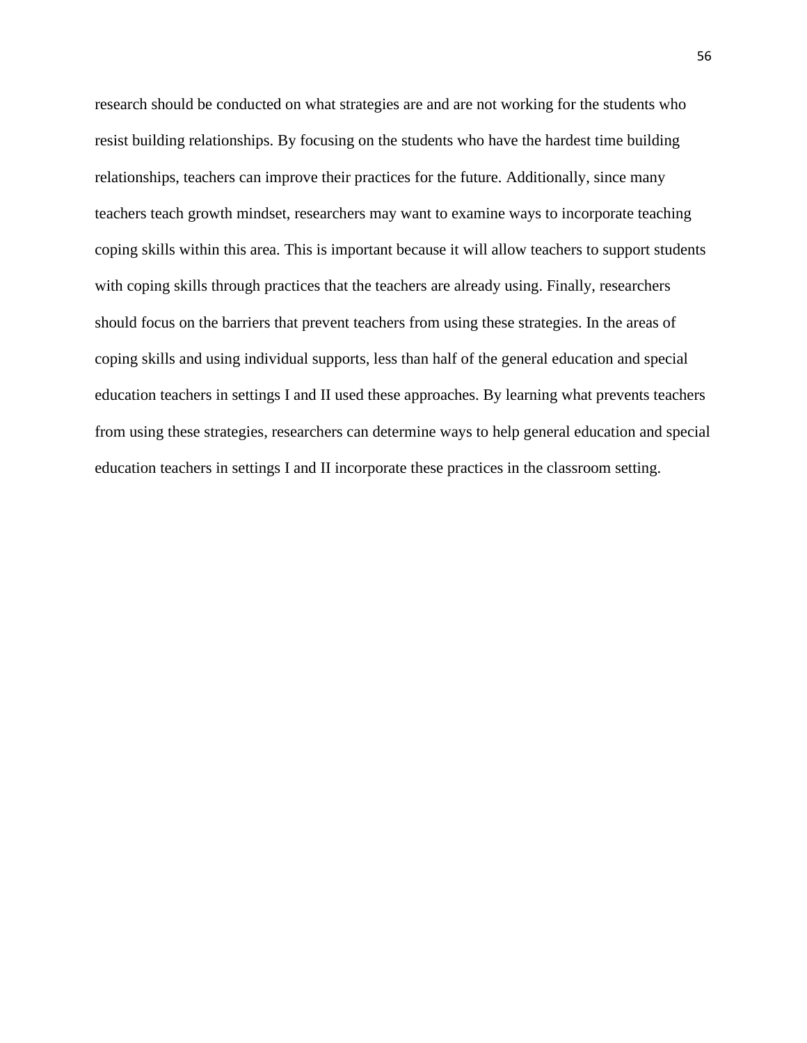research should be conducted on what strategies are and are not working for the students who resist building relationships. By focusing on the students who have the hardest time building relationships, teachers can improve their practices for the future. Additionally, since many teachers teach growth mindset, researchers may want to examine ways to incorporate teaching coping skills within this area. This is important because it will allow teachers to support students with coping skills through practices that the teachers are already using. Finally, researchers should focus on the barriers that prevent teachers from using these strategies. In the areas of coping skills and using individual supports, less than half of the general education and special education teachers in settings I and II used these approaches. By learning what prevents teachers from using these strategies, researchers can determine ways to help general education and special education teachers in settings I and II incorporate these practices in the classroom setting.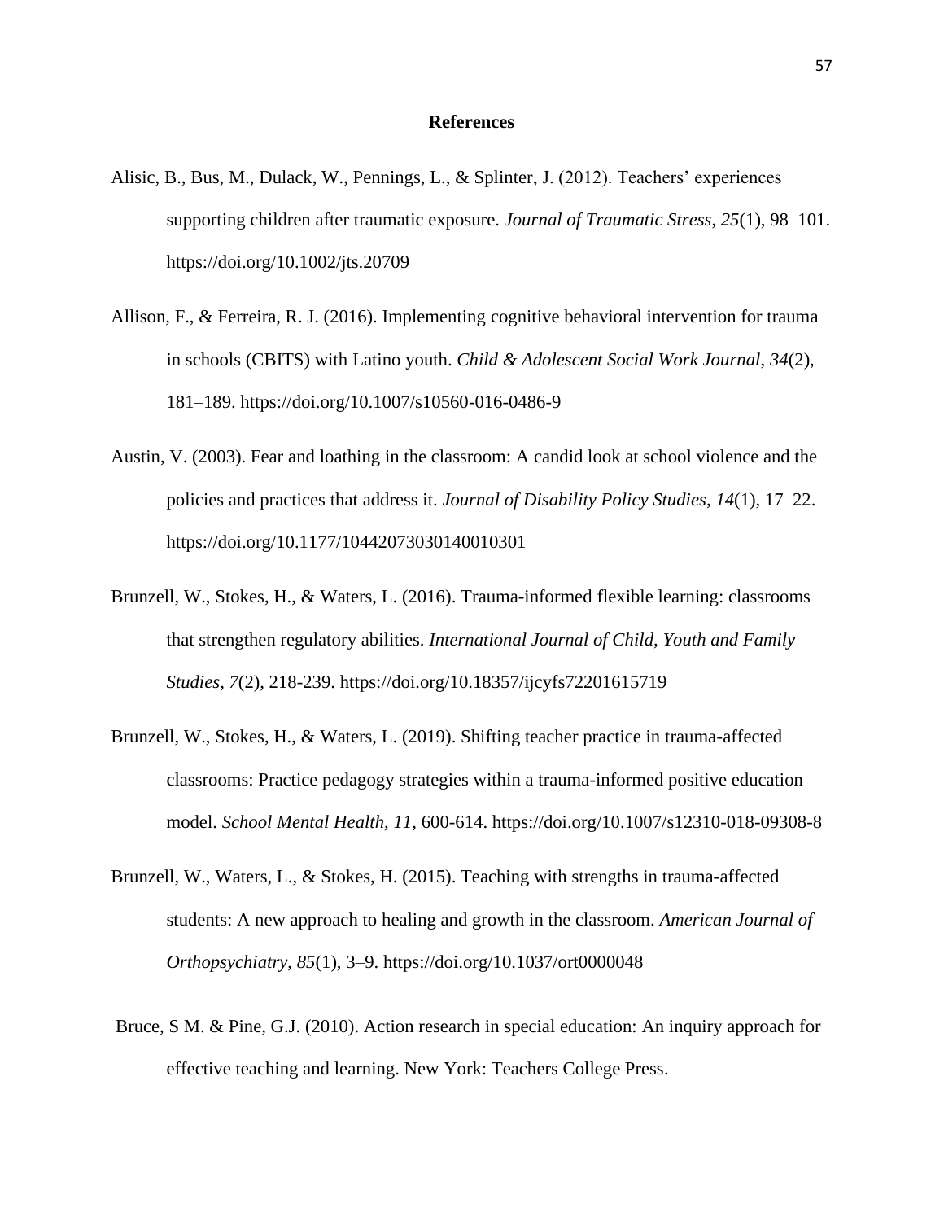# References

Alisic, B., Bus, M., Dulack, W., Pennings, L., & Splinter, J. (2012). Teachers' experiences supporting children after traumatic exposure. *Journal of Traumatic Stress*, *25*(1), 98–101. https://doi.org/10.1002/jts.20709

Allison, F., & Ferreira, R. J. (2016). Implementing cognitive behavioral intervention for trauma in schools (CBITS) with Latino youth. *Child & Adolescent Social Work Journal*, *34*(2), 181–189. https://doi.org/10.1007/s10560-016-0486-9

Austin, V. (2003). Fear and loathing in the classroom: A candid look at school violence and the policies and practices that address it. *Journal of Disability Policy Studies*, *14*(1), 17–22. https://doi.org/10.1177/10442073030140010301

Brunzell, W., Stokes, H., & Waters, L. (2016). Trauma-informed flexible learning: classrooms that strengthen regulatory abilities. *International Journal of Child, Youth and Family Studies*, *7*(2), 218-239. https://doi.org/10.18357/ijcyfs72201615719

Brunzell, W., Stokes, H., & Waters, L. (2019). Shifting teacher practice in trauma-affected classrooms: Practice pedagogy strategies within a trauma-informed positive education model. *School Mental Health*, *11*, 600-614. https://doi.org/10.1007/s12310-018-09308-8

Brunzell, W., Waters, L., & Stokes, H. (2015). Teaching with strengths in trauma-affected students: A new approach to healing and growth in the classroom. *American Journal of Orthopsychiatry*, *85*(1), 3–9. https://doi.org/10.1037/ort0000048

Bruce, S M. & Pine, G.J. (2010). Action research in special education: An inquiry approach for effective teaching and learning. New York: Teachers College Press.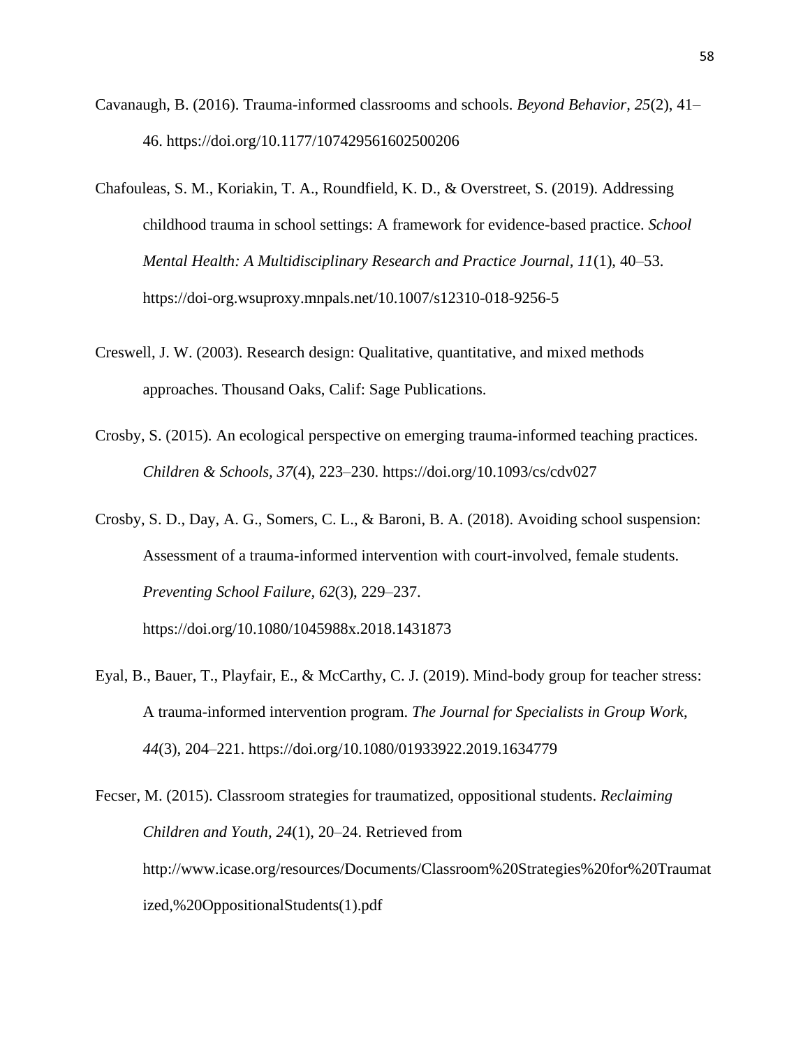Cavanaugh, B. (2016). Trauma-informed classrooms and schools. *Beyond Behavior, 25*(2), 41–46. https://doi.org/10.1177/107429561602500206

Chafouleas, S. M., Koriakin, T. A., Roundfield, K. D., & Overstreet, S. (2019). Addressing childhood trauma in school settings: A framework for evidence-based practice. *School Mental Health: A Multidisciplinary Research and Practice Journal, 11*(1), 40–53. https://doi-org.wsuproxy.mnpals.net/10.1007/s12310-018-9256-5

Creswell, J. W. (2003). Research design: Qualitative, quantitative, and mixed methods approaches. Thousand Oaks, Calif: Sage Publications.

Crosby, S. (2015). An ecological perspective on emerging trauma-informed teaching practices. *Children & Schools, 37*(4), 223–230. https://doi.org/10.1093/cs/cdv027

Crosby, S. D., Day, A. G., Somers, C. L., & Baroni, B. A. (2018). Avoiding school suspension: Assessment of a trauma-informed intervention with court-involved, female students. *Preventing School Failure, 62*(3), 229–237. https://doi.org/10.1080/1045988x.2018.1431873

Eyal, B., Bauer, T., Playfair, E., & McCarthy, C. J. (2019). Mind-body group for teacher stress: A trauma-informed intervention program. *The Journal for Specialists in Group Work, 44*(3), 204–221. https://doi.org/10.1080/01933922.2019.1634779

Fecser, M. (2015). Classroom strategies for traumatized, oppositional students. *Reclaiming Children and Youth, 24*(1), 20–24. Retrieved from http://www.icase.org/resources/Documents/Classroom%20Strategies%20for%20Traumatized,%20OppositionalStudents(1).pdf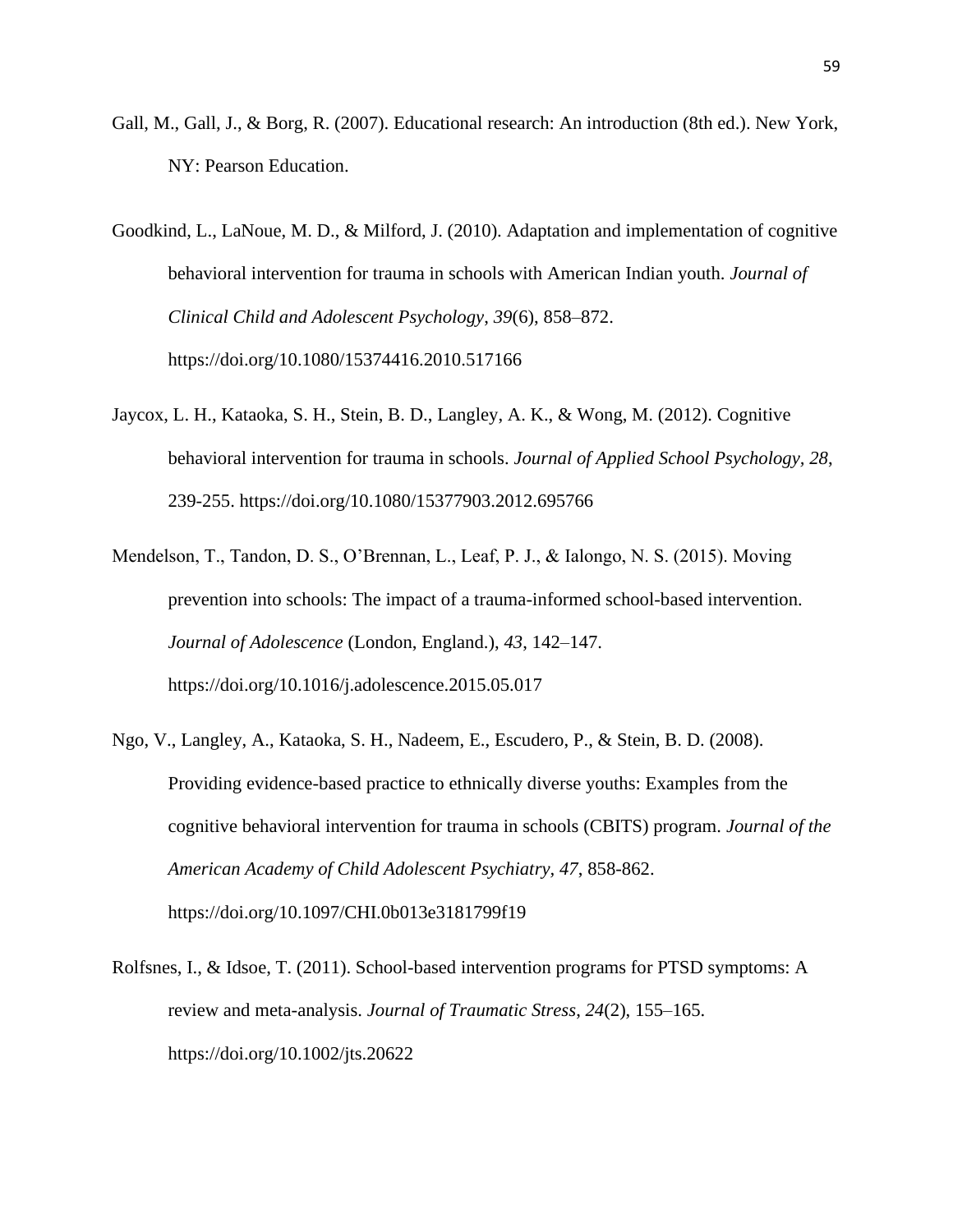Gall, M., Gall, J., & Borg, R. (2007). Educational research: An introduction (8th ed.). New York, NY: Pearson Education.

Goodkind, L., LaNoue, M. D., & Milford, J. (2010). Adaptation and implementation of cognitive behavioral intervention for trauma in schools with American Indian youth. *Journal of Clinical Child and Adolescent Psychology, 39*(6), 858–872. https://doi.org/10.1080/15374416.2010.517166

Jaycox, L. H., Kataoka, S. H., Stein, B. D., Langley, A. K., & Wong, M. (2012). Cognitive behavioral intervention for trauma in schools. *Journal of Applied School Psychology, 28*, 239-255. https://doi.org/10.1080/15377903.2012.695766

Mendelson, T., Tandon, D. S., O'Brennan, L., Leaf, P. J., & Ialongo, N. S. (2015). Moving prevention into schools: The impact of a trauma-informed school-based intervention. *Journal of Adolescence* (London, England.), *43*, 142–147. https://doi.org/10.1016/j.adolescence.2015.05.017

Ngo, V., Langley, A., Kataoka, S. H., Nadeem, E., Escudero, P., & Stein, B. D. (2008). Providing evidence-based practice to ethnically diverse youths: Examples from the cognitive behavioral intervention for trauma in schools (CBITS) program. *Journal of the American Academy of Child Adolescent Psychiatry, 47*, 858-862. https://doi.org/10.1097/CHI.0b013e3181799f19

Rolfsnes, I., & Idsoe, T. (2011). School-based intervention programs for PTSD symptoms: A review and meta-analysis. *Journal of Traumatic Stress, 24*(2), 155–165. https://doi.org/10.1002/jts.20622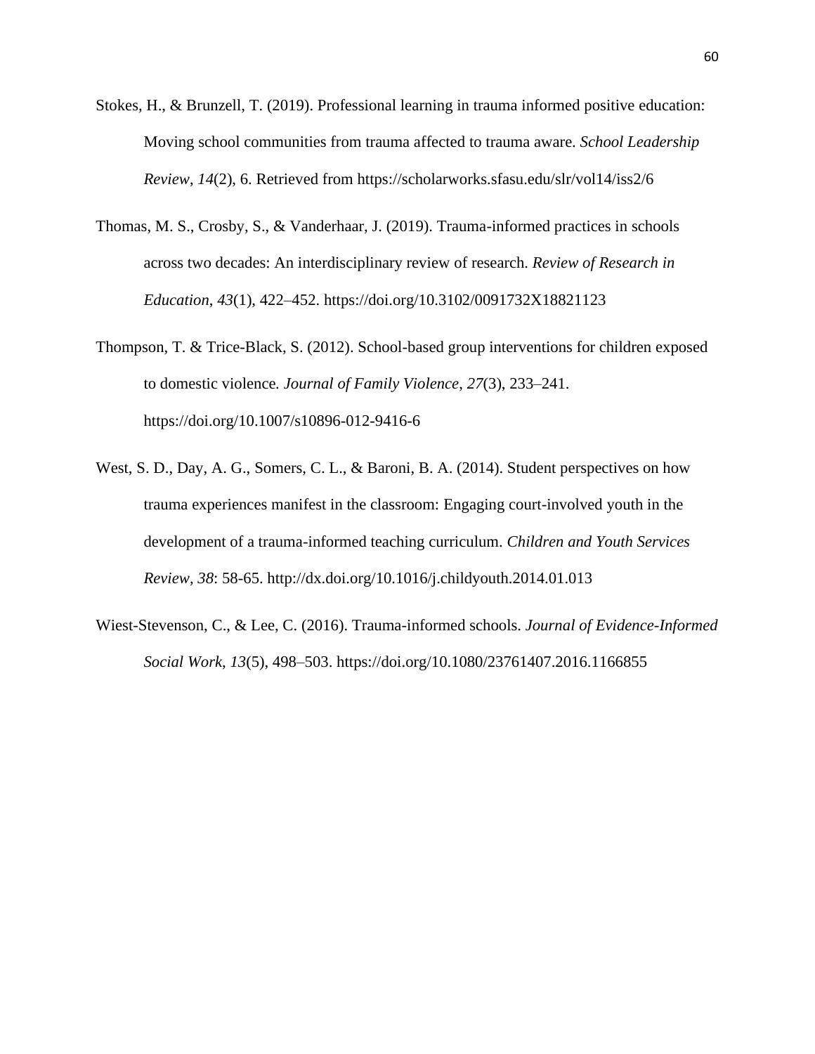Stokes, H., & Brunzell, T. (2019). Professional learning in trauma informed positive education: Moving school communities from trauma affected to trauma aware. *School Leadership Review*, *14*(2), 6. Retrieved from https://scholarworks.sfasu.edu/slr/vol14/iss2/6

Thomas, M. S., Crosby, S., & Vanderhaar, J. (2019). Trauma-informed practices in schools across two decades: An interdisciplinary review of research. *Review of Research in Education*, *43*(1), 422–452. https://doi.org/10.3102/0091732X18821123

Thompson, T. & Trice-Black, S. (2012). School-based group interventions for children exposed to domestic violence. *Journal of Family Violence*, *27*(3), 233–241. https://doi.org/10.1007/s10896-012-9416-6

West, S. D., Day, A. G., Somers, C. L., & Baroni, B. A. (2014). Student perspectives on how trauma experiences manifest in the classroom: Engaging court-involved youth in the development of a trauma-informed teaching curriculum. *Children and Youth Services Review, 38*: 58-65. http://dx.doi.org/10.1016/j.childyouth.2014.01.013

Wiest-Stevenson, C., & Lee, C. (2016). Trauma-informed schools. *Journal of Evidence-Informed Social Work*, *13*(5), 498–503. https://doi.org/10.1080/23761407.2016.1166855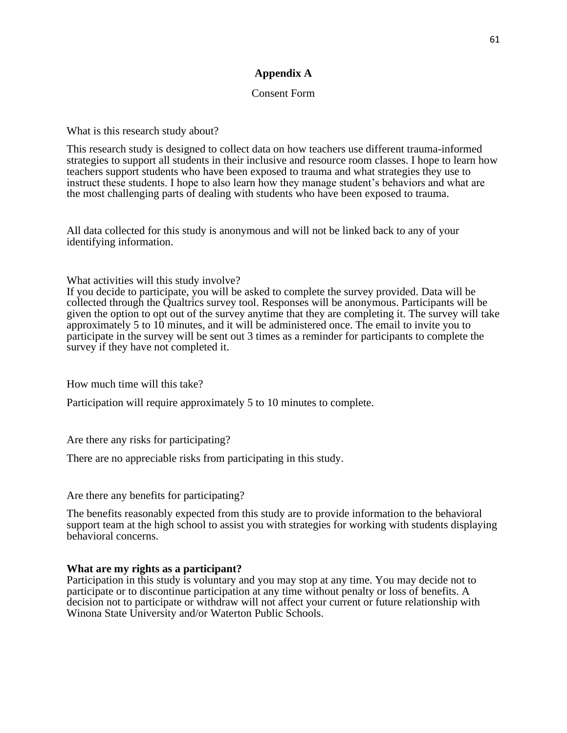## Appendix A

Consent Form

What is this research study about?

This research study is designed to collect data on how teachers use different trauma-informed strategies to support all students in their inclusive and resource room classes. I hope to learn how teachers support students who have been exposed to trauma and what strategies they use to instruct these students. I hope to also learn how they manage student's behaviors and what are the most challenging parts of dealing with students who have been exposed to trauma.

All data collected for this study is anonymous and will not be linked back to any of your identifying information.

What activities will this study involve?
If you decide to participate, you will be asked to complete the survey provided. Data will be collected through the Qualtrics survey tool. Responses will be anonymous. Participants will be given the option to opt out of the survey anytime that they are completing it. The survey will take approximately 5 to 10 minutes, and it will be administered once. The email to invite you to participate in the survey will be sent out 3 times as a reminder for participants to complete the survey if they have not completed it.

How much time will this take?

Participation will require approximately 5 to 10 minutes to complete.

Are there any risks for participating?

There are no appreciable risks from participating in this study.

Are there any benefits for participating?

The benefits reasonably expected from this study are to provide information to the behavioral support team at the high school to assist you with strategies for working with students displaying behavioral concerns.

**What are my rights as a participant?**
Participation in this study is voluntary and you may stop at any time. You may decide not to participate or to discontinue participation at any time without penalty or loss of benefits. A decision not to participate or withdraw will not affect your current or future relationship with Winona State University and/or Waterton Public Schools.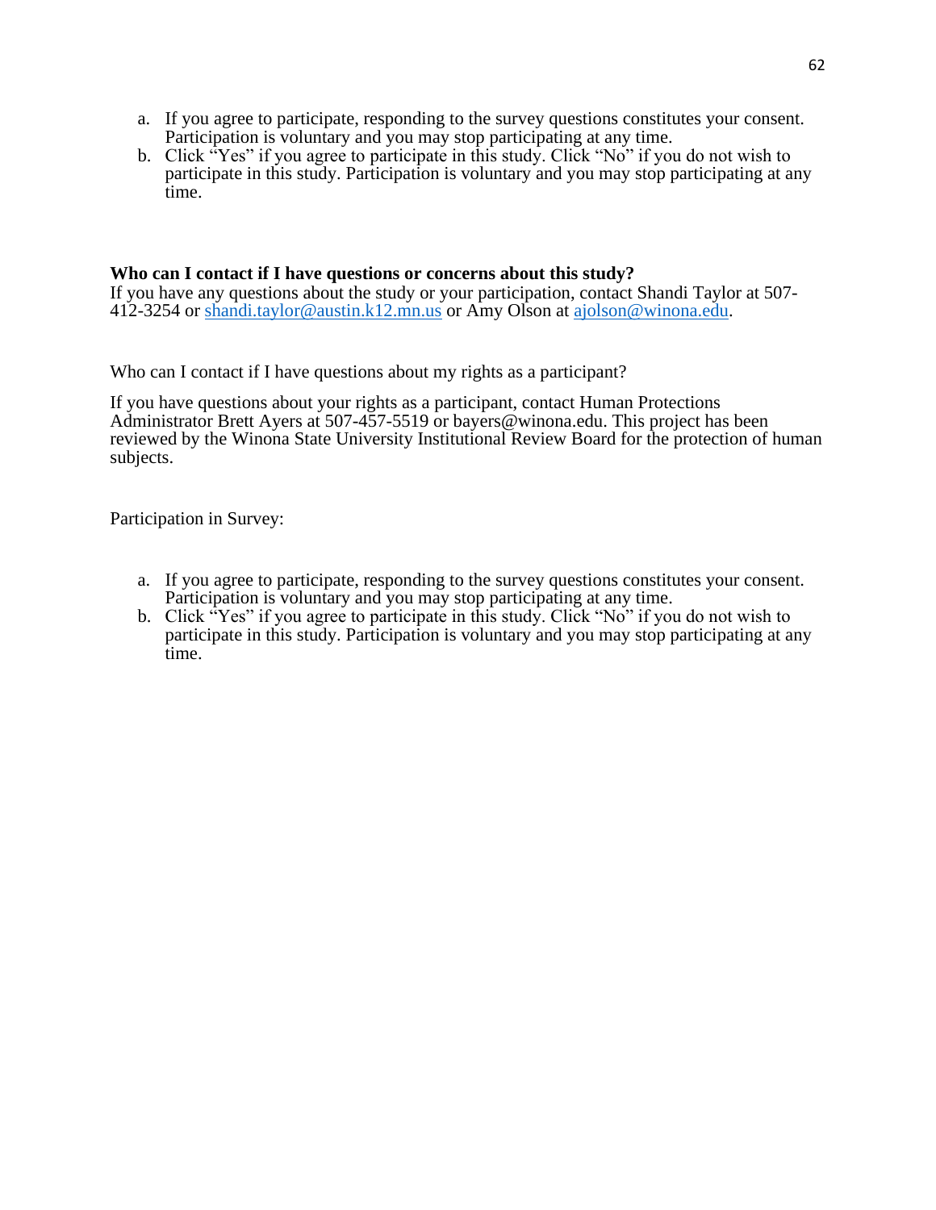a. If you agree to participate, responding to the survey questions constitutes your consent. Participation is voluntary and you may stop participating at any time.
b. Click "Yes" if you agree to participate in this study. Click "No" if you do not wish to participate in this study. Participation is voluntary and you may stop participating at any time.

**Who can I contact if I have questions or concerns about this study?**
If you have any questions about the study or your participation, contact Shandi Taylor at 507-412-3254 or shandi.taylor@austin.k12.mn.us or Amy Olson at ajolson@winona.edu.

Who can I contact if I have questions about my rights as a participant?

If you have questions about your rights as a participant, contact Human Protections Administrator Brett Ayers at 507-457-5519 or bayers@winona.edu. This project has been reviewed by the Winona State University Institutional Review Board for the protection of human subjects.

Participation in Survey:

a. If you agree to participate, responding to the survey questions constitutes your consent. Participation is voluntary and you may stop participating at any time.
b. Click "Yes" if you agree to participate in this study. Click "No" if you do not wish to participate in this study. Participation is voluntary and you may stop participating at any time.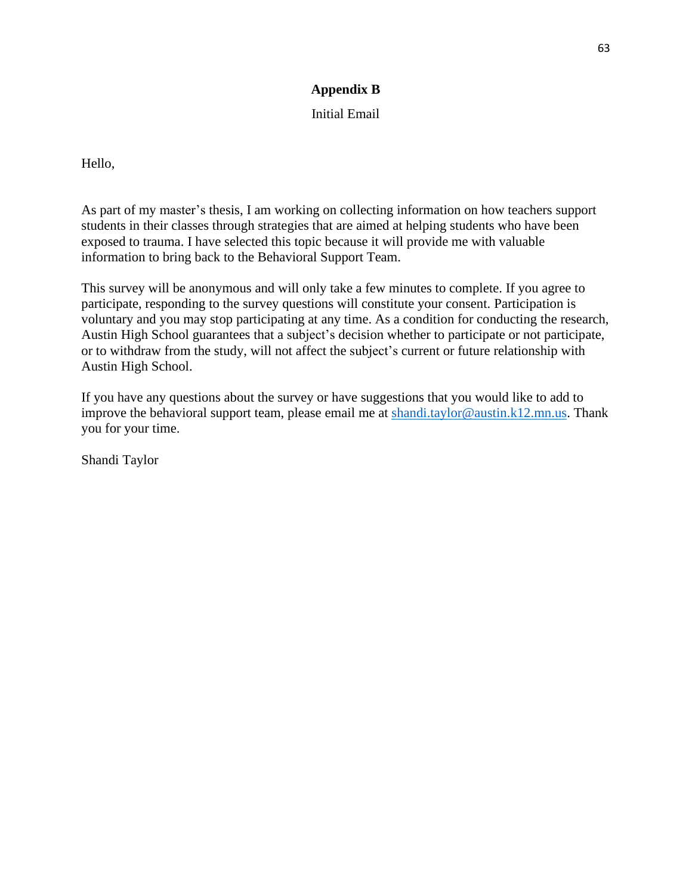## Appendix B

Initial Email

Hello,

As part of my master's thesis, I am working on collecting information on how teachers support students in their classes through strategies that are aimed at helping students who have been exposed to trauma. I have selected this topic because it will provide me with valuable information to bring back to the Behavioral Support Team.

This survey will be anonymous and will only take a few minutes to complete. If you agree to participate, responding to the survey questions will constitute your consent. Participation is voluntary and you may stop participating at any time. As a condition for conducting the research, Austin High School guarantees that a subject's decision whether to participate or not participate, or to withdraw from the study, will not affect the subject's current or future relationship with Austin High School.

If you have any questions about the survey or have suggestions that you would like to add to improve the behavioral support team, please email me at shandi.taylor@austin.k12.mn.us. Thank you for your time.

Shandi Taylor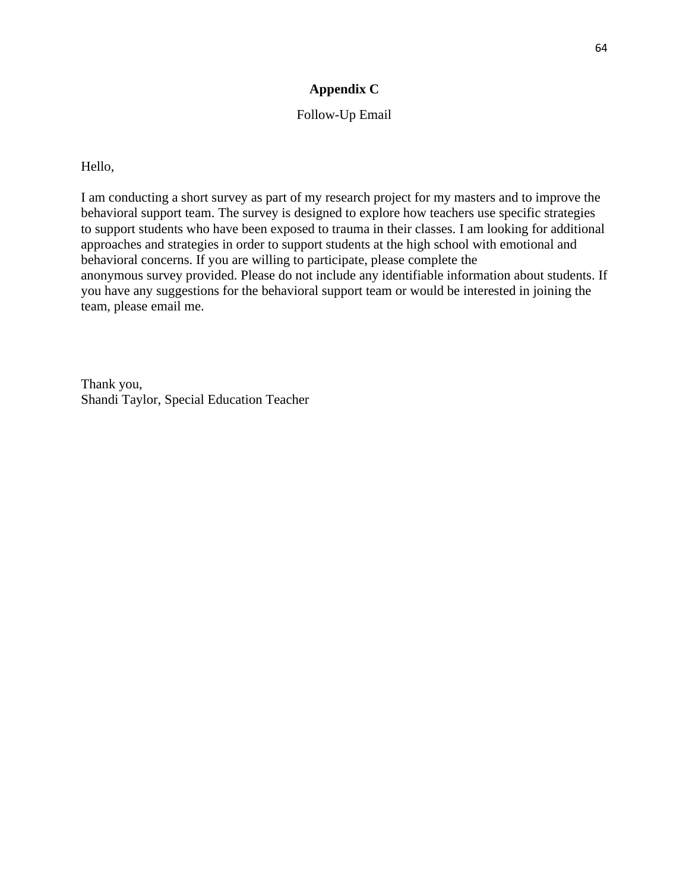# Appendix C

Follow-Up Email

Hello,

I am conducting a short survey as part of my research project for my masters and to improve the behavioral support team. The survey is designed to explore how teachers use specific strategies to support students who have been exposed to trauma in their classes. I am looking for additional approaches and strategies in order to support students at the high school with emotional and behavioral concerns. If you are willing to participate, please complete the anonymous survey provided. Please do not include any identifiable information about students. If you have any suggestions for the behavioral support team or would be interested in joining the team, please email me.

Thank you,
Shandi Taylor, Special Education Teacher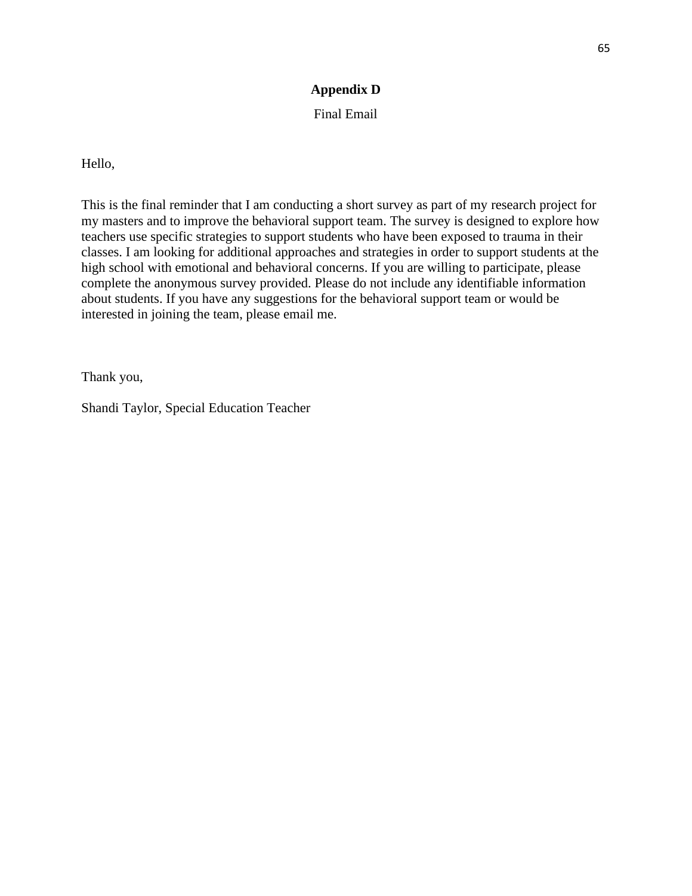# Appendix D

Final Email

Hello,

This is the final reminder that I am conducting a short survey as part of my research project for my masters and to improve the behavioral support team. The survey is designed to explore how teachers use specific strategies to support students who have been exposed to trauma in their classes. I am looking for additional approaches and strategies in order to support students at the high school with emotional and behavioral concerns. If you are willing to participate, please complete the anonymous survey provided. Please do not include any identifiable information about students. If you have any suggestions for the behavioral support team or would be interested in joining the team, please email me.

Thank you,

Shandi Taylor, Special Education Teacher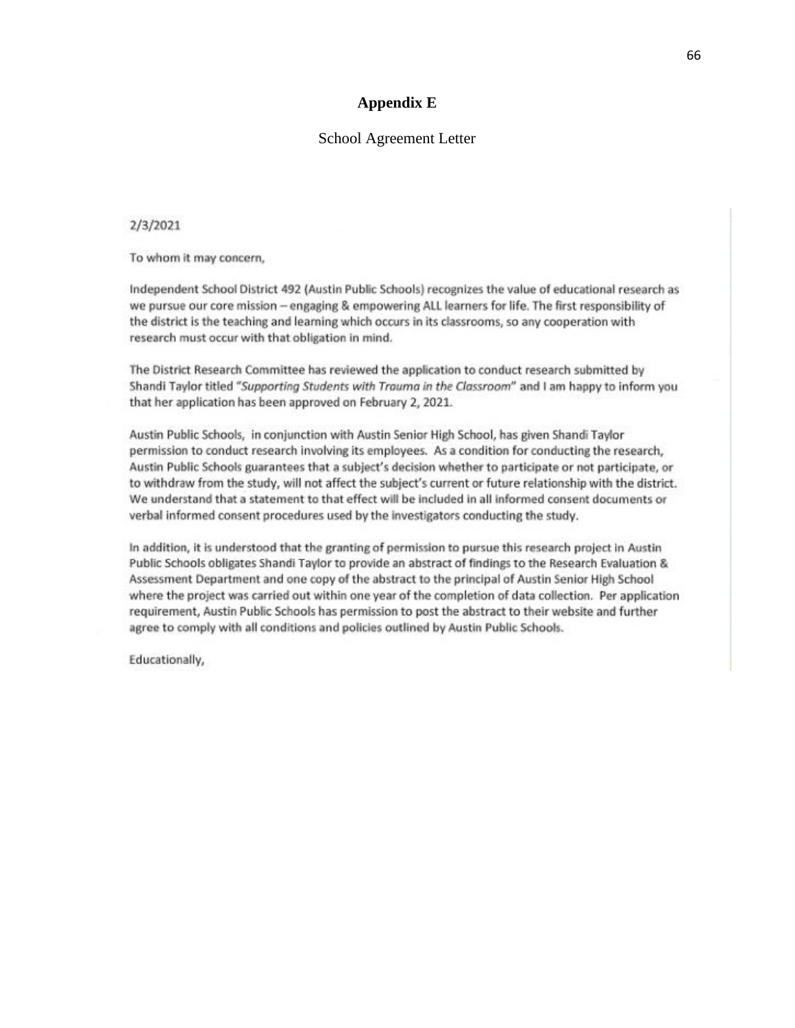# Appendix E

School Agreement Letter

2/3/2021

To whom it may concern,

Independent School District 492 (Austin Public Schools) recognizes the value of educational research as we pursue our core mission – engaging & empowering ALL learners for life. The first responsibility of the district is the teaching and learning which occurs in its classrooms, so any cooperation with research must occur with that obligation in mind.

The District Research Committee has reviewed the application to conduct research submitted by Shandi Taylor titled "*Supporting Students with Trauma in the Classroom*" and I am happy to inform you that her application has been approved on February 2, 2021.

Austin Public Schools, in conjunction with Austin Senior High School, has given Shandi Taylor permission to conduct research involving its employees. As a condition for conducting the research, Austin Public Schools guarantees that a subject's decision whether to participate or not participate, or to withdraw from the study, will not affect the subject's current or future relationship with the district. We understand that a statement to that effect will be included in all informed consent documents or verbal informed consent procedures used by the investigators conducting the study.

In addition, it is understood that the granting of permission to pursue this research project in Austin Public Schools obligates Shandi Taylor to provide an abstract of findings to the Research Evaluation & Assessment Department and one copy of the abstract to the principal of Austin Senior High School where the project was carried out within one year of the completion of data collection. Per application requirement, Austin Public Schools has permission to post the abstract to their website and further agree to comply with all conditions and policies outlined by Austin Public Schools.

Educationally,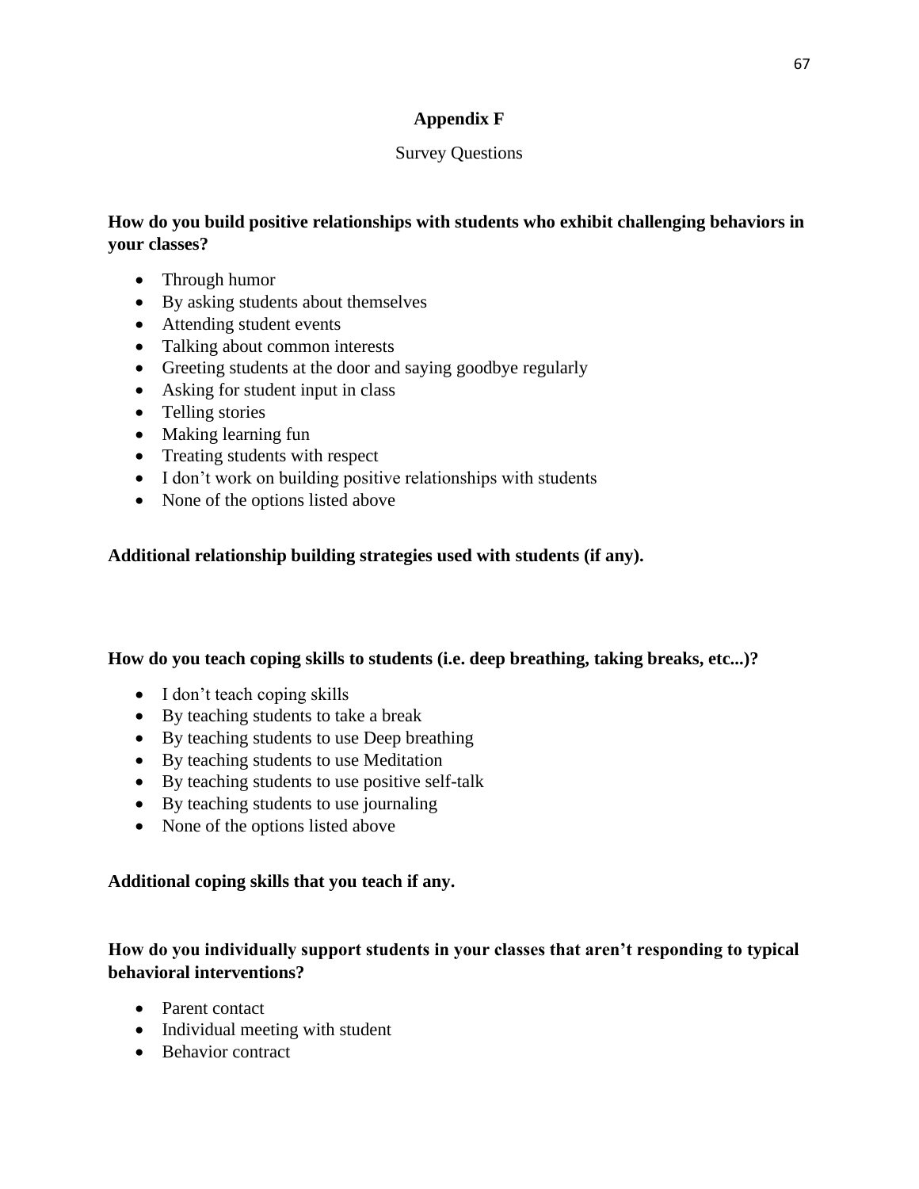## Appendix F

Survey Questions

**How do you build positive relationships with students who exhibit challenging behaviors in your classes?**

- Through humor
- By asking students about themselves
- Attending student events
- Talking about common interests
- Greeting students at the door and saying goodbye regularly
- Asking for student input in class
- Telling stories
- Making learning fun
- Treating students with respect
- I don't work on building positive relationships with students
- None of the options listed above

**Additional relationship building strategies used with students (if any).**

**How do you teach coping skills to students (i.e. deep breathing, taking breaks, etc...)?**

- I don't teach coping skills
- By teaching students to take a break
- By teaching students to use Deep breathing
- By teaching students to use Meditation
- By teaching students to use positive self-talk
- By teaching students to use journaling
- None of the options listed above

**Additional coping skills that you teach if any.**

**How do you individually support students in your classes that aren't responding to typical behavioral interventions?**

- Parent contact
- Individual meeting with student
- Behavior contract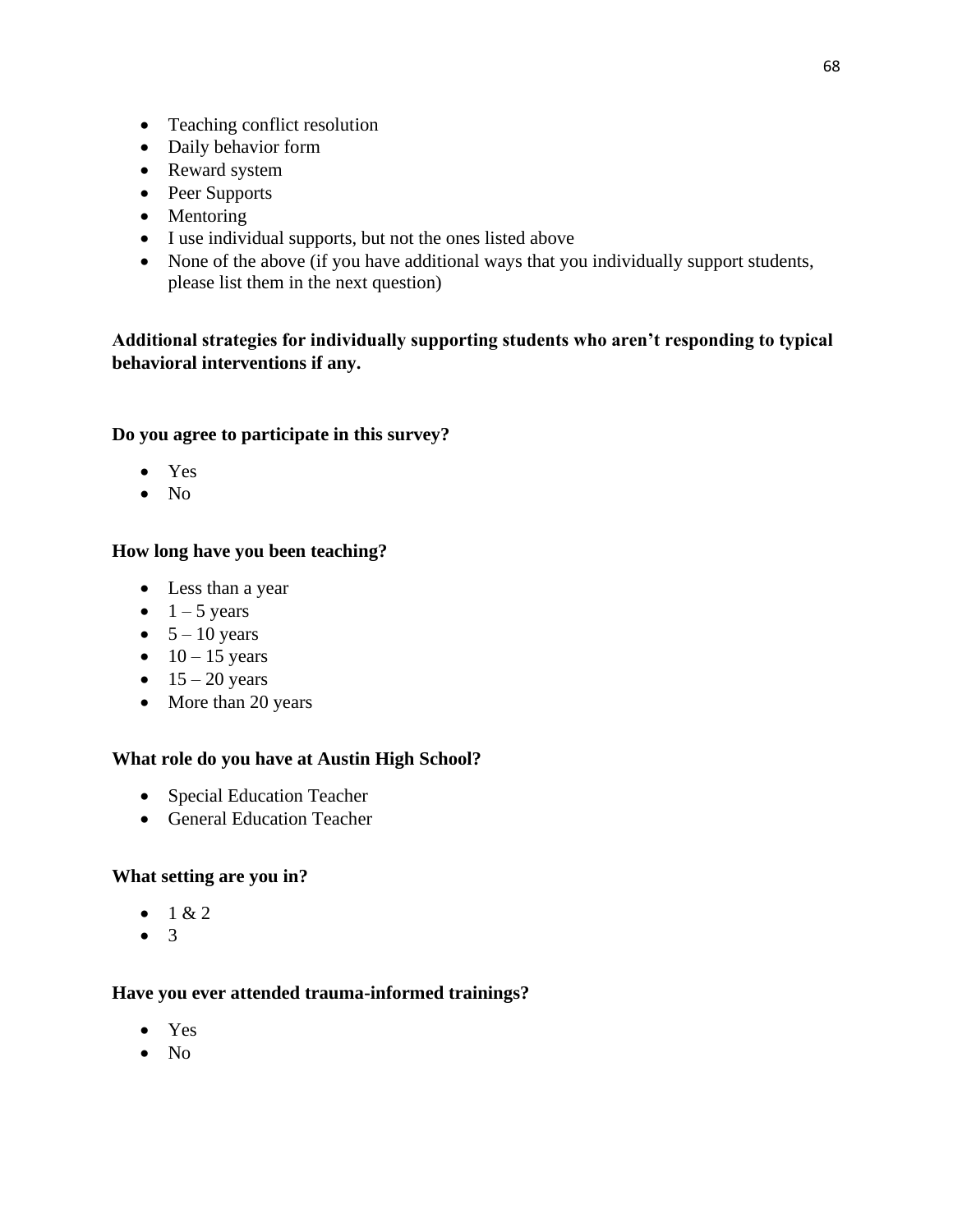- Teaching conflict resolution
- Daily behavior form
- Reward system
- Peer Supports
- Mentoring
- I use individual supports, but not the ones listed above
- None of the above (if you have additional ways that you individually support students, please list them in the next question)

**Additional strategies for individually supporting students who aren't responding to typical behavioral interventions if any.**

**Do you agree to participate in this survey?**

- Yes
- No

**How long have you been teaching?**

- Less than a year
- 1 – 5 years
- 5 – 10 years
- 10 – 15 years
- 15 – 20 years
- More than 20 years

**What role do you have at Austin High School?**

- Special Education Teacher
- General Education Teacher

**What setting are you in?**

- 1 & 2
- 3

**Have you ever attended trauma-informed trainings?**

- Yes
- No